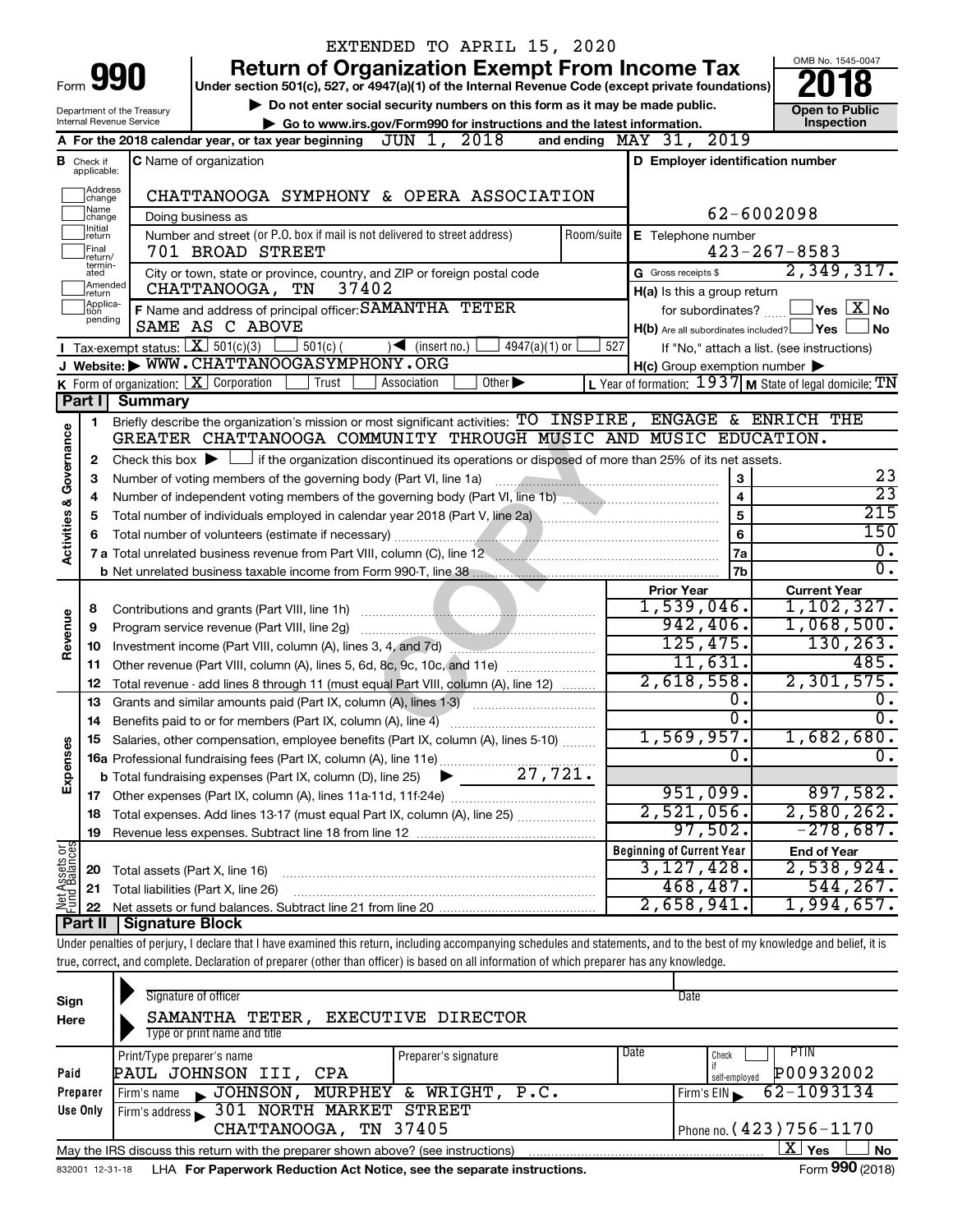EXTENDED TO APRIL 15, 2020

# Form 990 — Return of Organization Exempt From Income Tax

Under section 501(c), 527, or 4947(a)(1) of the Internal Revenue Code (except private foundations)

▶ Do not enter social security numbers on this form as it may be made public.

▶ Go to www.irs.gov/Form990 for instructions and the latest information.

Department of the Treasury
Internal Revenue Service

OMB No. 1545-0047

**2018**

**Open to Public Inspection**

**A** For the 2018 calendar year, or tax year beginning JUN 1, 2018 and ending MAY 31, 2019

**B** Check if applicable: Address change, Name change, Initial return, Final return/terminated, Amended return, Application pending

**C** Name of organization: CHATTANOOGA SYMPHONY & OPERA ASSOCIATION

Doing business as

Number and street (or P.O. box if mail is not delivered to street address): 701 BROAD STREET — Room/suite

City or town, state or province, country, and ZIP or foreign postal code: CHATTANOOGA, TN 37402

**D** Employer identification number: 62-6002098

**E** Telephone number: 423-267-8583

**G** Gross receipts $ 2,349,317.

**F** Name and address of principal officer: SAMANTHA TETER, SAME AS C ABOVE

**H(a)** Is this a group return for subordinates? Yes [ ] No [X]

**H(b)** Are all subordinates included? Yes [ ] No [ ]
If "No," attach a list. (see instructions)

**H(c)** Group exemption number ▶

**I** Tax-exempt status: [X] 501(c)(3) [ ] 501(c) ( ) ◀ (insert no.) [ ] 4947(a)(1) or [ ] 527

**J** Website: ▶ WWW.CHATTANOOGASYMPHONY.ORG

**K** Form of organization: [X] Corporation [ ] Trust [ ] Association [ ] Other ▶

**L** Year of formation: 1937 **M** State of legal domicile: TN

## Part I Summary

**Activities & Governance**

1 Briefly describe the organization's mission or most significant activities: TO INSPIRE, ENGAGE & ENRICH THE GREATER CHATTANOOGA COMMUNITY THROUGH MUSIC AND MUSIC EDUCATION.

2 Check this box ▶ [ ] if the organization discontinued its operations or disposed of more than 25% of its net assets.

| Line | Description | No. | Value |
|---|---|---|---|
| 3 | Number of voting members of the governing body (Part VI, line 1a) | 3 | 23 |
| 4 | Number of independent voting members of the governing body (Part VI, line 1b) | 4 | 23 |
| 5 | Total number of individuals employed in calendar year 2018 (Part V, line 2a) | 5 | 215 |
| 6 | Total number of volunteers (estimate if necessary) | 6 | 150 |
| 7a | Total unrelated business revenue from Part VIII, column (C), line 12 | 7a | 0. |
| b | Net unrelated business taxable income from Form 990-T, line 38 | 7b | 0. |

| | Line | Description | Prior Year | Current Year |
|---|---|---|---|---|
| Revenue | 8 | Contributions and grants (Part VIII, line 1h) | 1,539,046. | 1,102,327. |
| | 9 | Program service revenue (Part VIII, line 2g) | 942,406. | 1,068,500. |
| | 10 | Investment income (Part VIII, column (A), lines 3, 4, and 7d) | 125,475. | 130,263. |
| | 11 | Other revenue (Part VIII, column (A), lines 5, 6d, 8c, 9c, 10c, and 11e) | 11,631. | 485. |
| | 12 | Total revenue - add lines 8 through 11 (must equal Part VIII, column (A), line 12) | 2,618,558. | 2,301,575. |
| Expenses | 13 | Grants and similar amounts paid (Part IX, column (A), lines 1-3) | 0. | 0. |
| | 14 | Benefits paid to or for members (Part IX, column (A), line 4) | 0. | 0. |
| | 15 | Salaries, other compensation, employee benefits (Part IX, column (A), lines 5-10) | 1,569,957. | 1,682,680. |
| | 16a | Professional fundraising fees (Part IX, column (A), line 11e) | 0. | 0. |
| | b | Total fundraising expenses (Part IX, column (D), line 25) ▶ 27,721. | | |
| | 17 | Other expenses (Part IX, column (A), lines 11a-11d, 11f-24e) | 951,099. | 897,582. |
| | 18 | Total expenses. Add lines 13-17 (must equal Part IX, column (A), line 25) | 2,521,056. | 2,580,262. |
| | 19 | Revenue less expenses. Subtract line 18 from line 12 | 97,502. | -278,687. |

| | Line | Description | Beginning of Current Year | End of Year |
|---|---|---|---|---|
| Net Assets or Fund Balances | 20 | Total assets (Part X, line 16) | 3,127,428. | 2,538,924. |
| | 21 | Total liabilities (Part X, line 26) | 468,487. | 544,267. |
| | 22 | Net assets or fund balances. Subtract line 21 from line 20 | 2,658,941. | 1,994,657. |

## Part II Signature Block

Under penalties of perjury, I declare that I have examined this return, including accompanying schedules and statements, and to the best of my knowledge and belief, it is true, correct, and complete. Declaration of preparer (other than officer) is based on all information of which preparer has any knowledge.

**Sign Here**

Signature of officer — Date

SAMANTHA TETER, EXECUTIVE DIRECTOR
Type or print name and title

**Paid Preparer Use Only**

| Print/Type preparer's name | Preparer's signature | Date | Check if self-employed | PTIN |
|---|---|---|---|---|
| PAUL JOHNSON III, CPA | | | | P00932002 |

Firm's name ▶ JOHNSON, MURPHEY & WRIGHT, P.C. — Firm's EIN ▶ 62-1093134

Firm's address ▶ 301 NORTH MARKET STREET, CHATTANOOGA, TN 37405 — Phone no. (423)756-1170

May the IRS discuss this return with the preparer shown above? (see instructions) [X] Yes [ ] No

832001 12-31-18 LHA For Paperwork Reduction Act Notice, see the separate instructions. Form **990** (2018)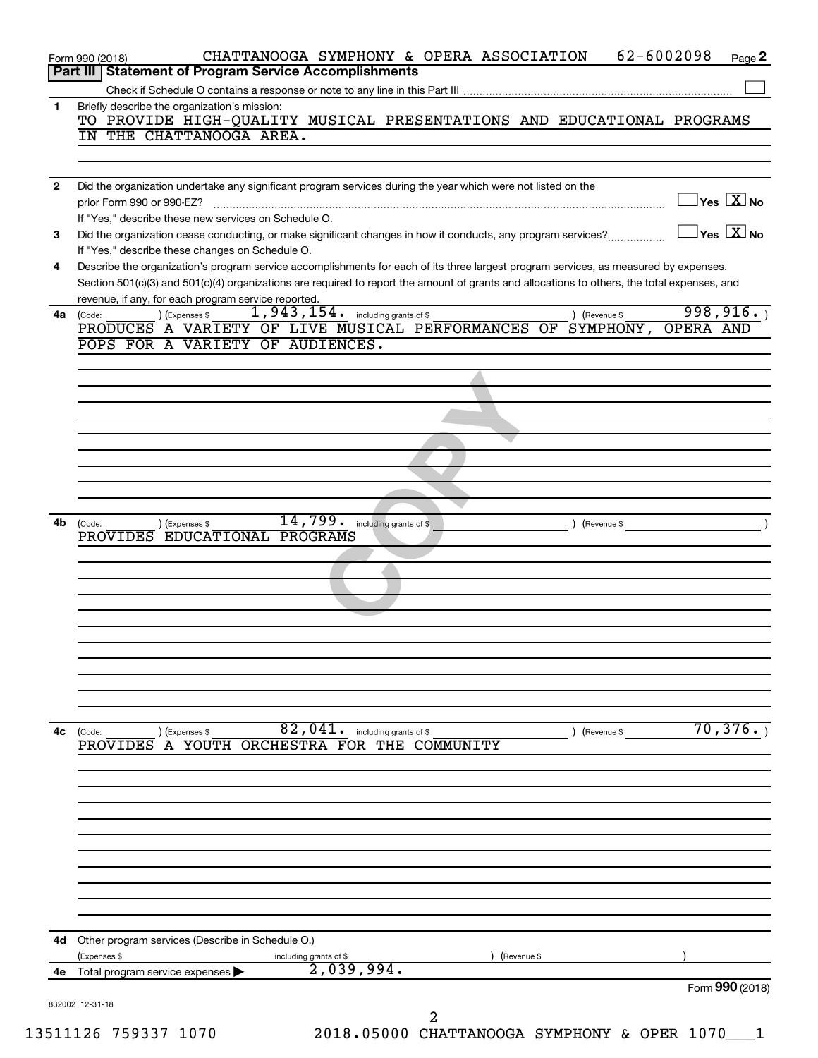Form 990 (2018) CHATTANOOGA SYMPHONY & OPERA ASSOCIATION 62-6002098

## Part III Statement of Program Service Accomplishments

Check if Schedule O contains a response or note to any line in this Part III ☐

**1** Briefly describe the organization's mission:

TO PROVIDE HIGH-QUALITY MUSICAL PRESENTATIONS AND EDUCATIONAL PROGRAMS IN THE CHATTANOOGA AREA.

**2** Did the organization undertake any significant program services during the year which were not listed on the prior Form 990 or 990-EZ? ☐ Yes ☒ No

If "Yes," describe these new services on Schedule O.

**3** Did the organization cease conducting, or make significant changes in how it conducts, any program services? ☐ Yes ☒ No

If "Yes," describe these changes on Schedule O.

**4** Describe the organization's program service accomplishments for each of its three largest program services, as measured by expenses. Section 501(c)(3) and 501(c)(4) organizations are required to report the amount of grants and allocations to others, the total expenses, and revenue, if any, for each program service reported.

**4a** (Code: ) (Expenses $ 1,943,154. including grants of $ ) (Revenue $ 998,916. )

PRODUCES A VARIETY OF LIVE MUSICAL PERFORMANCES OF SYMPHONY, OPERA AND POPS FOR A VARIETY OF AUDIENCES.

**4b** (Code: ) (Expenses $ 14,799. including grants of $ ) (Revenue $ )

PROVIDES EDUCATIONAL PROGRAMS

**4c** (Code: ) (Expenses $ 82,041. including grants of $ ) (Revenue $ 70,376. )

PROVIDES A YOUTH ORCHESTRA FOR THE COMMUNITY

**4d** Other program services (Describe in Schedule O.)

(Expenses $ including grants of $ ) (Revenue $ )

**4e** Total program service expenses ▶ 2,039,994.

Form **990** (2018)

832002 12-31-18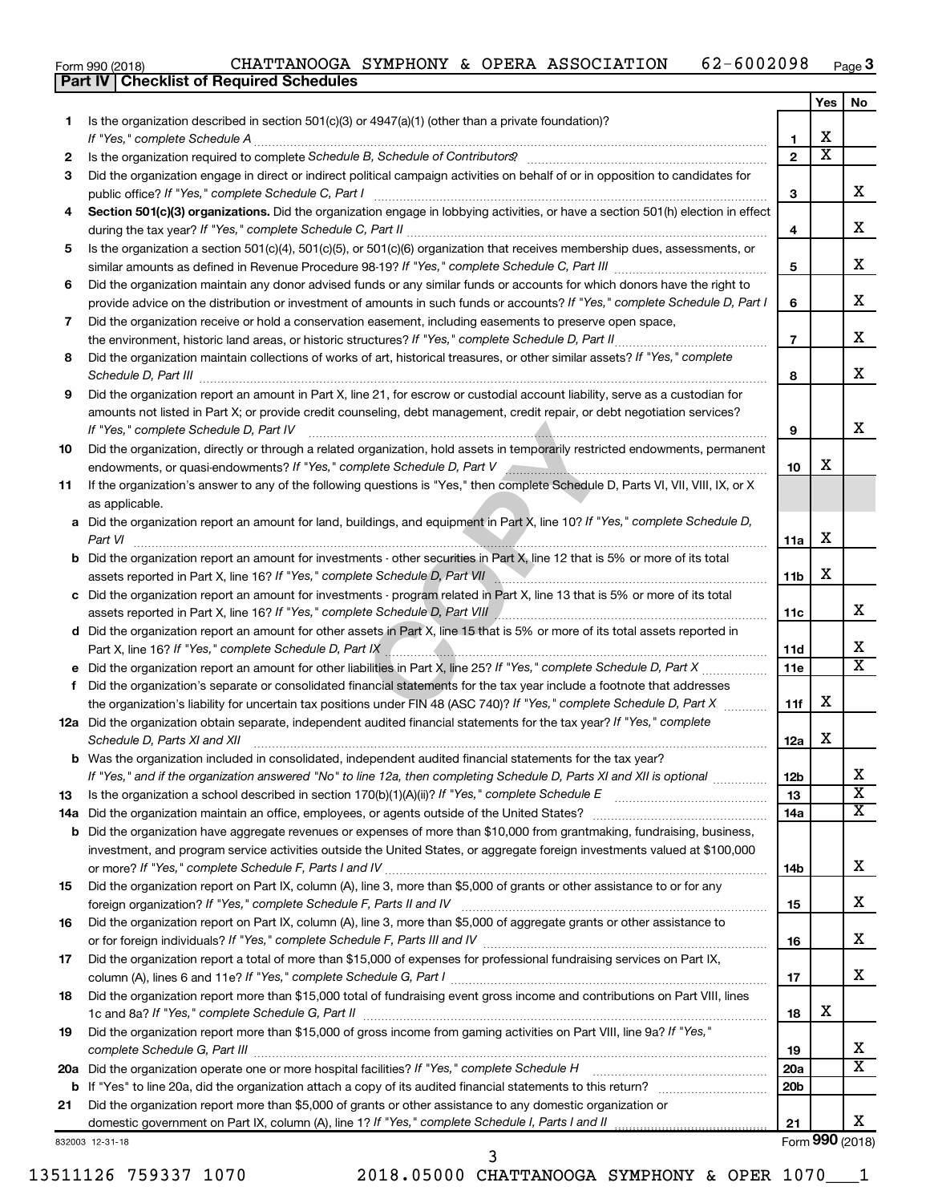Form 990 (2018) CHATTANOOGA SYMPHONY & OPERA ASSOCIATION 62-6002098

## Part IV | Checklist of Required Schedules

| | | | Yes | No |
|---|---|---|---|---|
| **1** | Is the organization described in section 501(c)(3) or 4947(a)(1) (other than a private foundation)? *If "Yes," complete Schedule A* | 1 | X | |
| **2** | Is the organization required to complete *Schedule B, Schedule of Contributors*? | 2 | X | |
| **3** | Did the organization engage in direct or indirect political campaign activities on behalf of or in opposition to candidates for public office? *If "Yes," complete Schedule C, Part I* | 3 | | X |
| **4** | **Section 501(c)(3) organizations.** Did the organization engage in lobbying activities, or have a section 501(h) election in effect during the tax year? *If "Yes," complete Schedule C, Part II* | 4 | | X |
| **5** | Is the organization a section 501(c)(4), 501(c)(5), or 501(c)(6) organization that receives membership dues, assessments, or similar amounts as defined in Revenue Procedure 98-19? *If "Yes," complete Schedule C, Part III* | 5 | | X |
| **6** | Did the organization maintain any donor advised funds or any similar funds or accounts for which donors have the right to provide advice on the distribution or investment of amounts in such funds or accounts? *If "Yes," complete Schedule D, Part I* | 6 | | X |
| **7** | Did the organization receive or hold a conservation easement, including easements to preserve open space, the environment, historic land areas, or historic structures? *If "Yes," complete Schedule D, Part II* | 7 | | X |
| **8** | Did the organization maintain collections of works of art, historical treasures, or other similar assets? *If "Yes," complete Schedule D, Part III* | 8 | | X |
| **9** | Did the organization report an amount in Part X, line 21, for escrow or custodial account liability, serve as a custodian for amounts not listed in Part X; or provide credit counseling, debt management, credit repair, or debt negotiation services? *If "Yes," complete Schedule D, Part IV* | 9 | | X |
| **10** | Did the organization, directly or through a related organization, hold assets in temporarily restricted endowments, permanent endowments, or quasi-endowments? *If "Yes," complete Schedule D, Part V* | 10 | X | |
| **11** | If the organization's answer to any of the following questions is "Yes," then complete Schedule D, Parts VI, VII, VIII, IX, or X as applicable. | | | |
| **a** | Did the organization report an amount for land, buildings, and equipment in Part X, line 10? *If "Yes," complete Schedule D, Part VI* | 11a | X | |
| **b** | Did the organization report an amount for investments - other securities in Part X, line 12 that is 5% or more of its total assets reported in Part X, line 16? *If "Yes," complete Schedule D, Part VII* | 11b | X | |
| **c** | Did the organization report an amount for investments - program related in Part X, line 13 that is 5% or more of its total assets reported in Part X, line 16? *If "Yes," complete Schedule D, Part VIII* | 11c | | X |
| **d** | Did the organization report an amount for other assets in Part X, line 15 that is 5% or more of its total assets reported in Part X, line 16? *If "Yes," complete Schedule D, Part IX* | 11d | | X |
| **e** | Did the organization report an amount for other liabilities in Part X, line 25? *If "Yes," complete Schedule D, Part X* | 11e | | X |
| **f** | Did the organization's separate or consolidated financial statements for the tax year include a footnote that addresses the organization's liability for uncertain tax positions under FIN 48 (ASC 740)? *If "Yes," complete Schedule D, Part X* | 11f | X | |
| **12a** | Did the organization obtain separate, independent audited financial statements for the tax year? *If "Yes," complete Schedule D, Parts XI and XII* | 12a | X | |
| **b** | Was the organization included in consolidated, independent audited financial statements for the tax year? *If "Yes," and if the organization answered "No" to line 12a, then completing Schedule D, Parts XI and XII is optional* | 12b | | X |
| **13** | Is the organization a school described in section 170(b)(1)(A)(ii)? *If "Yes," complete Schedule E* | 13 | | X |
| **14a** | Did the organization maintain an office, employees, or agents outside of the United States? | 14a | | X |
| **b** | Did the organization have aggregate revenues or expenses of more than $10,000 from grantmaking, fundraising, business, investment, and program service activities outside the United States, or aggregate foreign investments valued at $100,000 or more? *If "Yes," complete Schedule F, Parts I and IV* | 14b | | X |
| **15** | Did the organization report on Part IX, column (A), line 3, more than $5,000 of grants or other assistance to or for any foreign organization? *If "Yes," complete Schedule F, Parts II and IV* | 15 | | X |
| **16** | Did the organization report on Part IX, column (A), line 3, more than $5,000 of aggregate grants or other assistance to or for foreign individuals? *If "Yes," complete Schedule F, Parts III and IV* | 16 | | X |
| **17** | Did the organization report a total of more than $15,000 of expenses for professional fundraising services on Part IX, column (A), lines 6 and 11e? *If "Yes," complete Schedule G, Part I* | 17 | | X |
| **18** | Did the organization report more than $15,000 total of fundraising event gross income and contributions on Part VIII, lines 1c and 8a? *If "Yes," complete Schedule G, Part II* | 18 | X | |
| **19** | Did the organization report more than $15,000 of gross income from gaming activities on Part VIII, line 9a? *If "Yes," complete Schedule G, Part III* | 19 | | X |
| **20a** | Did the organization operate one or more hospital facilities? *If "Yes," complete Schedule H* | 20a | | X |
| **b** | If "Yes" to line 20a, did the organization attach a copy of its audited financial statements to this return? | 20b | | |
| **21** | Did the organization report more than $5,000 of grants or other assistance to any domestic organization or domestic government on Part IX, column (A), line 1? *If "Yes," complete Schedule I, Parts I and II* | 21 | | X |

832003 12-31-18

Form **990** (2018)

13511126 759337 1070 2018.05000 CHATTANOOGA SYMPHONY & OPER 1070___1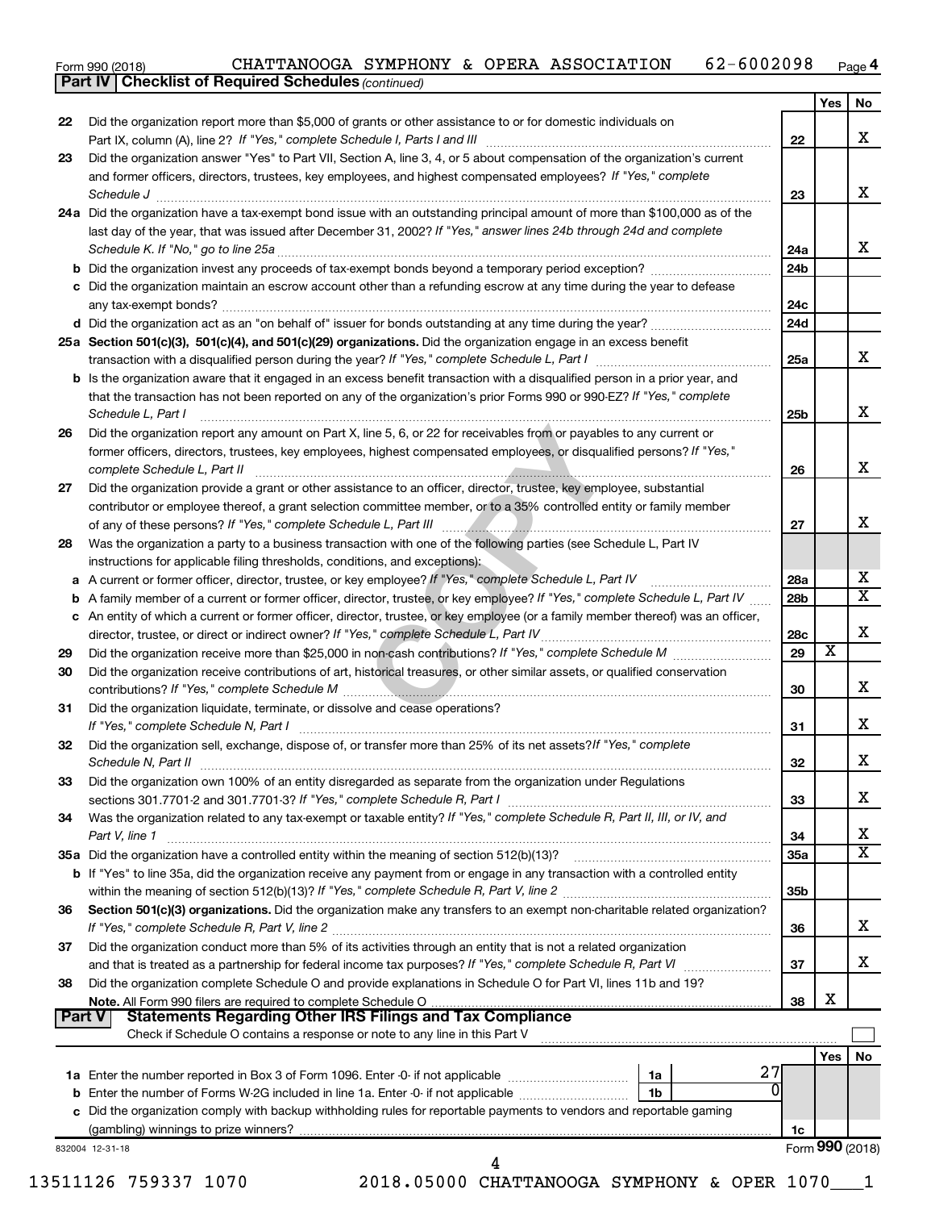Form 990 (2018) CHATTANOOGA SYMPHONY & OPERA ASSOCIATION 62-6002098 Page 4

**Part IV | Checklist of Required Schedules** *(continued)*

| | | | Yes | No |
|---|---|---|---|---|
| 22 | Did the organization report more than $5,000 of grants or other assistance to or for domestic individuals on Part IX, column (A), line 2? *If "Yes," complete Schedule I, Parts I and III* | 22 | | X |
| 23 | Did the organization answer "Yes" to Part VII, Section A, line 3, 4, or 5 about compensation of the organization's current and former officers, directors, trustees, key employees, and highest compensated employees? *If "Yes," complete Schedule J* | 23 | | X |
| 24a | Did the organization have a tax-exempt bond issue with an outstanding principal amount of more than $100,000 as of the last day of the year, that was issued after December 31, 2002? *If "Yes," answer lines 24b through 24d and complete Schedule K. If "No," go to line 25a* | 24a | | X |
| b | Did the organization invest any proceeds of tax-exempt bonds beyond a temporary period exception? | 24b | | |
| c | Did the organization maintain an escrow account other than a refunding escrow at any time during the year to defease any tax-exempt bonds? | 24c | | |
| d | Did the organization act as an "on behalf of" issuer for bonds outstanding at any time during the year? | 24d | | |
| 25a | **Section 501(c)(3), 501(c)(4), and 501(c)(29) organizations.** Did the organization engage in an excess benefit transaction with a disqualified person during the year? *If "Yes," complete Schedule L, Part I* | 25a | | X |
| b | Is the organization aware that it engaged in an excess benefit transaction with a disqualified person in a prior year, and that the transaction has not been reported on any of the organization's prior Forms 990 or 990-EZ? *If "Yes," complete Schedule L, Part I* | 25b | | X |
| 26 | Did the organization report any amount on Part X, line 5, 6, or 22 for receivables from or payables to any current or former officers, directors, trustees, key employees, highest compensated employees, or disqualified persons? *If "Yes," complete Schedule L, Part II* | 26 | | X |
| 27 | Did the organization provide a grant or other assistance to an officer, director, trustee, key employee, substantial contributor or employee thereof, a grant selection committee member, or to a 35% controlled entity or family member of any of these persons? *If "Yes," complete Schedule L, Part III* | 27 | | X |
| 28 | Was the organization a party to a business transaction with one of the following parties (see Schedule L, Part IV instructions for applicable filing thresholds, conditions, and exceptions): | | | |
| a | A current or former officer, director, trustee, or key employee? *If "Yes," complete Schedule L, Part IV* | 28a | | X |
| b | A family member of a current or former officer, director, trustee, or key employee? *If "Yes," complete Schedule L, Part IV* | 28b | | X |
| c | An entity of which a current or former officer, director, trustee, or key employee (or a family member thereof) was an officer, director, trustee, or direct or indirect owner? *If "Yes," complete Schedule L, Part IV* | 28c | | X |
| 29 | Did the organization receive more than $25,000 in non-cash contributions? *If "Yes," complete Schedule M* | 29 | X | |
| 30 | Did the organization receive contributions of art, historical treasures, or other similar assets, or qualified conservation contributions? *If "Yes," complete Schedule M* | 30 | | X |
| 31 | Did the organization liquidate, terminate, or dissolve and cease operations? *If "Yes," complete Schedule N, Part I* | 31 | | X |
| 32 | Did the organization sell, exchange, dispose of, or transfer more than 25% of its net assets? *If "Yes," complete Schedule N, Part II* | 32 | | X |
| 33 | Did the organization own 100% of an entity disregarded as separate from the organization under Regulations sections 301.7701-2 and 301.7701-3? *If "Yes," complete Schedule R, Part I* | 33 | | X |
| 34 | Was the organization related to any tax-exempt or taxable entity? *If "Yes," complete Schedule R, Part II, III, or IV, and Part V, line 1* | 34 | | X |
| 35a | Did the organization have a controlled entity within the meaning of section 512(b)(13)? | 35a | | X |
| b | If "Yes" to line 35a, did the organization receive any payment from or engage in any transaction with a controlled entity within the meaning of section 512(b)(13)? *If "Yes," complete Schedule R, Part V, line 2* | 35b | | |
| 36 | **Section 501(c)(3) organizations.** Did the organization make any transfers to an exempt non-charitable related organization? *If "Yes," complete Schedule R, Part V, line 2* | 36 | | X |
| 37 | Did the organization conduct more than 5% of its activities through an entity that is not a related organization and that is treated as a partnership for federal income tax purposes? *If "Yes," complete Schedule R, Part VI* | 37 | | X |
| 38 | Did the organization complete Schedule O and provide explanations in Schedule O for Part VI, lines 11b and 19? **Note.** All Form 990 filers are required to complete Schedule O | 38 | X | |

**Part V | Statements Regarding Other IRS Filings and Tax Compliance**

Check if Schedule O contains a response or note to any line in this Part V ☐

| | | | | | Yes | No |
|---|---|---|---|---|---|---|
| 1a | Enter the number reported in Box 3 of Form 1096. Enter -0- if not applicable | 1a | 27 | | | |
| b | Enter the number of Forms W-2G included in line 1a. Enter -0- if not applicable | 1b | 0 | | | |
| c | Did the organization comply with backup withholding rules for reportable payments to vendors and reportable gaming (gambling) winnings to prize winners? | | | 1c | | |

832004 12-31-18 Form **990** (2018)

13511126 759337 1070 2018.05000 CHATTANOOGA SYMPHONY & OPER 1070___1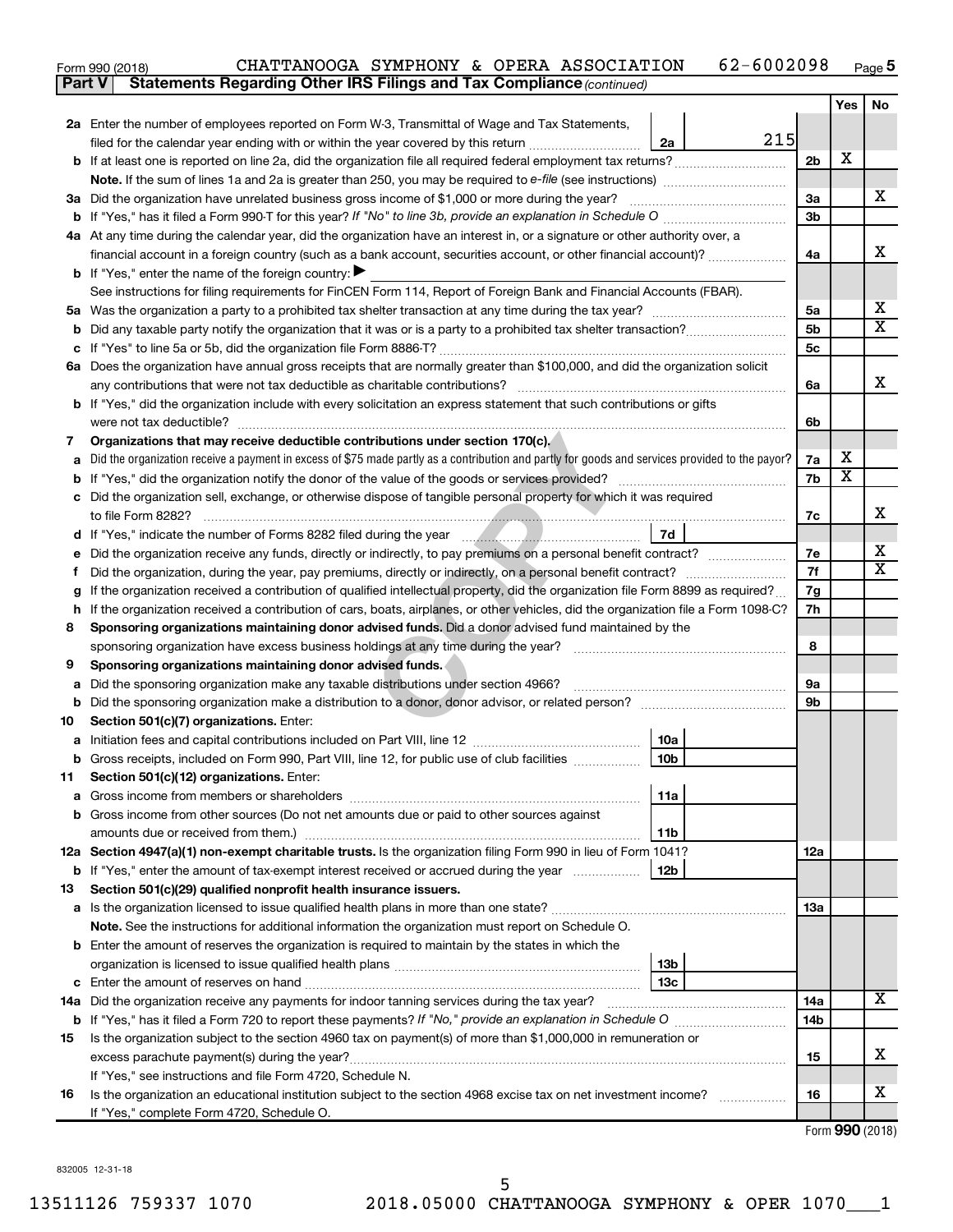Form 990 (2018) CHATTANOOGA SYMPHONY & OPERA ASSOCIATION 62-6002098 Page 5

**Part V Statements Regarding Other IRS Filings and Tax Compliance** *(continued)*

| | | | | Yes | No |
|---|---|---|---|---|---|
| **2a** | Enter the number of employees reported on Form W-3, Transmittal of Wage and Tax Statements, filed for the calendar year ending with or within the year covered by this return | 2a | 215 | | |
| **b** | If at least one is reported on line 2a, did the organization file all required federal employment tax returns? | | 2b | X | |
| | **Note.** If the sum of lines 1a and 2a is greater than 250, you may be required to *e-file* (see instructions) | | | | |
| **3a** | Did the organization have unrelated business gross income of $1,000 or more during the year? | | 3a | | X |
| **b** | If "Yes," has it filed a Form 990-T for this year? *If "No" to line 3b, provide an explanation in Schedule O* | | 3b | | |
| **4a** | At any time during the calendar year, did the organization have an interest in, or a signature or other authority over, a financial account in a foreign country (such as a bank account, securities account, or other financial account)? | | 4a | | X |
| **b** | If "Yes," enter the name of the foreign country: ▶ | | | | |
| | See instructions for filing requirements for FinCEN Form 114, Report of Foreign Bank and Financial Accounts (FBAR). | | | | |
| **5a** | Was the organization a party to a prohibited tax shelter transaction at any time during the tax year? | | 5a | | X |
| **b** | Did any taxable party notify the organization that it was or is a party to a prohibited tax shelter transaction? | | 5b | | X |
| **c** | If "Yes" to line 5a or 5b, did the organization file Form 8886-T? | | 5c | | |
| **6a** | Does the organization have annual gross receipts that are normally greater than $100,000, and did the organization solicit any contributions that were not tax deductible as charitable contributions? | | 6a | | X |
| **b** | If "Yes," did the organization include with every solicitation an express statement that such contributions or gifts were not tax deductible? | | 6b | | |
| **7** | **Organizations that may receive deductible contributions under section 170(c).** | | | | |
| **a** | Did the organization receive a payment in excess of $75 made partly as a contribution and partly for goods and services provided to the payor? | | 7a | X | |
| **b** | If "Yes," did the organization notify the donor of the value of the goods or services provided? | | 7b | X | |
| **c** | Did the organization sell, exchange, or otherwise dispose of tangible personal property for which it was required to file Form 8282? | | 7c | | X |
| **d** | If "Yes," indicate the number of Forms 8282 filed during the year | 7d | | | |
| **e** | Did the organization receive any funds, directly or indirectly, to pay premiums on a personal benefit contract? | | 7e | | X |
| **f** | Did the organization, during the year, pay premiums, directly or indirectly, on a personal benefit contract? | | 7f | | X |
| **g** | If the organization received a contribution of qualified intellectual property, did the organization file Form 8899 as required? | | 7g | | |
| **h** | If the organization received a contribution of cars, boats, airplanes, or other vehicles, did the organization file a Form 1098-C? | | 7h | | |
| **8** | **Sponsoring organizations maintaining donor advised funds.** Did a donor advised fund maintained by the sponsoring organization have excess business holdings at any time during the year? | | 8 | | |
| **9** | **Sponsoring organizations maintaining donor advised funds.** | | | | |
| **a** | Did the sponsoring organization make any taxable distributions under section 4966? | | 9a | | |
| **b** | Did the sponsoring organization make a distribution to a donor, donor advisor, or related person? | | 9b | | |
| **10** | **Section 501(c)(7) organizations.** Enter: | | | | |
| **a** | Initiation fees and capital contributions included on Part VIII, line 12 | 10a | | | |
| **b** | Gross receipts, included on Form 990, Part VIII, line 12, for public use of club facilities | 10b | | | |
| **11** | **Section 501(c)(12) organizations.** Enter: | | | | |
| **a** | Gross income from members or shareholders | 11a | | | |
| **b** | Gross income from other sources (Do not net amounts due or paid to other sources against amounts due or received from them.) | 11b | | | |
| **12a** | **Section 4947(a)(1) non-exempt charitable trusts.** Is the organization filing Form 990 in lieu of Form 1041? | | 12a | | |
| **b** | If "Yes," enter the amount of tax-exempt interest received or accrued during the year | 12b | | | |
| **13** | **Section 501(c)(29) qualified nonprofit health insurance issuers.** | | | | |
| **a** | Is the organization licensed to issue qualified health plans in more than one state? | | 13a | | |
| | **Note.** See the instructions for additional information the organization must report on Schedule O. | | | | |
| **b** | Enter the amount of reserves the organization is required to maintain by the states in which the organization is licensed to issue qualified health plans | 13b | | | |
| **c** | Enter the amount of reserves on hand | 13c | | | |
| **14a** | Did the organization receive any payments for indoor tanning services during the tax year? | | 14a | | X |
| **b** | If "Yes," has it filed a Form 720 to report these payments? *If "No," provide an explanation in Schedule O* | | 14b | | |
| **15** | Is the organization subject to the section 4960 tax on payment(s) of more than $1,000,000 in remuneration or excess parachute payment(s) during the year? | | 15 | | X |
| | If "Yes," see instructions and file Form 4720, Schedule N. | | | | |
| **16** | Is the organization an educational institution subject to the section 4968 excise tax on net investment income? | | 16 | | X |
| | If "Yes," complete Form 4720, Schedule O. | | | | |

Form **990** (2018)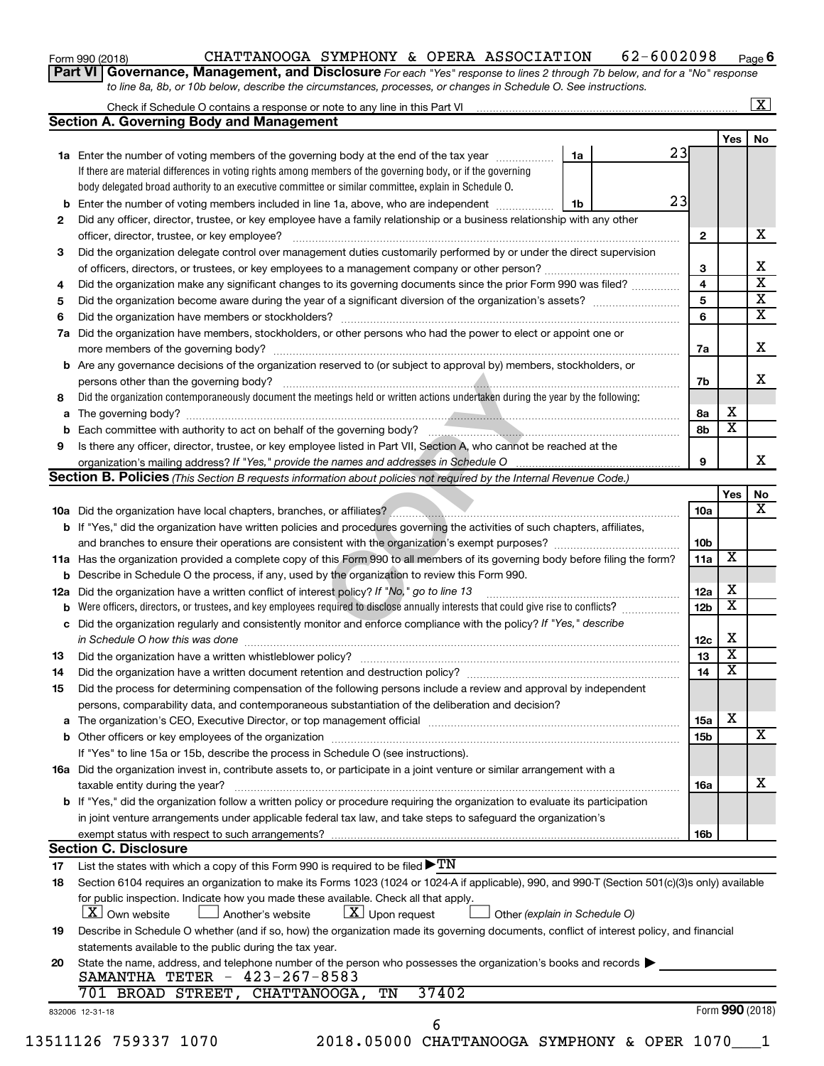Form 990 (2018) CHATTANOOGA SYMPHONY & OPERA ASSOCIATION 62-6002098 Page 6

**Part VI Governance, Management, and Disclosure** *For each "Yes" response to lines 2 through 7b below, and for a "No" response to line 8a, 8b, or 10b below, describe the circumstances, processes, or changes in Schedule O. See instructions.*

Check if Schedule O contains a response or note to any line in this Part VI .......... [X]

## Section A. Governing Body and Management

| | | | | | Yes | No |
|---|---|---|---|---|---|---|
| 1a | Enter the number of voting members of the governing body at the end of the tax year. If there are material differences in voting rights among members of the governing body, or if the governing body delegated broad authority to an executive committee or similar committee, explain in Schedule O. | 1a | 23 | | | |
| b | Enter the number of voting members included in line 1a, above, who are independent | 1b | 23 | | | |
| 2 | Did any officer, director, trustee, or key employee have a family relationship or a business relationship with any other officer, director, trustee, or key employee? | | | 2 | | X |
| 3 | Did the organization delegate control over management duties customarily performed by or under the direct supervision of officers, directors, or trustees, or key employees to a management company or other person? | | | 3 | | X |
| 4 | Did the organization make any significant changes to its governing documents since the prior Form 990 was filed? | | | 4 | | X |
| 5 | Did the organization become aware during the year of a significant diversion of the organization's assets? | | | 5 | | X |
| 6 | Did the organization have members or stockholders? | | | 6 | | X |
| 7a | Did the organization have members, stockholders, or other persons who had the power to elect or appoint one or more members of the governing body? | | | 7a | | X |
| b | Are any governance decisions of the organization reserved to (or subject to approval by) members, stockholders, or persons other than the governing body? | | | 7b | | X |
| 8 | Did the organization contemporaneously document the meetings held or written actions undertaken during the year by the following: | | | | | |
| a | The governing body? | | | 8a | X | |
| b | Each committee with authority to act on behalf of the governing body? | | | 8b | X | |
| 9 | Is there any officer, director, trustee, or key employee listed in Part VII, Section A, who cannot be reached at the organization's mailing address? *If "Yes," provide the names and addresses in Schedule O* | | | 9 | | X |

## Section B. Policies *(This Section B requests information about policies not required by the Internal Revenue Code.)*

| | | | Yes | No |
|---|---|---|---|---|
| 10a | Did the organization have local chapters, branches, or affiliates? | 10a | | X |
| b | If "Yes," did the organization have written policies and procedures governing the activities of such chapters, affiliates, and branches to ensure their operations are consistent with the organization's exempt purposes? | 10b | | |
| 11a | Has the organization provided a complete copy of this Form 990 to all members of its governing body before filing the form? | 11a | X | |
| b | Describe in Schedule O the process, if any, used by the organization to review this Form 990. | | | |
| 12a | Did the organization have a written conflict of interest policy? *If "No," go to line 13* | 12a | X | |
| b | Were officers, directors, or trustees, and key employees required to disclose annually interests that could give rise to conflicts? | 12b | X | |
| c | Did the organization regularly and consistently monitor and enforce compliance with the policy? *If "Yes," describe in Schedule O how this was done* | 12c | X | |
| 13 | Did the organization have a written whistleblower policy? | 13 | X | |
| 14 | Did the organization have a written document retention and destruction policy? | 14 | X | |
| 15 | Did the process for determining compensation of the following persons include a review and approval by independent persons, comparability data, and contemporaneous substantiation of the deliberation and decision? | | | |
| a | The organization's CEO, Executive Director, or top management official | 15a | X | |
| b | Other officers or key employees of the organization | 15b | | X |
| | If "Yes" to line 15a or 15b, describe the process in Schedule O (see instructions). | | | |
| 16a | Did the organization invest in, contribute assets to, or participate in a joint venture or similar arrangement with a taxable entity during the year? | 16a | | X |
| b | If "Yes," did the organization follow a written policy or procedure requiring the organization to evaluate its participation in joint venture arrangements under applicable federal tax law, and take steps to safeguard the organization's exempt status with respect to such arrangements? | 16b | | |

## Section C. Disclosure

17 List the states with which a copy of this Form 990 is required to be filed ▶ TN

18 Section 6104 requires an organization to make its Forms 1023 (1024 or 1024-A if applicable), 990, and 990-T (Section 501(c)(3)s only) available for public inspection. Indicate how you made these available. Check all that apply.

[X] Own website [ ] Another's website [X] Upon request [ ] Other *(explain in Schedule O)*

19 Describe in Schedule O whether (and if so, how) the organization made its governing documents, conflict of interest policy, and financial statements available to the public during the tax year.

20 State the name, address, and telephone number of the person who possesses the organization's books and records ▶

SAMANTHA TETER - 423-267-8583
701 BROAD STREET, CHATTANOOGA, TN 37402

832006 12-31-18 Form **990** (2018)

13511126 759337 1070 2018.05000 CHATTANOOGA SYMPHONY & OPER 1070___1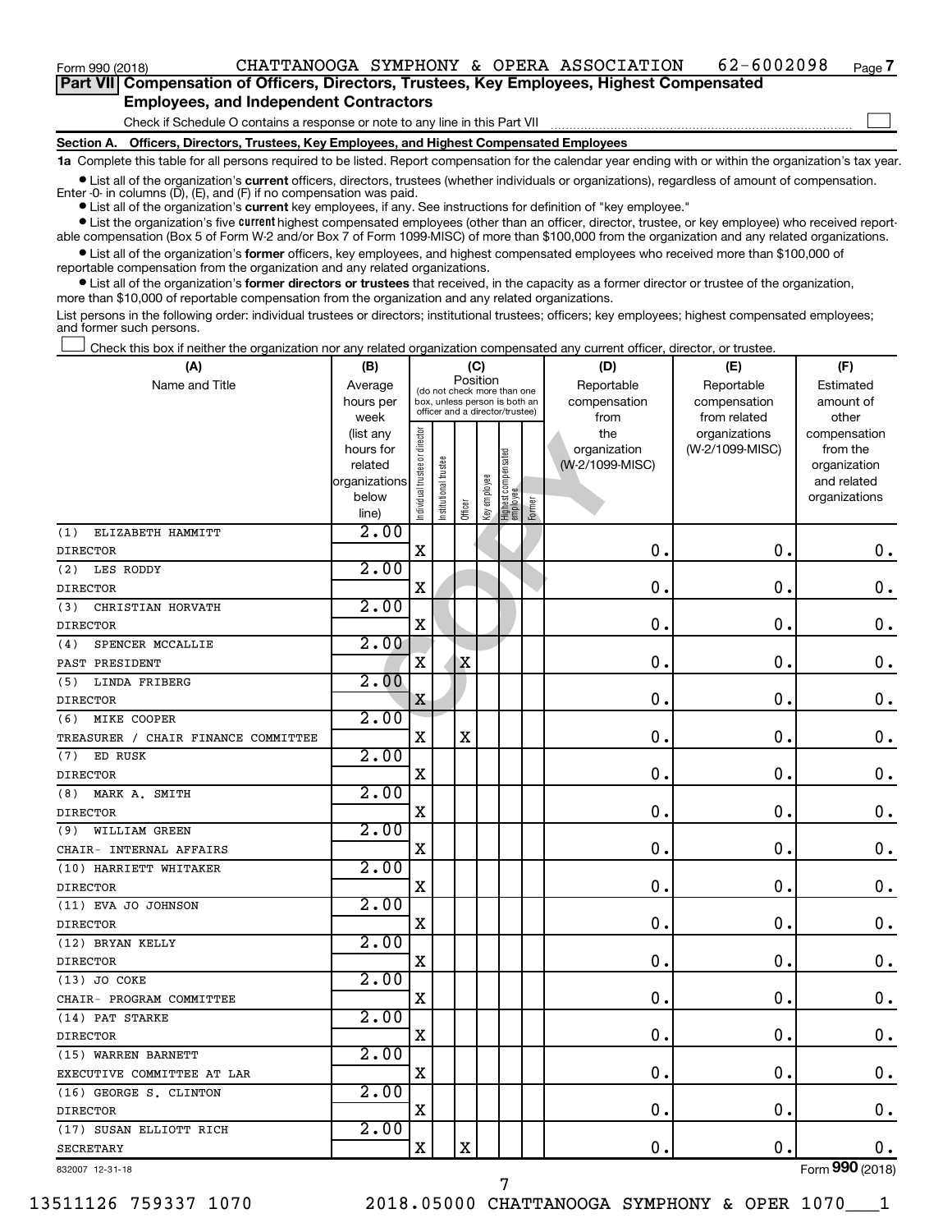Form 990 (2018) CHATTANOOGA SYMPHONY & OPERA ASSOCIATION 62-6002098 Page 7

**Part VII Compensation of Officers, Directors, Trustees, Key Employees, Highest Compensated Employees, and Independent Contractors**

Check if Schedule O contains a response or note to any line in this Part VII

**Section A. Officers, Directors, Trustees, Key Employees, and Highest Compensated Employees**

**1a** Complete this table for all persons required to be listed. Report compensation for the calendar year ending with or within the organization's tax year.

- List all of the organization's **current** officers, directors, trustees (whether individuals or organizations), regardless of amount of compensation. Enter -0- in columns (D), (E), and (F) if no compensation was paid.
- List all of the organization's **current** key employees, if any. See instructions for definition of "key employee."
- List the organization's five **current** highest compensated employees (other than an officer, director, trustee, or key employee) who received reportable compensation (Box 5 of Form W-2 and/or Box 7 of Form 1099-MISC) of more than $100,000 from the organization and any related organizations.
- List all of the organization's **former** officers, key employees, and highest compensated employees who received more than $100,000 of reportable compensation from the organization and any related organizations.
- List all of the organization's **former directors or trustees** that received, in the capacity as a former director or trustee of the organization, more than $10,000 of reportable compensation from the organization and any related organizations.

List persons in the following order: individual trustees or directors; institutional trustees; officers; key employees; highest compensated employees; and former such persons.

Check this box if neither the organization nor any related organization compensated any current officer, director, or trustee.

| (A) Name and Title | (B) Average hours per week (list any hours for related organizations below line) | (C) Position: Individual trustee or director | Institutional trustee | Officer | Key employee | Highest compensated employee | Former | (D) Reportable compensation from the organization (W-2/1099-MISC) | (E) Reportable compensation from related organizations (W-2/1099-MISC) | (F) Estimated amount of other compensation from the organization and related organizations |
|---|---|---|---|---|---|---|---|---|---|---|
| (1) ELIZABETH HAMMITT<br>DIRECTOR | 2.00 | X | | | | | | 0. | 0. | 0. |
| (2) LES RODDY<br>DIRECTOR | 2.00 | X | | | | | | 0. | 0. | 0. |
| (3) CHRISTIAN HORVATH<br>DIRECTOR | 2.00 | X | | | | | | 0. | 0. | 0. |
| (4) SPENCER MCCALLIE<br>PAST PRESIDENT | 2.00 | X | | X | | | | 0. | 0. | 0. |
| (5) LINDA FRIBERG<br>DIRECTOR | 2.00 | X | | | | | | 0. | 0. | 0. |
| (6) MIKE COOPER<br>TREASURER / CHAIR FINANCE COMMITTEE | 2.00 | X | | X | | | | 0. | 0. | 0. |
| (7) ED RUSK<br>DIRECTOR | 2.00 | X | | | | | | 0. | 0. | 0. |
| (8) MARK A. SMITH<br>DIRECTOR | 2.00 | X | | | | | | 0. | 0. | 0. |
| (9) WILLIAM GREEN<br>CHAIR- INTERNAL AFFAIRS | 2.00 | X | | | | | | 0. | 0. | 0. |
| (10) HARRIETT WHITAKER<br>DIRECTOR | 2.00 | X | | | | | | 0. | 0. | 0. |
| (11) EVA JO JOHNSON<br>DIRECTOR | 2.00 | X | | | | | | 0. | 0. | 0. |
| (12) BRYAN KELLY<br>DIRECTOR | 2.00 | X | | | | | | 0. | 0. | 0. |
| (13) JO COKE<br>CHAIR- PROGRAM COMMITTEE | 2.00 | X | | | | | | 0. | 0. | 0. |
| (14) PAT STARKE<br>DIRECTOR | 2.00 | X | | | | | | 0. | 0. | 0. |
| (15) WARREN BARNETT<br>EXECUTIVE COMMITTEE AT LAR | 2.00 | X | | | | | | 0. | 0. | 0. |
| (16) GEORGE S. CLINTON<br>DIRECTOR | 2.00 | X | | | | | | 0. | 0. | 0. |
| (17) SUSAN ELLIOTT RICH<br>SECRETARY | 2.00 | X | | X | | | | 0. | 0. | 0. |

832007 12-31-18 Form 990 (2018)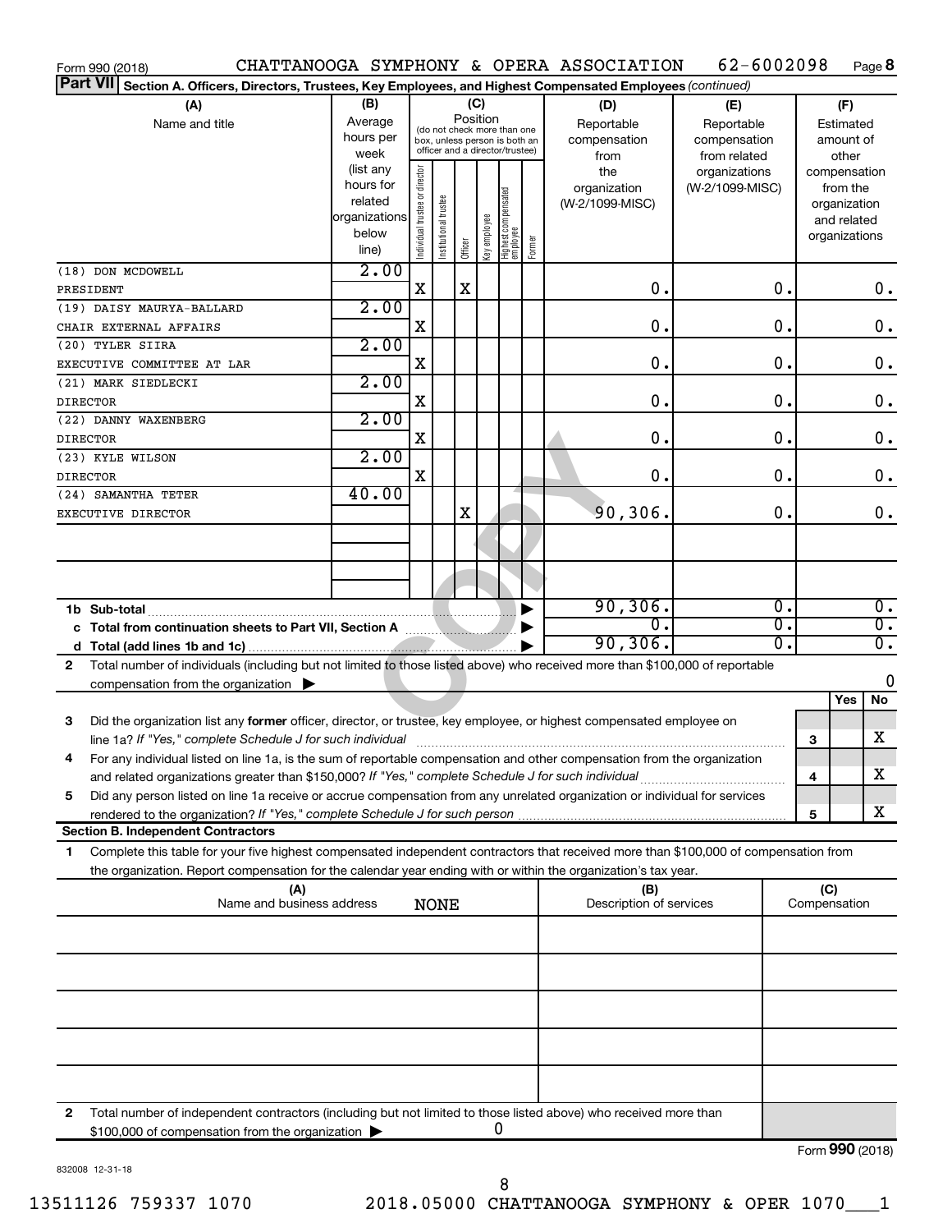Form 990 (2018) CHATTANOOGA SYMPHONY & OPERA ASSOCIATION 62-6002098 Page **8**

**Part VII Section A. Officers, Directors, Trustees, Key Employees, and Highest Compensated Employees** *(continued)*

| (A) Name and title | (B) Average hours per week (list any hours for related organizations below line) | (C) Position: Individual trustee or director | Institutional trustee | Officer | Key employee | Highest compensated employee | Former | (D) Reportable compensation from the organization (W-2/1099-MISC) | (E) Reportable compensation from related organizations (W-2/1099-MISC) | (F) Estimated amount of other compensation from the organization and related organizations |
|---|---|---|---|---|---|---|---|---|---|---|
| (18) DON MCDOWELL PRESIDENT | 2.00 | X | | X | | | | 0. | 0. | 0. |
| (19) DAISY MAURYA-BALLARD CHAIR EXTERNAL AFFAIRS | 2.00 | X | | | | | | 0. | 0. | 0. |
| (20) TYLER SIIRA EXECUTIVE COMMITTEE AT LAR | 2.00 | X | | | | | | 0. | 0. | 0. |
| (21) MARK SIEDLECKI DIRECTOR | 2.00 | X | | | | | | 0. | 0. | 0. |
| (22) DANNY WAXENBERG DIRECTOR | 2.00 | X | | | | | | 0. | 0. | 0. |
| (23) KYLE WILSON DIRECTOR | 2.00 | X | | | | | | 0. | 0. | 0. |
| (24) SAMANTHA TETER EXECUTIVE DIRECTOR | 40.00 | | | X | | | | 90,306. | 0. | 0. |
| | | | | | | | | | | |
| | | | | | | | | | | |
| **1b Sub-total** | | | | | | | | 90,306. | 0. | 0. |
| **c Total from continuation sheets to Part VII, Section A** | | | | | | | | 0. | 0. | 0. |
| **d Total (add lines 1b and 1c)** | | | | | | | | 90,306. | 0. | 0. |

**2** Total number of individuals (including but not limited to those listed above) who received more than $100,000 of reportable compensation from the organization ▶ 0

| | | Yes | No |
|---|---|---|---|
| **3** Did the organization list any **former** officer, director, or trustee, key employee, or highest compensated employee on line 1a? *If "Yes," complete Schedule J for such individual* | 3 | | X |
| **4** For any individual listed on line 1a, is the sum of reportable compensation and other compensation from the organization and related organizations greater than $150,000? *If "Yes," complete Schedule J for such individual* | 4 | | X |
| **5** Did any person listed on line 1a receive or accrue compensation from any unrelated organization or individual for services rendered to the organization? *If "Yes," complete Schedule J for such person* | 5 | | X |

**Section B. Independent Contractors**

**1** Complete this table for your five highest compensated independent contractors that received more than $100,000 of compensation from the organization. Report compensation for the calendar year ending with or within the organization's tax year.

| (A) Name and business address NONE | (B) Description of services | (C) Compensation |
|---|---|---|
| | | |
| | | |
| | | |
| | | |
| | | |

**2** Total number of independent contractors (including but not limited to those listed above) who received more than $100,000 of compensation from the organization ▶ 0

Form **990** (2018)

832008 12-31-18

13511126 759337 1070 2018.05000 CHATTANOOGA SYMPHONY & OPER 1070___1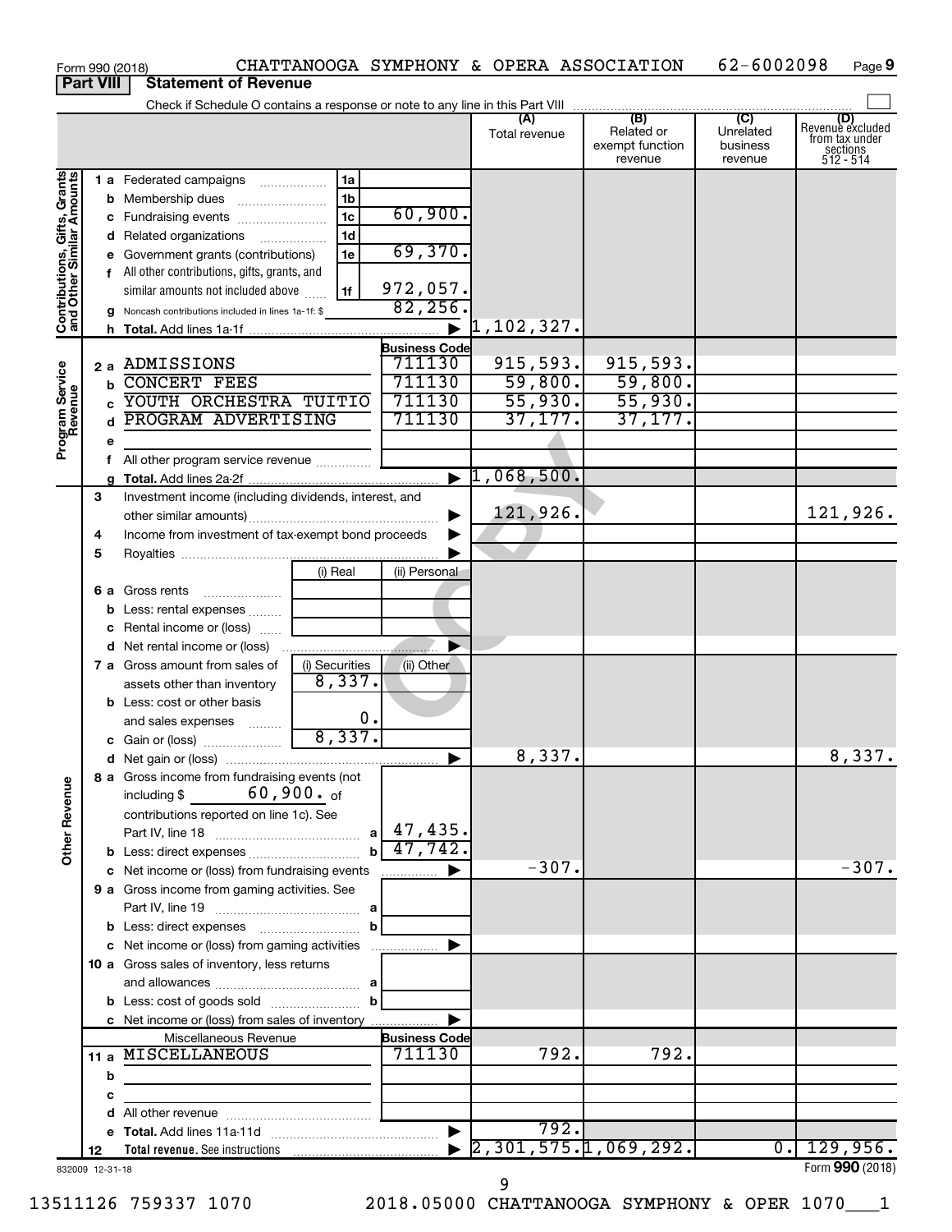Form 990 (2018) CHATTANOOGA SYMPHONY & OPERA ASSOCIATION 62-6002098 Page 9

**Part VIII Statement of Revenue**

Check if Schedule O contains a response or note to any line in this Part VIII

| | | | (A) Total revenue | (B) Related or exempt function revenue | (C) Unrelated business revenue | (D) Revenue excluded from tax under sections 512 - 514 |
|---|---|---|---|---|---|---|
| **Contributions, Gifts, Grants and Other Similar Amounts** | | | | | | |
| 1 a Federated campaigns | 1a | | | | | |
| b Membership dues | 1b | | | | | |
| c Fundraising events | 1c | 60,900. | | | | |
| d Related organizations | 1d | | | | | |
| e Government grants (contributions) | 1e | 69,370. | | | | |
| f All other contributions, gifts, grants, and similar amounts not included above | 1f | 972,057. | | | | |
| g Noncash contributions included in lines 1a-1f: $ | | 82,256. | | | | |
| h Total. Add lines 1a-1f | | ▶ | 1,102,327. | | | |
| **Program Service Revenue** | | Business Code | | | | |
| 2 a ADMISSIONS | | 711130 | 915,593. | 915,593. | | |
| b CONCERT FEES | | 711130 | 59,800. | 59,800. | | |
| c YOUTH ORCHESTRA TUITIO | | 711130 | 55,930. | 55,930. | | |
| d PROGRAM ADVERTISING | | 711130 | 37,177. | 37,177. | | |
| e | | | | | | |
| f All other program service revenue | | | | | | |
| g Total. Add lines 2a-2f | | ▶ | 1,068,500. | | | |
| **Other Revenue** | | | | | | |
| 3 Investment income (including dividends, interest, and other similar amounts) | | ▶ | 121,926. | | | 121,926. |
| 4 Income from investment of tax-exempt bond proceeds | | ▶ | | | | |
| 5 Royalties | | ▶ | | | | |
| | (i) Real | (ii) Personal | | | | |
| 6 a Gross rents | | | | | | |
| b Less: rental expenses | | | | | | |
| c Rental income or (loss) | | | | | | |
| d Net rental income or (loss) | | ▶ | | | | |
| | (i) Securities | (ii) Other | | | | |
| 7 a Gross amount from sales of assets other than inventory | 8,337. | | | | | |
| b Less: cost or other basis and sales expenses | 0. | | | | | |
| c Gain or (loss) | 8,337. | | | | | |
| d Net gain or (loss) | | ▶ | 8,337. | | | 8,337. |
| 8 a Gross income from fundraising events (not including $ 60,900. of contributions reported on line 1c). See Part IV, line 18 | a | 47,435. | | | | |
| b Less: direct expenses | b | 47,742. | | | | |
| c Net income or (loss) from fundraising events | | ▶ | -307. | | | -307. |
| 9 a Gross income from gaming activities. See Part IV, line 19 | a | | | | | |
| b Less: direct expenses | b | | | | | |
| c Net income or (loss) from gaming activities | | ▶ | | | | |
| 10 a Gross sales of inventory, less returns and allowances | a | | | | | |
| b Less: cost of goods sold | b | | | | | |
| c Net income or (loss) from sales of inventory | | ▶ | | | | |
| Miscellaneous Revenue | | Business Code | | | | |
| 11 a MISCELLANEOUS | | 711130 | 792. | 792. | | |
| b | | | | | | |
| c | | | | | | |
| d All other revenue | | | | | | |
| e Total. Add lines 11a-11d | | ▶ | 792. | | | |
| 12 Total revenue. See instructions | | ▶ | 2,301,575. | 1,069,292. | 0. | 129,956. |

832009 12-31-18

Form **990** (2018)

13511126 759337 1070 2018.05000 CHATTANOOGA SYMPHONY & OPER 1070___1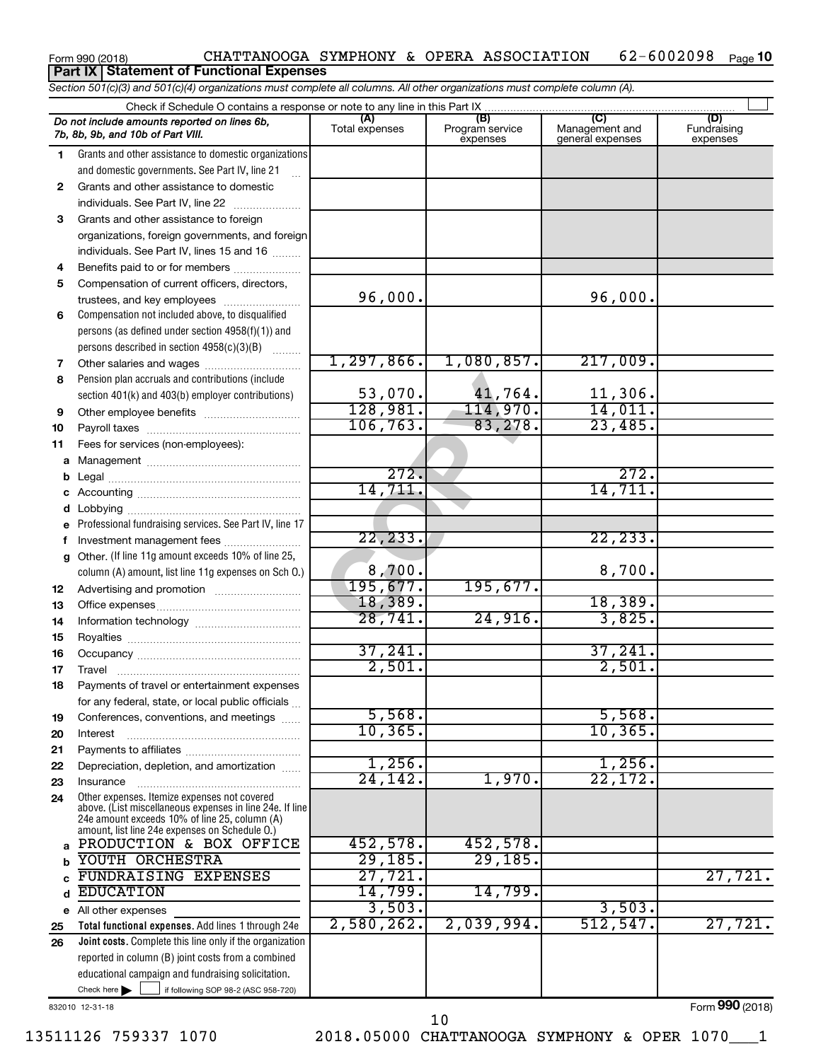Form 990 (2018) CHATTANOOGA SYMPHONY & OPERA ASSOCIATION 62-6002098 Page 10

**Part IX | Statement of Functional Expenses**

*Section 501(c)(3) and 501(c)(4) organizations must complete all columns. All other organizations must complete column (A).*

Check if Schedule O contains a response or note to any line in this Part IX

| *Do not include amounts reported on lines 6b, 7b, 8b, 9b, and 10b of Part VIII.* | (A) Total expenses | (B) Program service expenses | (C) Management and general expenses | (D) Fundraising expenses |
|---|---|---|---|---|
| 1 Grants and other assistance to domestic organizations and domestic governments. See Part IV, line 21 | | | | |
| 2 Grants and other assistance to domestic individuals. See Part IV, line 22 | | | | |
| 3 Grants and other assistance to foreign organizations, foreign governments, and foreign individuals. See Part IV, lines 15 and 16 | | | | |
| 4 Benefits paid to or for members | | | | |
| 5 Compensation of current officers, directors, trustees, and key employees | 96,000. | | 96,000. | |
| 6 Compensation not included above, to disqualified persons (as defined under section 4958(f)(1)) and persons described in section 4958(c)(3)(B) | | | | |
| 7 Other salaries and wages | 1,297,866. | 1,080,857. | 217,009. | |
| 8 Pension plan accruals and contributions (include section 401(k) and 403(b) employer contributions) | 53,070. | 41,764. | 11,306. | |
| 9 Other employee benefits | 128,981. | 114,970. | 14,011. | |
| 10 Payroll taxes | 106,763. | 83,278. | 23,485. | |
| 11 Fees for services (non-employees): | | | | |
| a Management | | | | |
| b Legal | 272. | | 272. | |
| c Accounting | 14,711. | | 14,711. | |
| d Lobbying | | | | |
| e Professional fundraising services. See Part IV, line 17 | | | | |
| f Investment management fees | 22,233. | | 22,233. | |
| g Other. (If line 11g amount exceeds 10% of line 25, column (A) amount, list line 11g expenses on Sch O.) | 8,700. | | 8,700. | |
| 12 Advertising and promotion | 195,677. | 195,677. | | |
| 13 Office expenses | 18,389. | | 18,389. | |
| 14 Information technology | 28,741. | 24,916. | 3,825. | |
| 15 Royalties | | | | |
| 16 Occupancy | 37,241. | | 37,241. | |
| 17 Travel | 2,501. | | 2,501. | |
| 18 Payments of travel or entertainment expenses for any federal, state, or local public officials | | | | |
| 19 Conferences, conventions, and meetings | 5,568. | | 5,568. | |
| 20 Interest | 10,365. | | 10,365. | |
| 21 Payments to affiliates | | | | |
| 22 Depreciation, depletion, and amortization | 1,256. | | 1,256. | |
| 23 Insurance | 24,142. | 1,970. | 22,172. | |
| 24 Other expenses. Itemize expenses not covered above. (List miscellaneous expenses in line 24e. If line 24e amount exceeds 10% of line 25, column (A) amount, list line 24e expenses on Schedule O.) | | | | |
| a PRODUCTION & BOX OFFICE | 452,578. | 452,578. | | |
| b YOUTH ORCHESTRA | 29,185. | 29,185. | | |
| c FUNDRAISING EXPENSES | 27,721. | | | 27,721. |
| d EDUCATION | 14,799. | 14,799. | | |
| e All other expenses | 3,503. | | 3,503. | |
| 25 **Total functional expenses.** Add lines 1 through 24e | 2,580,262. | 2,039,994. | 512,547. | 27,721. |
| 26 **Joint costs.** Complete this line only if the organization reported in column (B) joint costs from a combined educational campaign and fundraising solicitation. Check here ☐ if following SOP 98-2 (ASC 958-720) | | | | |

832010 12-31-18

Form **990** (2018)

13511126 759337 1070 2018.05000 CHATTANOOGA SYMPHONY & OPER 1070___1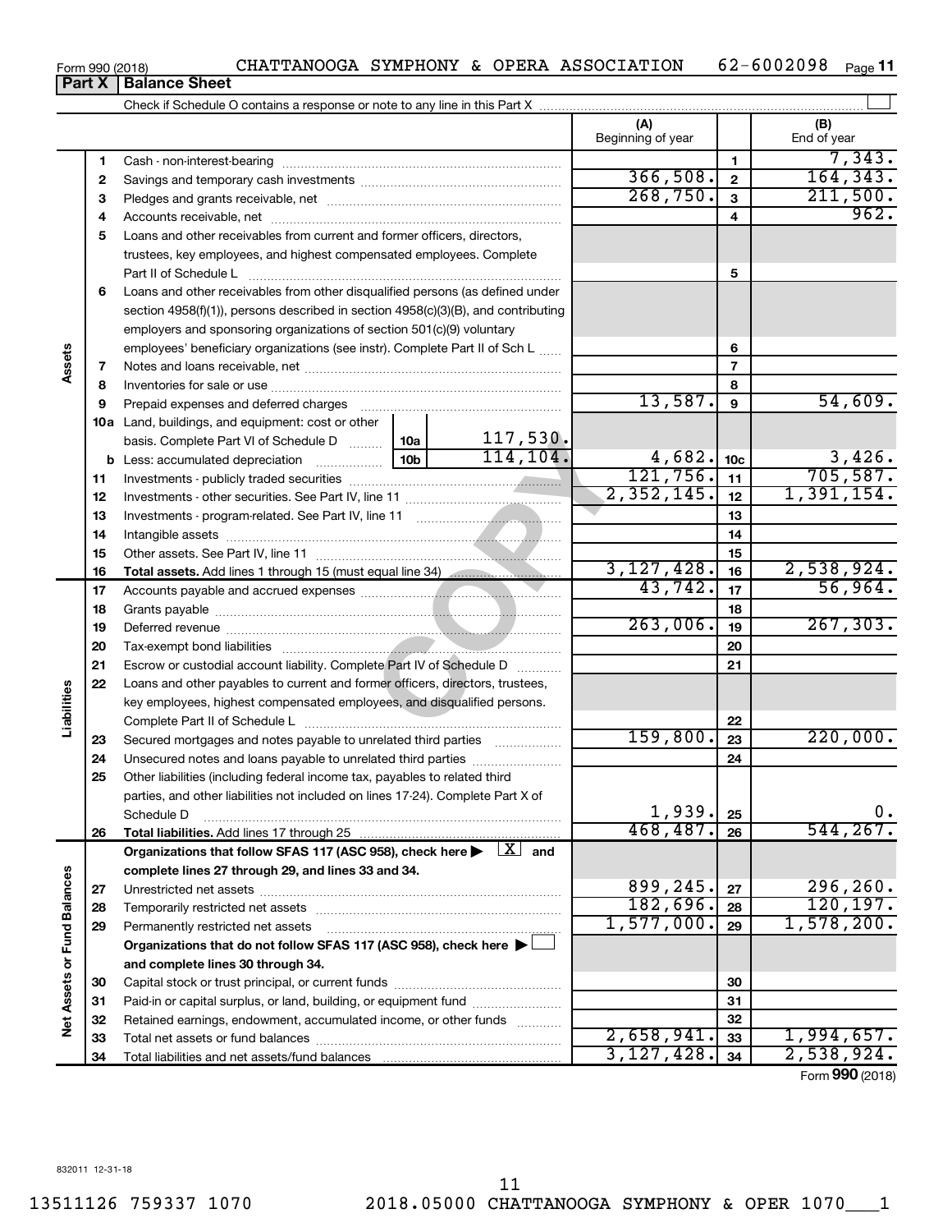Form 990 (2018) CHATTANOOGA SYMPHONY & OPERA ASSOCIATION 62-6002098

## Part X | Balance Sheet

Check if Schedule O contains a response or note to any line in this Part X

| | | | | (A) Beginning of year | | (B) End of year |
|---|---|---|---|---|---|---|
| Assets | 1 | Cash - non-interest-bearing | | | 1 | 7,343. |
| | 2 | Savings and temporary cash investments | | 366,508. | 2 | 164,343. |
| | 3 | Pledges and grants receivable, net | | 268,750. | 3 | 211,500. |
| | 4 | Accounts receivable, net | | | 4 | 962. |
| | 5 | Loans and other receivables from current and former officers, directors, trustees, key employees, and highest compensated employees. Complete Part II of Schedule L | | | 5 | |
| | 6 | Loans and other receivables from other disqualified persons (as defined under section 4958(f)(1)), persons described in section 4958(c)(3)(B), and contributing employers and sponsoring organizations of section 501(c)(9) voluntary employees' beneficiary organizations (see instr). Complete Part II of Sch L | | | 6 | |
| | 7 | Notes and loans receivable, net | | | 7 | |
| | 8 | Inventories for sale or use | | | 8 | |
| | 9 | Prepaid expenses and deferred charges | | 13,587. | 9 | 54,609. |
| | 10a | Land, buildings, and equipment: cost or other basis. Complete Part VI of Schedule D | 10a 117,530. | | | |
| | b | Less: accumulated depreciation | 10b 114,104. | 4,682. | 10c | 3,426. |
| | 11 | Investments - publicly traded securities | | 121,756. | 11 | 705,587. |
| | 12 | Investments - other securities. See Part IV, line 11 | | 2,352,145. | 12 | 1,391,154. |
| | 13 | Investments - program-related. See Part IV, line 11 | | | 13 | |
| | 14 | Intangible assets | | | 14 | |
| | 15 | Other assets. See Part IV, line 11 | | | 15 | |
| | 16 | **Total assets.** Add lines 1 through 15 (must equal line 34) | | 3,127,428. | 16 | 2,538,924. |
| Liabilities | 17 | Accounts payable and accrued expenses | | 43,742. | 17 | 56,964. |
| | 18 | Grants payable | | | 18 | |
| | 19 | Deferred revenue | | 263,006. | 19 | 267,303. |
| | 20 | Tax-exempt bond liabilities | | | 20 | |
| | 21 | Escrow or custodial account liability. Complete Part IV of Schedule D | | | 21 | |
| | 22 | Loans and other payables to current and former officers, directors, trustees, key employees, highest compensated employees, and disqualified persons. Complete Part II of Schedule L | | | 22 | |
| | 23 | Secured mortgages and notes payable to unrelated third parties | | 159,800. | 23 | 220,000. |
| | 24 | Unsecured notes and loans payable to unrelated third parties | | | 24 | |
| | 25 | Other liabilities (including federal income tax, payables to related third parties, and other liabilities not included on lines 17-24). Complete Part X of Schedule D | | 1,939. | 25 | 0. |
| | 26 | **Total liabilities.** Add lines 17 through 25 | | 468,487. | 26 | 544,267. |
| Net Assets or Fund Balances | | **Organizations that follow SFAS 117 (ASC 958), check here ▶ [X] and complete lines 27 through 29, and lines 33 and 34.** | | | | |
| | 27 | Unrestricted net assets | | 899,245. | 27 | 296,260. |
| | 28 | Temporarily restricted net assets | | 182,696. | 28 | 120,197. |
| | 29 | Permanently restricted net assets | | 1,577,000. | 29 | 1,578,200. |
| | | **Organizations that do not follow SFAS 117 (ASC 958), check here ▶ [ ] and complete lines 30 through 34.** | | | | |
| | 30 | Capital stock or trust principal, or current funds | | | 30 | |
| | 31 | Paid-in or capital surplus, or land, building, or equipment fund | | | 31 | |
| | 32 | Retained earnings, endowment, accumulated income, or other funds | | | 32 | |
| | 33 | Total net assets or fund balances | | 2,658,941. | 33 | 1,994,657. |
| | 34 | Total liabilities and net assets/fund balances | | 3,127,428. | 34 | 2,538,924. |

Form **990** (2018)

832011 12-31-18

13511126 759337 1070 2018.05000 CHATTANOOGA SYMPHONY & OPER 1070___1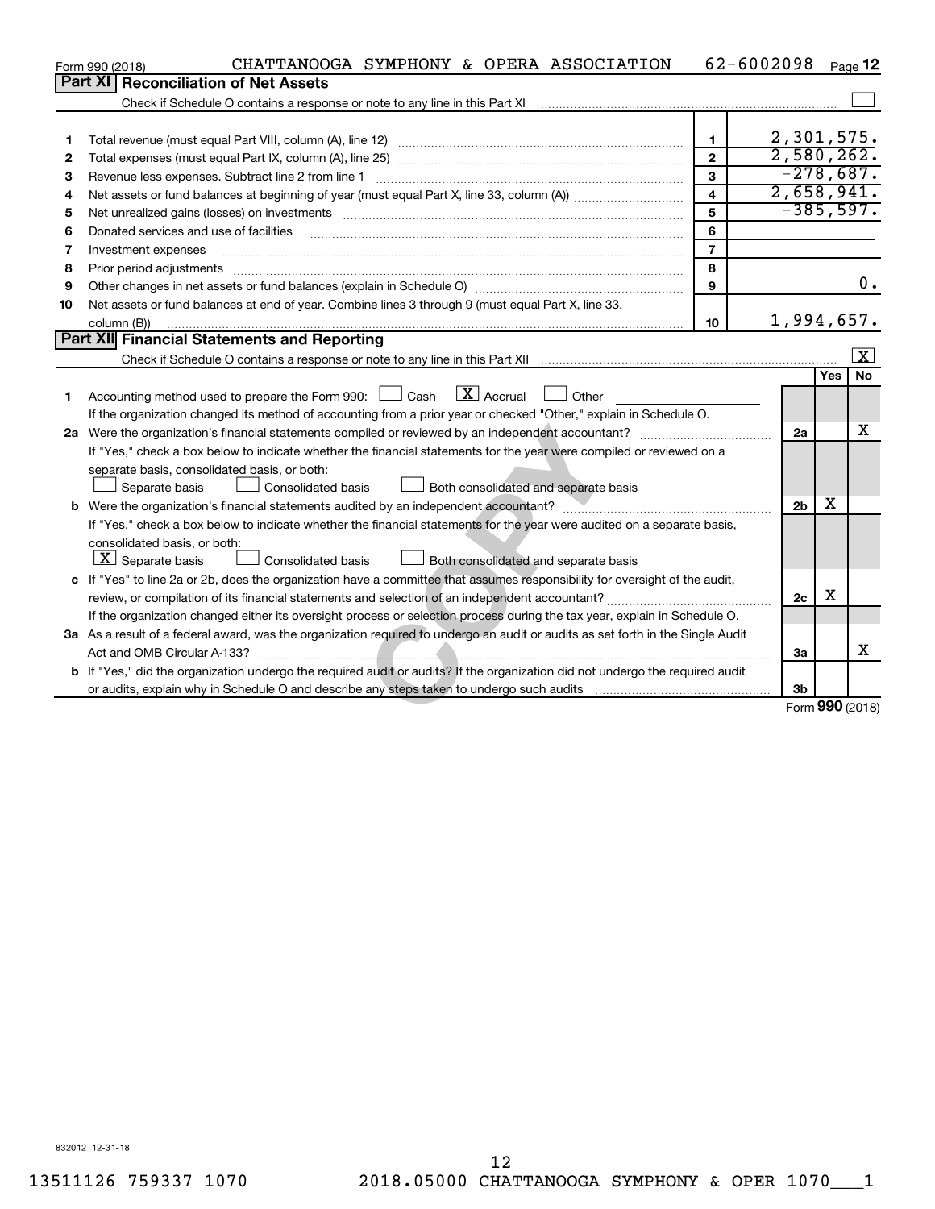Form 990 (2018) CHATTANOOGA SYMPHONY & OPERA ASSOCIATION 62-6002098

## Part XI Reconciliation of Net Assets

Check if Schedule O contains a response or note to any line in this Part XI ☐

| | | | |
|---|---|---|---|
| 1 | Total revenue (must equal Part VIII, column (A), line 12) | 1 | 2,301,575. |
| 2 | Total expenses (must equal Part IX, column (A), line 25) | 2 | 2,580,262. |
| 3 | Revenue less expenses. Subtract line 2 from line 1 | 3 | -278,687. |
| 4 | Net assets or fund balances at beginning of year (must equal Part X, line 33, column (A)) | 4 | 2,658,941. |
| 5 | Net unrealized gains (losses) on investments | 5 | -385,597. |
| 6 | Donated services and use of facilities | 6 | |
| 7 | Investment expenses | 7 | |
| 8 | Prior period adjustments | 8 | |
| 9 | Other changes in net assets or fund balances (explain in Schedule O) | 9 | 0. |
| 10 | Net assets or fund balances at end of year. Combine lines 3 through 9 (must equal Part X, line 33, column (B)) | 10 | 1,994,657. |

## Part XII Financial Statements and Reporting

Check if Schedule O contains a response or note to any line in this Part XII ☒

| | | | Yes | No |
|---|---|---|---|---|
| 1 | Accounting method used to prepare the Form 990: ☐ Cash ☒ Accrual ☐ Other<br>If the organization changed its method of accounting from a prior year or checked "Other," explain in Schedule O. | | | |
| 2a | Were the organization's financial statements compiled or reviewed by an independent accountant?<br>If "Yes," check a box below to indicate whether the financial statements for the year were compiled or reviewed on a separate basis, consolidated basis, or both:<br>☐ Separate basis ☐ Consolidated basis ☐ Both consolidated and separate basis | 2a | | X |
| b | Were the organization's financial statements audited by an independent accountant?<br>If "Yes," check a box below to indicate whether the financial statements for the year were audited on a separate basis, consolidated basis, or both:<br>☒ Separate basis ☐ Consolidated basis ☐ Both consolidated and separate basis | 2b | X | |
| c | If "Yes" to line 2a or 2b, does the organization have a committee that assumes responsibility for oversight of the audit, review, or compilation of its financial statements and selection of an independent accountant?<br>If the organization changed either its oversight process or selection process during the tax year, explain in Schedule O. | 2c | X | |
| 3a | As a result of a federal award, was the organization required to undergo an audit or audits as set forth in the Single Audit Act and OMB Circular A-133? | 3a | | X |
| b | If "Yes," did the organization undergo the required audit or audits? If the organization did not undergo the required audit or audits, explain why in Schedule O and describe any steps taken to undergo such audits | 3b | | |

Form 990 (2018)

832012 12-31-18

13511126 759337 1070 2018.05000 CHATTANOOGA SYMPHONY & OPER 1070___1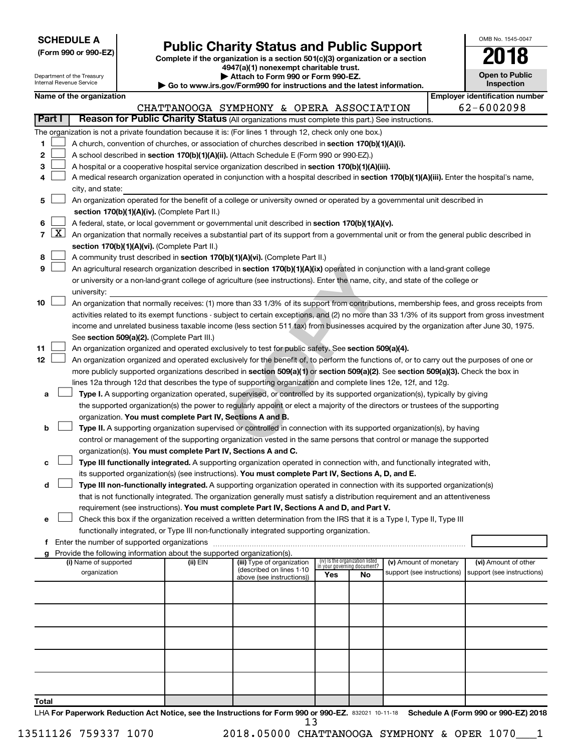**SCHEDULE A**
**(Form 990 or 990-EZ)**

Department of the Treasury
Internal Revenue Service

# Public Charity Status and Public Support

**Complete if the organization is a section 501(c)(3) organization or a section 4947(a)(1) nonexempt charitable trust.**
**▶ Attach to Form 990 or Form 990-EZ.**
**▶ Go to www.irs.gov/Form990 for instructions and the latest information.**

OMB No. 1545-0047
**2018**
**Open to Public Inspection**

**Name of the organization:** CHATTANOOGA SYMPHONY & OPERA ASSOCIATION
**Employer identification number:** 62-6002098

## Part I — Reason for Public Charity Status (All organizations must complete this part.) See instructions.

The organization is not a private foundation because it is: (For lines 1 through 12, check only one box.)

1. [ ] A church, convention of churches, or association of churches described in **section 170(b)(1)(A)(i).**
2. [ ] A school described in **section 170(b)(1)(A)(ii).** (Attach Schedule E (Form 990 or 990-EZ).)
3. [ ] A hospital or a cooperative hospital service organization described in **section 170(b)(1)(A)(iii).**
4. [ ] A medical research organization operated in conjunction with a hospital described in **section 170(b)(1)(A)(iii).** Enter the hospital's name, city, and state:
5. [ ] An organization operated for the benefit of a college or university owned or operated by a governmental unit described in **section 170(b)(1)(A)(iv).** (Complete Part II.)
6. [ ] A federal, state, or local government or governmental unit described in **section 170(b)(1)(A)(v).**
7. [X] An organization that normally receives a substantial part of its support from a governmental unit or from the general public described in **section 170(b)(1)(A)(vi).** (Complete Part II.)
8. [ ] A community trust described in **section 170(b)(1)(A)(vi).** (Complete Part II.)
9. [ ] An agricultural research organization described in **section 170(b)(1)(A)(ix)** operated in conjunction with a land-grant college or university or a non-land-grant college of agriculture (see instructions). Enter the name, city, and state of the college or university:
10. [ ] An organization that normally receives: (1) more than 33 1/3% of its support from contributions, membership fees, and gross receipts from activities related to its exempt functions - subject to certain exceptions, and (2) no more than 33 1/3% of its support from gross investment income and unrelated business taxable income (less section 511 tax) from businesses acquired by the organization after June 30, 1975. See **section 509(a)(2).** (Complete Part III.)
11. [ ] An organization organized and operated exclusively to test for public safety. See **section 509(a)(4).**
12. [ ] An organization organized and operated exclusively for the benefit of, to perform the functions of, or to carry out the purposes of one or more publicly supported organizations described in **section 509(a)(1)** or **section 509(a)(2).** See **section 509(a)(3).** Check the box in lines 12a through 12d that describes the type of supporting organization and complete lines 12e, 12f, and 12g.
   - **a** [ ] **Type I.** A supporting organization operated, supervised, or controlled by its supported organization(s), typically by giving the supported organization(s) the power to regularly appoint or elect a majority of the directors or trustees of the supporting organization. **You must complete Part IV, Sections A and B.**
   - **b** [ ] **Type II.** A supporting organization supervised or controlled in connection with its supported organization(s), by having control or management of the supporting organization vested in the same persons that control or manage the supported organization(s). **You must complete Part IV, Sections A and C.**
   - **c** [ ] **Type III functionally integrated.** A supporting organization operated in connection with, and functionally integrated with, its supported organization(s) (see instructions). **You must complete Part IV, Sections A, D, and E.**
   - **d** [ ] **Type III non-functionally integrated.** A supporting organization operated in connection with its supported organization(s) that is not functionally integrated. The organization generally must satisfy a distribution requirement and an attentiveness requirement (see instructions). **You must complete Part IV, Sections A and D, and Part V.**
   - **e** [ ] Check this box if the organization received a written determination from the IRS that it is a Type I, Type II, Type III functionally integrated, or Type III non-functionally integrated supporting organization.
   - **f** Enter the number of supported organizations
   - **g** Provide the following information about the supported organization(s).

| (i) Name of supported organization | (ii) EIN | (iii) Type of organization (described on lines 1-10 above (see instructions)) | (iv) Is the organization listed in your governing document? Yes | No | (v) Amount of monetary support (see instructions) | (vi) Amount of other support (see instructions) |
|---|---|---|---|---|---|---|
| | | | | | | |
| | | | | | | |
| | | | | | | |
| | | | | | | |
| | | | | | | |
| **Total** | | | | | | |

LHA **For Paperwork Reduction Act Notice, see the Instructions for Form 990 or 990-EZ.** 832021 10-11-18 **Schedule A (Form 990 or 990-EZ) 2018**

13511126 759337 1070 2018.05000 CHATTANOOGA SYMPHONY & OPER 1070___1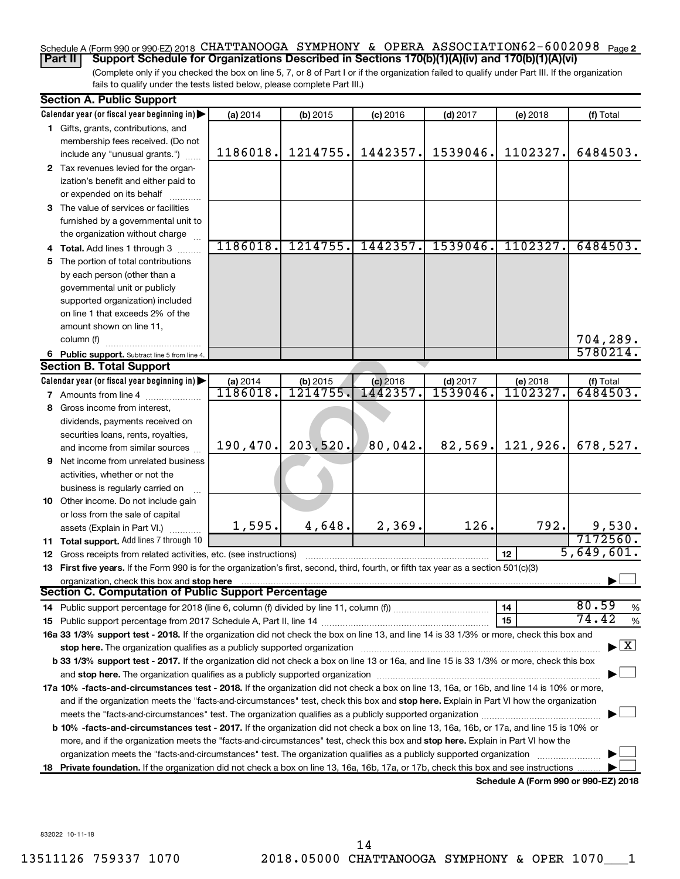Schedule A (Form 990 or 990-EZ) 2018 CHATTANOOGA SYMPHONY & OPERA ASSOCIATION 62-6002098 Page 2

**Part II** **Support Schedule for Organizations Described in Sections 170(b)(1)(A)(iv) and 170(b)(1)(A)(vi)**

(Complete only if you checked the box on line 5, 7, or 8 of Part I or if the organization failed to qualify under Part III. If the organization fails to qualify under the tests listed below, please complete Part III.)

**Section A. Public Support**

| Calendar year (or fiscal year beginning in) ▶ | (a) 2014 | (b) 2015 | (c) 2016 | (d) 2017 | (e) 2018 | (f) Total |
|---|---|---|---|---|---|---|
| **1** Gifts, grants, contributions, and membership fees received. (Do not include any "unusual grants.") | 1186018. | 1214755. | 1442357. | 1539046. | 1102327. | 6484503. |
| **2** Tax revenues levied for the organization's benefit and either paid to or expended on its behalf | | | | | | |
| **3** The value of services or facilities furnished by a governmental unit to the organization without charge | | | | | | |
| **4 Total.** Add lines 1 through 3 | 1186018. | 1214755. | 1442357. | 1539046. | 1102327. | 6484503. |
| **5** The portion of total contributions by each person (other than a governmental unit or publicly supported organization) included on line 1 that exceeds 2% of the amount shown on line 11, column (f) | | | | | | 704,289. |
| **6 Public support.** Subtract line 5 from line 4. | | | | | | 5780214. |

**Section B. Total Support**

| Calendar year (or fiscal year beginning in) ▶ | (a) 2014 | (b) 2015 | (c) 2016 | (d) 2017 | (e) 2018 | (f) Total |
|---|---|---|---|---|---|---|
| **7** Amounts from line 4 | 1186018. | 1214755. | 1442357. | 1539046. | 1102327. | 6484503. |
| **8** Gross income from interest, dividends, payments received on securities loans, rents, royalties, and income from similar sources | 190,470. | 203,520. | 80,042. | 82,569. | 121,926. | 678,527. |
| **9** Net income from unrelated business activities, whether or not the business is regularly carried on | | | | | | |
| **10** Other income. Do not include gain or loss from the sale of capital assets (Explain in Part VI.) | 1,595. | 4,648. | 2,369. | 126. | 792. | 9,530. |
| **11 Total support.** Add lines 7 through 10 | | | | | | 7172560. |
| **12** Gross receipts from related activities, etc. (see instructions) | | | | | 12 | 5,649,601. |

**13 First five years.** If the Form 990 is for the organization's first, second, third, fourth, or fifth tax year as a section 501(c)(3) organization, check this box and **stop here** ▶ ☐

**Section C. Computation of Public Support Percentage**

**14** Public support percentage for 2018 (line 6, column (f) divided by line 11, column (f)) ..... **14** 80.59 %

**15** Public support percentage from 2017 Schedule A, Part II, line 14 ..... **15** 74.42 %

**16a 33 1/3% support test - 2018.** If the organization did not check the box on line 13, and line 14 is 33 1/3% or more, check this box and **stop here.** The organization qualifies as a publicly supported organization ▶ ☒

**b 33 1/3% support test - 2017.** If the organization did not check a box on line 13 or 16a, and line 15 is 33 1/3% or more, check this box and **stop here.** The organization qualifies as a publicly supported organization ▶ ☐

**17a 10% -facts-and-circumstances test - 2018.** If the organization did not check a box on line 13, 16a, or 16b, and line 14 is 10% or more, and if the organization meets the "facts-and-circumstances" test, check this box and **stop here.** Explain in Part VI how the organization meets the "facts-and-circumstances" test. The organization qualifies as a publicly supported organization ▶ ☐

**b 10% -facts-and-circumstances test - 2017.** If the organization did not check a box on line 13, 16a, 16b, or 17a, and line 15 is 10% or more, and if the organization meets the "facts-and-circumstances" test, check this box and **stop here.** Explain in Part VI how the organization meets the "facts-and-circumstances" test. The organization qualifies as a publicly supported organization ▶ ☐

**18 Private foundation.** If the organization did not check a box on line 13, 16a, 16b, 17a, or 17b, check this box and see instructions ▶ ☐

**Schedule A (Form 990 or 990-EZ) 2018**

832022 10-11-18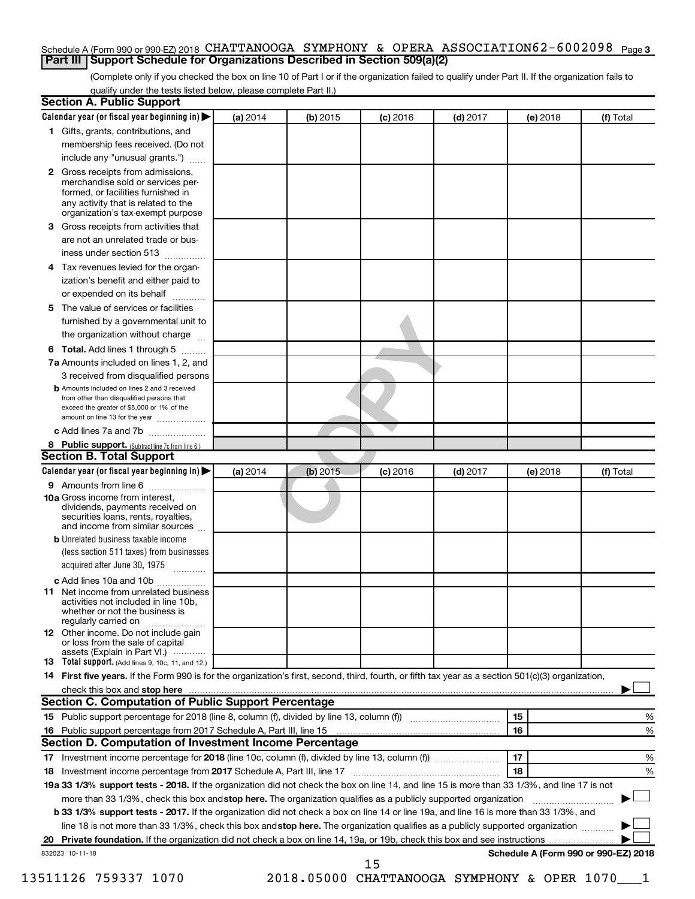Schedule A (Form 990 or 990-EZ) 2018 CHATTANOOGA SYMPHONY & OPERA ASSOCIATION 62-6002098 Page 3

## Part III Support Schedule for Organizations Described in Section 509(a)(2)

(Complete only if you checked the box on line 10 of Part I or if the organization failed to qualify under Part II. If the organization fails to qualify under the tests listed below, please complete Part II.)

### Section A. Public Support

| Calendar year (or fiscal year beginning in) ▶ | (a) 2014 | (b) 2015 | (c) 2016 | (d) 2017 | (e) 2018 | (f) Total |
|---|---|---|---|---|---|---|
| **1** Gifts, grants, contributions, and membership fees received. (Do not include any "unusual grants.") | | | | | | |
| **2** Gross receipts from admissions, merchandise sold or services performed, or facilities furnished in any activity that is related to the organization's tax-exempt purpose | | | | | | |
| **3** Gross receipts from activities that are not an unrelated trade or business under section 513 | | | | | | |
| **4** Tax revenues levied for the organization's benefit and either paid to or expended on its behalf | | | | | | |
| **5** The value of services or facilities furnished by a governmental unit to the organization without charge | | | | | | |
| **6 Total.** Add lines 1 through 5 | | | | | | |
| **7a** Amounts included on lines 1, 2, and 3 received from disqualified persons | | | | | | |
| **b** Amounts included on lines 2 and 3 received from other than disqualified persons that exceed the greater of $5,000 or 1% of the amount on line 13 for the year | | | | | | |
| **c** Add lines 7a and 7b | | | | | | |
| **8 Public support.** (Subtract line 7c from line 6.) | | | | | | |

### Section B. Total Support

| Calendar year (or fiscal year beginning in) ▶ | (a) 2014 | (b) 2015 | (c) 2016 | (d) 2017 | (e) 2018 | (f) Total |
|---|---|---|---|---|---|---|
| **9** Amounts from line 6 | | | | | | |
| **10a** Gross income from interest, dividends, payments received on securities loans, rents, royalties, and income from similar sources | | | | | | |
| **b** Unrelated business taxable income (less section 511 taxes) from businesses acquired after June 30, 1975 | | | | | | |
| **c** Add lines 10a and 10b | | | | | | |
| **11** Net income from unrelated business activities not included in line 10b, whether or not the business is regularly carried on | | | | | | |
| **12** Other income. Do not include gain or loss from the sale of capital assets (Explain in Part VI.) | | | | | | |
| **13 Total support.** (Add lines 9, 10c, 11, and 12.) | | | | | | |

**14 First five years.** If the Form 990 is for the organization's first, second, third, fourth, or fifth tax year as a section 501(c)(3) organization, check this box and **stop here** ▶ ☐

### Section C. Computation of Public Support Percentage

| | | | |
|---|---|---|---|
| **15** Public support percentage for 2018 (line 8, column (f), divided by line 13, column (f)) | 15 | | % |
| **16** Public support percentage from 2017 Schedule A, Part III, line 15 | 16 | | % |

### Section D. Computation of Investment Income Percentage

| | | | |
|---|---|---|---|
| **17** Investment income percentage for **2018** (line 10c, column (f), divided by line 13, column (f)) | 17 | | % |
| **18** Investment income percentage from **2017** Schedule A, Part III, line 17 | 18 | | % |

**19a 33 1/3% support tests - 2018.** If the organization did not check the box on line 14, and line 15 is more than 33 1/3%, and line 17 is not more than 33 1/3%, check this box and **stop here.** The organization qualifies as a publicly supported organization ▶ ☐

**b 33 1/3% support tests - 2017.** If the organization did not check a box on line 14 or line 19a, and line 16 is more than 33 1/3%, and line 18 is not more than 33 1/3%, check this box and **stop here.** The organization qualifies as a publicly supported organization ▶ ☐

**20 Private foundation.** If the organization did not check a box on line 14, 19a, or 19b, check this box and see instructions ▶ ☐

832023 10-11-18 **Schedule A (Form 990 or 990-EZ) 2018**

13511126 759337 1070 2018.05000 CHATTANOOGA SYMPHONY & OPER 1070___1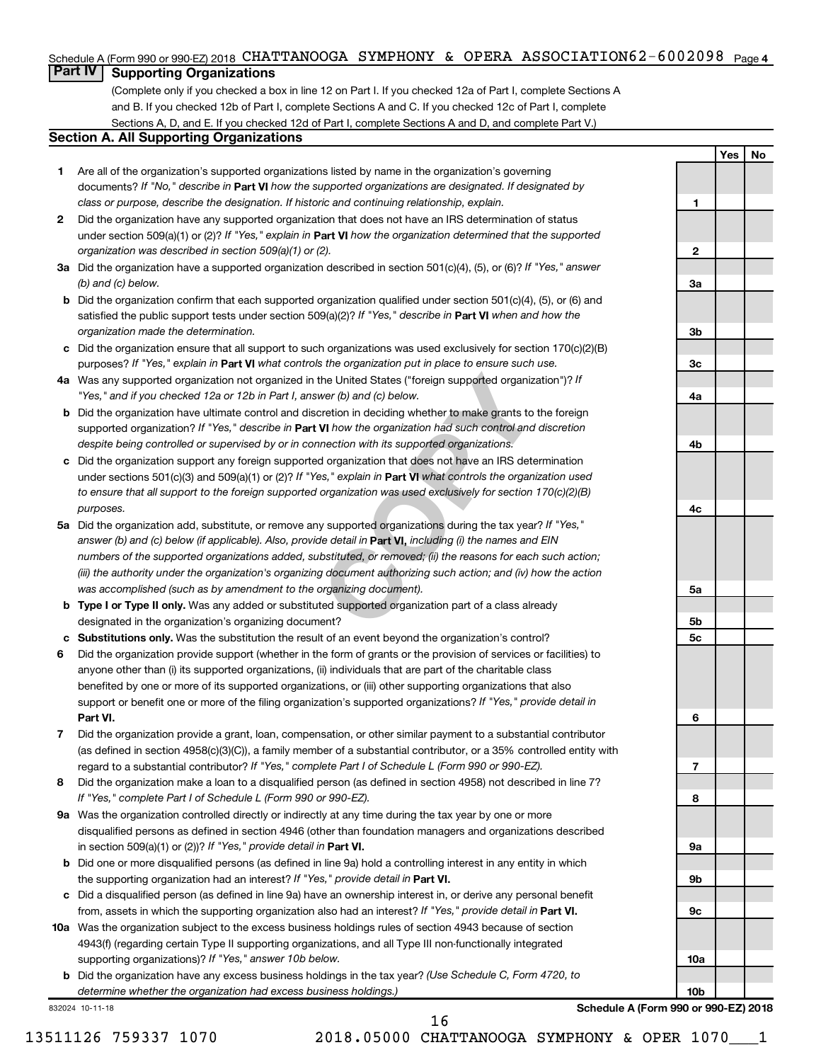Schedule A (Form 990 or 990-EZ) 2018 CHATTANOOGA SYMPHONY & OPERA ASSOCIATION 62-6002098 Page 4

## Part IV Supporting Organizations

(Complete only if you checked a box in line 12 on Part I. If you checked 12a of Part I, complete Sections A and B. If you checked 12b of Part I, complete Sections A and C. If you checked 12c of Part I, complete Sections A, D, and E. If you checked 12d of Part I, complete Sections A and D, and complete Part V.)

### Section A. All Supporting Organizations

| | | | Yes | No |
|---|---|---|---|---|
| **1** | Are all of the organization's supported organizations listed by name in the organization's governing documents? *If "No," describe in* **Part VI** *how the supported organizations are designated. If designated by class or purpose, describe the designation. If historic and continuing relationship, explain.* | 1 | | |
| **2** | Did the organization have any supported organization that does not have an IRS determination of status under section 509(a)(1) or (2)? *If "Yes," explain in* **Part VI** *how the organization determined that the supported organization was described in section 509(a)(1) or (2).* | 2 | | |
| **3a** | Did the organization have a supported organization described in section 501(c)(4), (5), or (6)? *If "Yes," answer (b) and (c) below.* | 3a | | |
| **b** | Did the organization confirm that each supported organization qualified under section 501(c)(4), (5), or (6) and satisfied the public support tests under section 509(a)(2)? *If "Yes," describe in* **Part VI** *when and how the organization made the determination.* | 3b | | |
| **c** | Did the organization ensure that all support to such organizations was used exclusively for section 170(c)(2)(B) purposes? *If "Yes," explain in* **Part VI** *what controls the organization put in place to ensure such use.* | 3c | | |
| **4a** | Was any supported organization not organized in the United States ("foreign supported organization")? *If "Yes," and if you checked 12a or 12b in Part I, answer (b) and (c) below.* | 4a | | |
| **b** | Did the organization have ultimate control and discretion in deciding whether to make grants to the foreign supported organization? *If "Yes," describe in* **Part VI** *how the organization had such control and discretion despite being controlled or supervised by or in connection with its supported organizations.* | 4b | | |
| **c** | Did the organization support any foreign supported organization that does not have an IRS determination under sections 501(c)(3) and 509(a)(1) or (2)? *If "Yes," explain in* **Part VI** *what controls the organization used to ensure that all support to the foreign supported organization was used exclusively for section 170(c)(2)(B) purposes.* | 4c | | |
| **5a** | Did the organization add, substitute, or remove any supported organizations during the tax year? *If "Yes," answer (b) and (c) below (if applicable). Also, provide detail in* **Part VI,** *including (i) the names and EIN numbers of the supported organizations added, substituted, or removed; (ii) the reasons for each such action; (iii) the authority under the organization's organizing document authorizing such action; and (iv) how the action was accomplished (such as by amendment to the organizing document).* | 5a | | |
| **b** | **Type I or Type II only.** Was any added or substituted supported organization part of a class already designated in the organization's organizing document? | 5b | | |
| **c** | **Substitutions only.** Was the substitution the result of an event beyond the organization's control? | 5c | | |
| **6** | Did the organization provide support (whether in the form of grants or the provision of services or facilities) to anyone other than (i) its supported organizations, (ii) individuals that are part of the charitable class benefited by one or more of its supported organizations, or (iii) other supporting organizations that also support or benefit one or more of the filing organization's supported organizations? *If "Yes," provide detail in* **Part VI.** | 6 | | |
| **7** | Did the organization provide a grant, loan, compensation, or other similar payment to a substantial contributor (as defined in section 4958(c)(3)(C)), a family member of a substantial contributor, or a 35% controlled entity with regard to a substantial contributor? *If "Yes," complete Part I of Schedule L (Form 990 or 990-EZ).* | 7 | | |
| **8** | Did the organization make a loan to a disqualified person (as defined in section 4958) not described in line 7? *If "Yes," complete Part I of Schedule L (Form 990 or 990-EZ).* | 8 | | |
| **9a** | Was the organization controlled directly or indirectly at any time during the tax year by one or more disqualified persons as defined in section 4946 (other than foundation managers and organizations described in section 509(a)(1) or (2))? *If "Yes," provide detail in* **Part VI.** | 9a | | |
| **b** | Did one or more disqualified persons (as defined in line 9a) hold a controlling interest in any entity in which the supporting organization had an interest? *If "Yes," provide detail in* **Part VI.** | 9b | | |
| **c** | Did a disqualified person (as defined in line 9a) have an ownership interest in, or derive any personal benefit from, assets in which the supporting organization also had an interest? *If "Yes," provide detail in* **Part VI.** | 9c | | |
| **10a** | Was the organization subject to the excess business holdings rules of section 4943 because of section 4943(f) (regarding certain Type II supporting organizations, and all Type III non-functionally integrated supporting organizations)? *If "Yes," answer 10b below.* | 10a | | |
| **b** | Did the organization have any excess business holdings in the tax year? *(Use Schedule C, Form 4720, to determine whether the organization had excess business holdings.)* | 10b | | |

832024 10-11-18

**Schedule A (Form 990 or 990-EZ) 2018**

13511126 759337 1070 2018.05000 CHATTANOOGA SYMPHONY & OPER 1070___1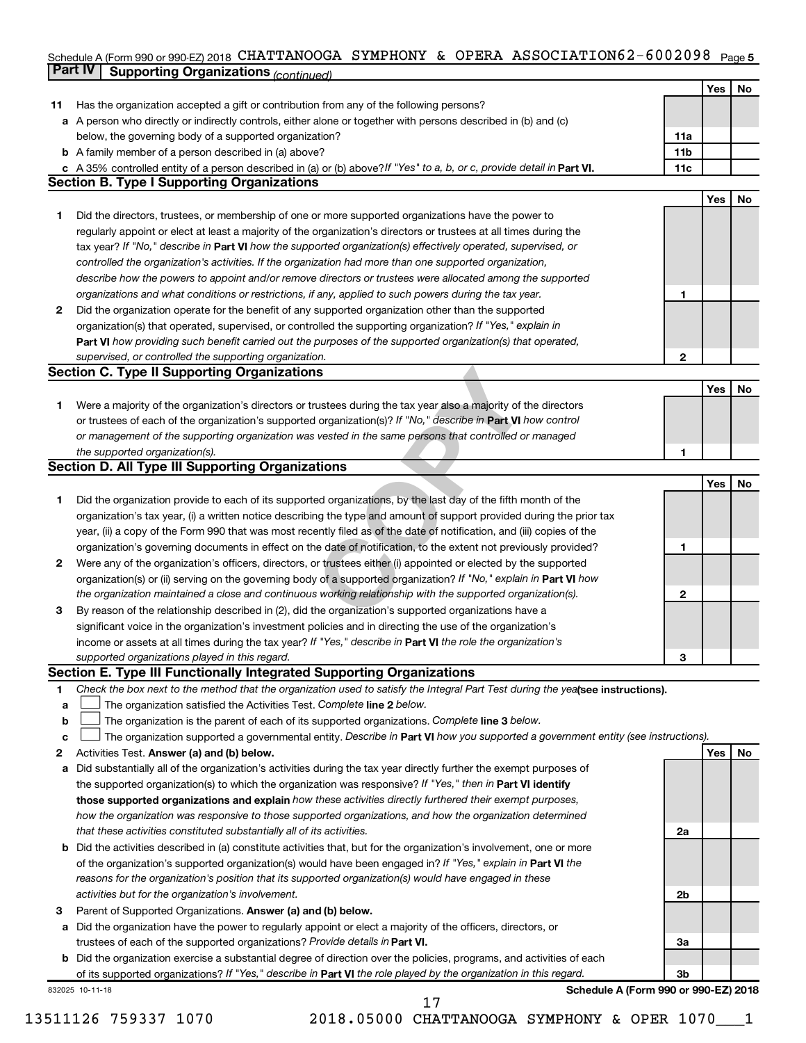Schedule A (Form 990 or 990-EZ) 2018 CHATTANOOGA SYMPHONY & OPERA ASSOCIATION62-6002098 Page 5

## Part IV Supporting Organizations *(continued)*

| | | | Yes | No |
|---|---|---|---|---|
| **11** | Has the organization accepted a gift or contribution from any of the following persons? | | | |
| **a** | A person who directly or indirectly controls, either alone or together with persons described in (b) and (c) below, the governing body of a supported organization? | 11a | | |
| **b** | A family member of a person described in (a) above? | 11b | | |
| **c** | A 35% controlled entity of a person described in (a) or (b) above? *If "Yes" to a, b, or c, provide detail in* **Part VI.** | 11c | | |

### Section B. Type I Supporting Organizations

| | | | Yes | No |
|---|---|---|---|---|
| **1** | Did the directors, trustees, or membership of one or more supported organizations have the power to regularly appoint or elect at least a majority of the organization's directors or trustees at all times during the tax year? *If "No," describe in* **Part VI** *how the supported organization(s) effectively operated, supervised, or controlled the organization's activities. If the organization had more than one supported organization, describe how the powers to appoint and/or remove directors or trustees were allocated among the supported organizations and what conditions or restrictions, if any, applied to such powers during the tax year.* | 1 | | |
| **2** | Did the organization operate for the benefit of any supported organization other than the supported organization(s) that operated, supervised, or controlled the supporting organization? *If "Yes," explain in* **Part VI** *how providing such benefit carried out the purposes of the supported organization(s) that operated, supervised, or controlled the supporting organization.* | 2 | | |

### Section C. Type II Supporting Organizations

| | | | Yes | No |
|---|---|---|---|---|
| **1** | Were a majority of the organization's directors or trustees during the tax year also a majority of the directors or trustees of each of the organization's supported organization(s)? *If "No," describe in* **Part VI** *how control or management of the supporting organization was vested in the same persons that controlled or managed the supported organization(s).* | 1 | | |

### Section D. All Type III Supporting Organizations

| | | | Yes | No |
|---|---|---|---|---|
| **1** | Did the organization provide to each of its supported organizations, by the last day of the fifth month of the organization's tax year, (i) a written notice describing the type and amount of support provided during the prior tax year, (ii) a copy of the Form 990 that was most recently filed as of the date of notification, and (iii) copies of the organization's governing documents in effect on the date of notification, to the extent not previously provided? | 1 | | |
| **2** | Were any of the organization's officers, directors, or trustees either (i) appointed or elected by the supported organization(s) or (ii) serving on the governing body of a supported organization? *If "No," explain in* **Part VI** *how the organization maintained a close and continuous working relationship with the supported organization(s).* | 2 | | |
| **3** | By reason of the relationship described in (2), did the organization's supported organizations have a significant voice in the organization's investment policies and in directing the use of the organization's income or assets at all times during the tax year? *If "Yes," describe in* **Part VI** *the role the organization's supported organizations played in this regard.* | 3 | | |

### Section E. Type III Functionally Integrated Supporting Organizations

**1** *Check the box next to the method that the organization used to satisfy the Integral Part Test during the year* **(see instructions).**

- **a** ☐ The organization satisfied the Activities Test. *Complete* **line 2** *below.*
- **b** ☐ The organization is the parent of each of its supported organizations. *Complete* **line 3** *below.*
- **c** ☐ The organization supported a governmental entity. *Describe in* **Part VI** *how you supported a government entity (see instructions).*

| | | | Yes | No |
|---|---|---|---|---|
| **2** | Activities Test. **Answer (a) and (b) below.** | | | |
| **a** | Did substantially all of the organization's activities during the tax year directly further the exempt purposes of the supported organization(s) to which the organization was responsive? *If "Yes," then in* **Part VI identify those supported organizations and explain** *how these activities directly furthered their exempt purposes, how the organization was responsive to those supported organizations, and how the organization determined that these activities constituted substantially all of its activities.* | 2a | | |
| **b** | Did the activities described in (a) constitute activities that, but for the organization's involvement, one or more of the organization's supported organization(s) would have been engaged in? *If "Yes," explain in* **Part VI** *the reasons for the organization's position that its supported organization(s) would have engaged in these activities but for the organization's involvement.* | 2b | | |
| **3** | Parent of Supported Organizations. **Answer (a) and (b) below.** | | | |
| **a** | Did the organization have the power to regularly appoint or elect a majority of the officers, directors, or trustees of each of the supported organizations? *Provide details in* **Part VI.** | 3a | | |
| **b** | Did the organization exercise a substantial degree of direction over the policies, programs, and activities of each of its supported organizations? *If "Yes," describe in* **Part VI** *the role played by the organization in this regard.* | 3b | | |

832025 10-11-18 **Schedule A (Form 990 or 990-EZ) 2018**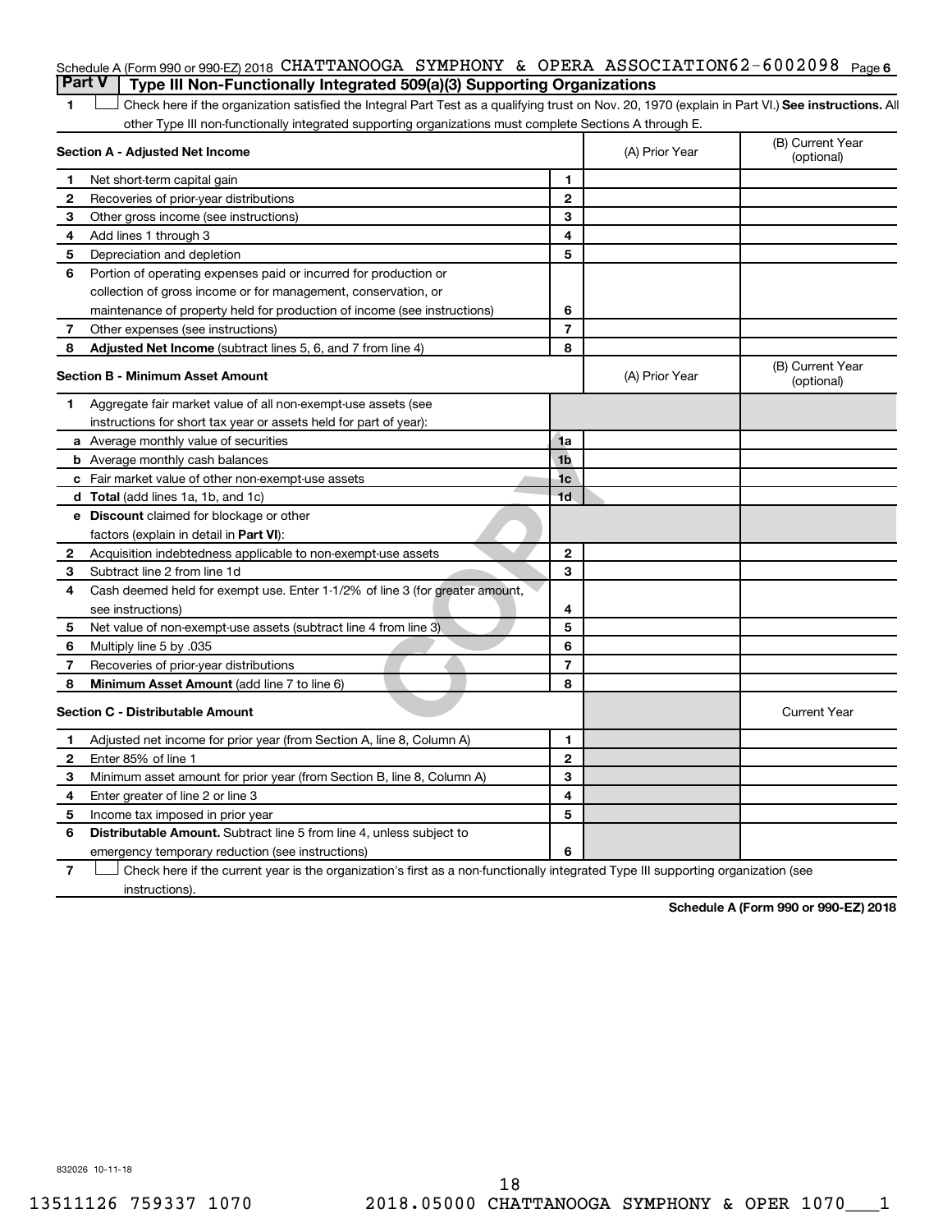Schedule A (Form 990 or 990-EZ) 2018 CHATTANOOGA SYMPHONY & OPERA ASSOCIATION62-6002098 Page 6

## Part V Type III Non-Functionally Integrated 509(a)(3) Supporting Organizations

1 ☐ Check here if the organization satisfied the Integral Part Test as a qualifying trust on Nov. 20, 1970 (explain in Part VI.) **See instructions.** All other Type III non-functionally integrated supporting organizations must complete Sections A through E.

| **Section A - Adjusted Net Income** | | (A) Prior Year | (B) Current Year (optional) |
|---|---|---|---|
| **1** Net short-term capital gain | 1 | | |
| **2** Recoveries of prior-year distributions | 2 | | |
| **3** Other gross income (see instructions) | 3 | | |
| **4** Add lines 1 through 3 | 4 | | |
| **5** Depreciation and depletion | 5 | | |
| **6** Portion of operating expenses paid or incurred for production or collection of gross income or for management, conservation, or maintenance of property held for production of income (see instructions) | 6 | | |
| **7** Other expenses (see instructions) | 7 | | |
| **8** **Adjusted Net Income** (subtract lines 5, 6, and 7 from line 4) | 8 | | |

| **Section B - Minimum Asset Amount** | | (A) Prior Year | (B) Current Year (optional) |
|---|---|---|---|
| **1** Aggregate fair market value of all non-exempt-use assets (see instructions for short tax year or assets held for part of year): | | | |
| **a** Average monthly value of securities | 1a | | |
| **b** Average monthly cash balances | 1b | | |
| **c** Fair market value of other non-exempt-use assets | 1c | | |
| **d** **Total** (add lines 1a, 1b, and 1c) | 1d | | |
| **e** **Discount** claimed for blockage or other factors (explain in detail in **Part VI**): | | | |
| **2** Acquisition indebtedness applicable to non-exempt-use assets | 2 | | |
| **3** Subtract line 2 from line 1d | 3 | | |
| **4** Cash deemed held for exempt use. Enter 1-1/2% of line 3 (for greater amount, see instructions) | 4 | | |
| **5** Net value of non-exempt-use assets (subtract line 4 from line 3) | 5 | | |
| **6** Multiply line 5 by .035 | 6 | | |
| **7** Recoveries of prior-year distributions | 7 | | |
| **8** **Minimum Asset Amount** (add line 7 to line 6) | 8 | | |

| **Section C - Distributable Amount** | | | Current Year |
|---|---|---|---|
| **1** Adjusted net income for prior year (from Section A, line 8, Column A) | 1 | | |
| **2** Enter 85% of line 1 | 2 | | |
| **3** Minimum asset amount for prior year (from Section B, line 8, Column A) | 3 | | |
| **4** Enter greater of line 2 or line 3 | 4 | | |
| **5** Income tax imposed in prior year | 5 | | |
| **6** **Distributable Amount.** Subtract line 5 from line 4, unless subject to emergency temporary reduction (see instructions) | 6 | | |

7 ☐ Check here if the current year is the organization's first as a non-functionally integrated Type III supporting organization (see instructions).

**Schedule A (Form 990 or 990-EZ) 2018**

832026 10-11-18

13511126 759337 1070 2018.05000 CHATTANOOGA SYMPHONY & OPER 1070___1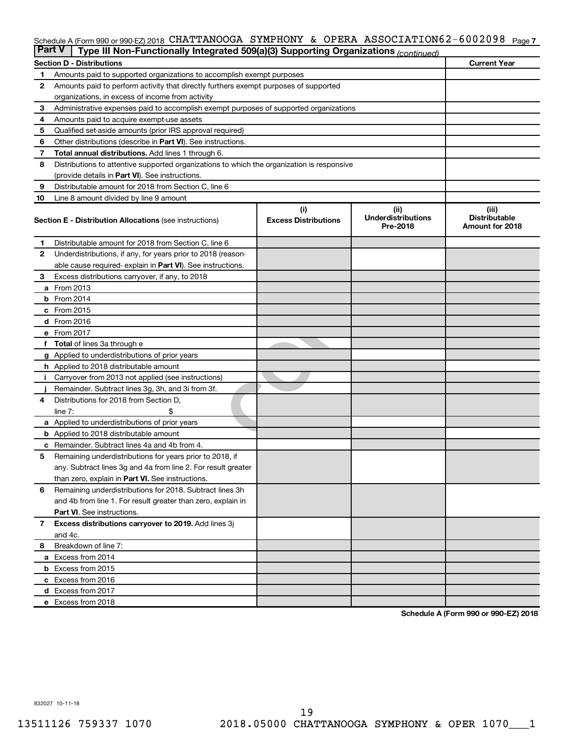Schedule A (Form 990 or 990-EZ) 2018 CHATTANOOGA SYMPHONY & OPERA ASSOCIATION 62-6002098 Page 7

**Part V | Type III Non-Functionally Integrated 509(a)(3) Supporting Organizations** *(continued)*

| Section D - Distributions | | Current Year |
|---|---|---|
| 1 | Amounts paid to supported organizations to accomplish exempt purposes | |
| 2 | Amounts paid to perform activity that directly furthers exempt purposes of supported organizations, in excess of income from activity | |
| 3 | Administrative expenses paid to accomplish exempt purposes of supported organizations | |
| 4 | Amounts paid to acquire exempt-use assets | |
| 5 | Qualified set-aside amounts (prior IRS approval required) | |
| 6 | Other distributions (describe in **Part VI**). See instructions. | |
| 7 | **Total annual distributions.** Add lines 1 through 6. | |
| 8 | Distributions to attentive supported organizations to which the organization is responsive (provide details in **Part VI**). See instructions. | |
| 9 | Distributable amount for 2018 from Section C, line 6 | |
| 10 | Line 8 amount divided by line 9 amount | |

| | **Section E - Distribution Allocations** (see instructions) | (i) Excess Distributions | (ii) Underdistributions Pre-2018 | (iii) Distributable Amount for 2018 |
|---|---|---|---|---|
| 1 | Distributable amount for 2018 from Section C, line 6 | | | |
| 2 | Underdistributions, if any, for years prior to 2018 (reasonable cause required- explain in **Part VI**). See instructions. | | | |
| 3 | Excess distributions carryover, if any, to 2018 | | | |
| a | From 2013 | | | |
| b | From 2014 | | | |
| c | From 2015 | | | |
| d | From 2016 | | | |
| e | From 2017 | | | |
| f | **Total** of lines 3a through e | | | |
| g | Applied to underdistributions of prior years | | | |
| h | Applied to 2018 distributable amount | | | |
| i | Carryover from 2013 not applied (see instructions) | | | |
| j | Remainder. Subtract lines 3g, 3h, and 3i from 3f. | | | |
| 4 | Distributions for 2018 from Section D, line 7: $ | | | |
| a | Applied to underdistributions of prior years | | | |
| b | Applied to 2018 distributable amount | | | |
| c | Remainder. Subtract lines 4a and 4b from 4. | | | |
| 5 | Remaining underdistributions for years prior to 2018, if any. Subtract lines 3g and 4a from line 2. For result greater than zero, explain in **Part VI.** See instructions. | | | |
| 6 | Remaining underdistributions for 2018. Subtract lines 3h and 4b from line 1. For result greater than zero, explain in **Part VI**. See instructions. | | | |
| 7 | **Excess distributions carryover to 2019.** Add lines 3j and 4c. | | | |
| 8 | Breakdown of line 7: | | | |
| a | Excess from 2014 | | | |
| b | Excess from 2015 | | | |
| c | Excess from 2016 | | | |
| d | Excess from 2017 | | | |
| e | Excess from 2018 | | | |

**Schedule A (Form 990 or 990-EZ) 2018**

832027 10-11-18

13511126 759337 1070 2018.05000 CHATTANOOGA SYMPHONY & OPER 1070___1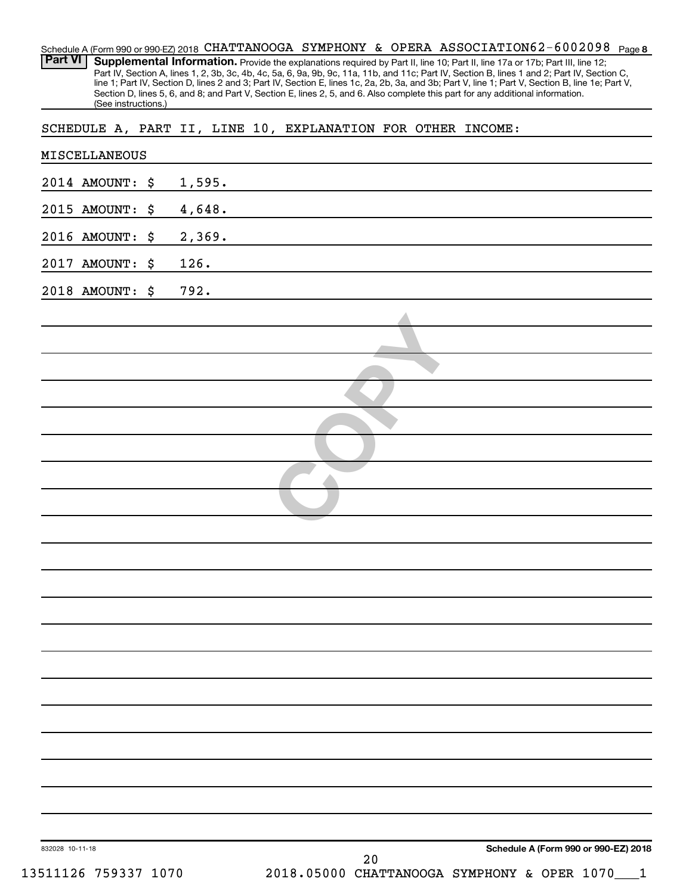Schedule A (Form 990 or 990-EZ) 2018 CHATTANOOGA SYMPHONY & OPERA ASSOCIATION 62-6002098 Page 8

**Part VI** **Supplemental Information.** Provide the explanations required by Part II, line 10; Part II, line 17a or 17b; Part III, line 12; Part IV, Section A, lines 1, 2, 3b, 3c, 4b, 4c, 5a, 6, 9a, 9b, 9c, 11a, 11b, and 11c; Part IV, Section B, lines 1 and 2; Part IV, Section C, line 1; Part IV, Section D, lines 2 and 3; Part IV, Section E, lines 1c, 2a, 2b, 3a, and 3b; Part V, line 1; Part V, Section B, line 1e; Part V, Section D, lines 5, 6, and 8; and Part V, Section E, lines 2, 5, and 6. Also complete this part for any additional information. (See instructions.)

SCHEDULE A, PART II, LINE 10, EXPLANATION FOR OTHER INCOME:

MISCELLANEOUS

2014 AMOUNT: $ 1,595.

2015 AMOUNT: $ 4,648.

2016 AMOUNT: $ 2,369.

2017 AMOUNT: $ 126.

2018 AMOUNT: $ 792.

832028 10-11-18

Schedule A (Form 990 or 990-EZ) 2018

13511126 759337 1070 2018.05000 CHATTANOOGA SYMPHONY & OPER 1070___1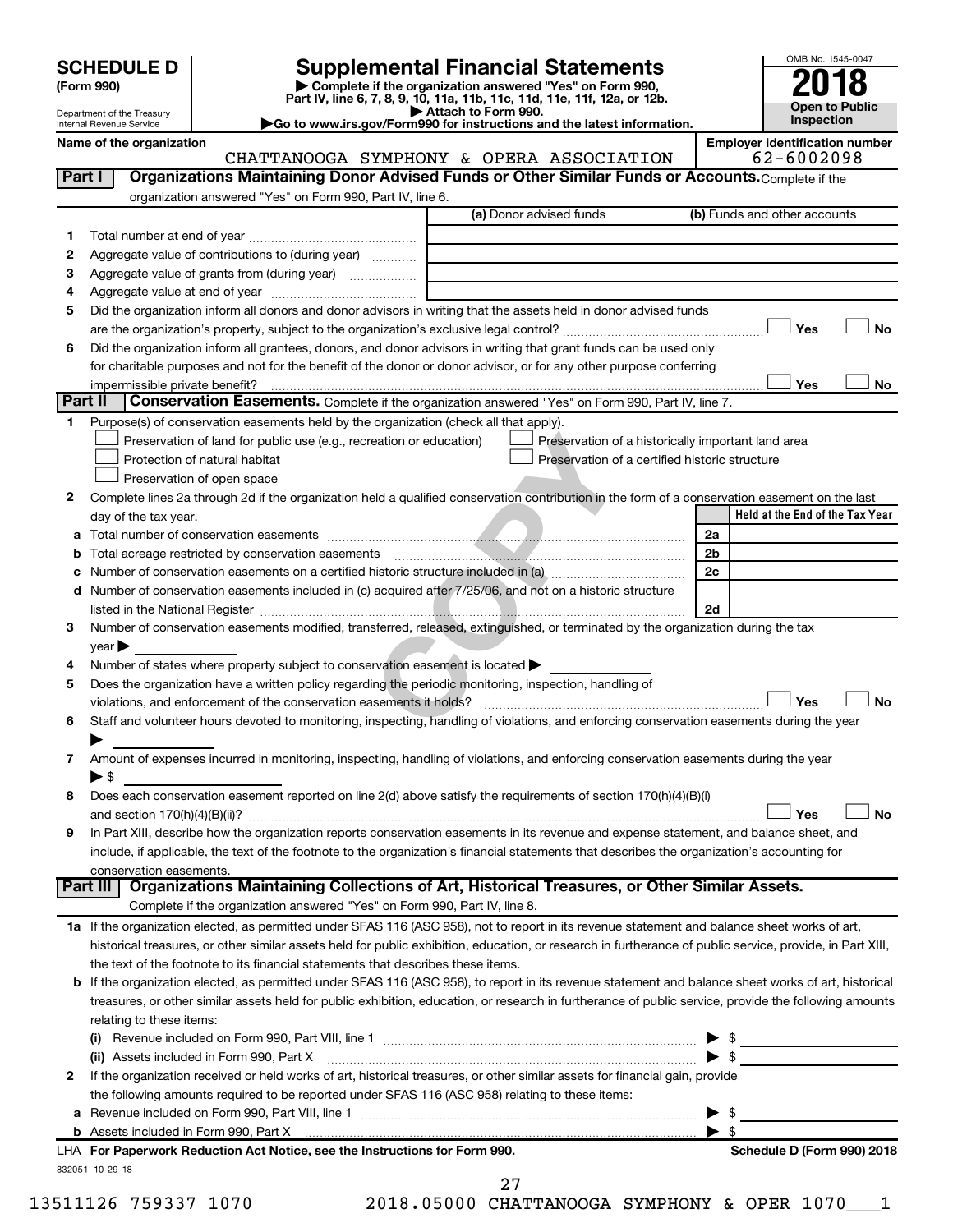**SCHEDULE D (Form 990)**

Department of the Treasury
Internal Revenue Service

# Supplemental Financial Statements

▶ Complete if the organization answered "Yes" on Form 990, Part IV, line 6, 7, 8, 9, 10, 11a, 11b, 11c, 11d, 11e, 11f, 12a, or 12b.
▶ Attach to Form 990.
▶Go to www.irs.gov/Form990 for instructions and the latest information.

OMB No. 1545-0047

**2018**

**Open to Public Inspection**

**Name of the organization** CHATTANOOGA SYMPHONY & OPERA ASSOCIATION

**Employer identification number** 62-6002098

**Part I — Organizations Maintaining Donor Advised Funds or Other Similar Funds or Accounts.** Complete if the organization answered "Yes" on Form 990, Part IV, line 6.

| | | (a) Donor advised funds | (b) Funds and other accounts |
|---|---|---|---|
| 1 | Total number at end of year | | |
| 2 | Aggregate value of contributions to (during year) | | |
| 3 | Aggregate value of grants from (during year) | | |
| 4 | Aggregate value at end of year | | |

5 Did the organization inform all donors and donor advisors in writing that the assets held in donor advised funds are the organization's property, subject to the organization's exclusive legal control? ☐ Yes ☐ No

6 Did the organization inform all grantees, donors, and donor advisors in writing that grant funds can be used only for charitable purposes and not for the benefit of the donor or donor advisor, or for any other purpose conferring impermissible private benefit? ☐ Yes ☐ No

**Part II — Conservation Easements.** Complete if the organization answered "Yes" on Form 990, Part IV, line 7.

1 Purpose(s) of conservation easements held by the organization (check all that apply).
- ☐ Preservation of land for public use (e.g., recreation or education)
- ☐ Protection of natural habitat
- ☐ Preservation of open space
- ☐ Preservation of a historically important land area
- ☐ Preservation of a certified historic structure

2 Complete lines 2a through 2d if the organization held a qualified conservation contribution in the form of a conservation easement on the last day of the tax year.

| | | | Held at the End of the Tax Year |
|---|---|---|---|
| a | Total number of conservation easements | 2a | |
| b | Total acreage restricted by conservation easements | 2b | |
| c | Number of conservation easements on a certified historic structure included in (a) | 2c | |
| d | Number of conservation easements included in (c) acquired after 7/25/06, and not on a historic structure listed in the National Register | 2d | |

3 Number of conservation easements modified, transferred, released, extinguished, or terminated by the organization during the tax year ▶

4 Number of states where property subject to conservation easement is located ▶

5 Does the organization have a written policy regarding the periodic monitoring, inspection, handling of violations, and enforcement of the conservation easements it holds? ☐ Yes ☐ No

6 Staff and volunteer hours devoted to monitoring, inspecting, handling of violations, and enforcing conservation easements during the year ▶

7 Amount of expenses incurred in monitoring, inspecting, handling of violations, and enforcing conservation easements during the year ▶ $

8 Does each conservation easement reported on line 2(d) above satisfy the requirements of section 170(h)(4)(B)(i) and section 170(h)(4)(B)(ii)? ☐ Yes ☐ No

9 In Part XIII, describe how the organization reports conservation easements in its revenue and expense statement, and balance sheet, and include, if applicable, the text of the footnote to the organization's financial statements that describes the organization's accounting for conservation easements.

**Part III — Organizations Maintaining Collections of Art, Historical Treasures, or Other Similar Assets.** Complete if the organization answered "Yes" on Form 990, Part IV, line 8.

1a If the organization elected, as permitted under SFAS 116 (ASC 958), not to report in its revenue statement and balance sheet works of art, historical treasures, or other similar assets held for public exhibition, education, or research in furtherance of public service, provide, in Part XIII, the text of the footnote to its financial statements that describes these items.

b If the organization elected, as permitted under SFAS 116 (ASC 958), to report in its revenue statement and balance sheet works of art, historical treasures, or other similar assets held for public exhibition, education, or research in furtherance of public service, provide the following amounts relating to these items:

(i) Revenue included on Form 990, Part VIII, line 1 ▶ $

(ii) Assets included in Form 990, Part X ▶ $

2 If the organization received or held works of art, historical treasures, or other similar assets for financial gain, provide the following amounts required to be reported under SFAS 116 (ASC 958) relating to these items:

a Revenue included on Form 990, Part VIII, line 1 ▶ $

b Assets included in Form 990, Part X ▶ $

LHA **For Paperwork Reduction Act Notice, see the Instructions for Form 990.** **Schedule D (Form 990) 2018**

832051 10-29-18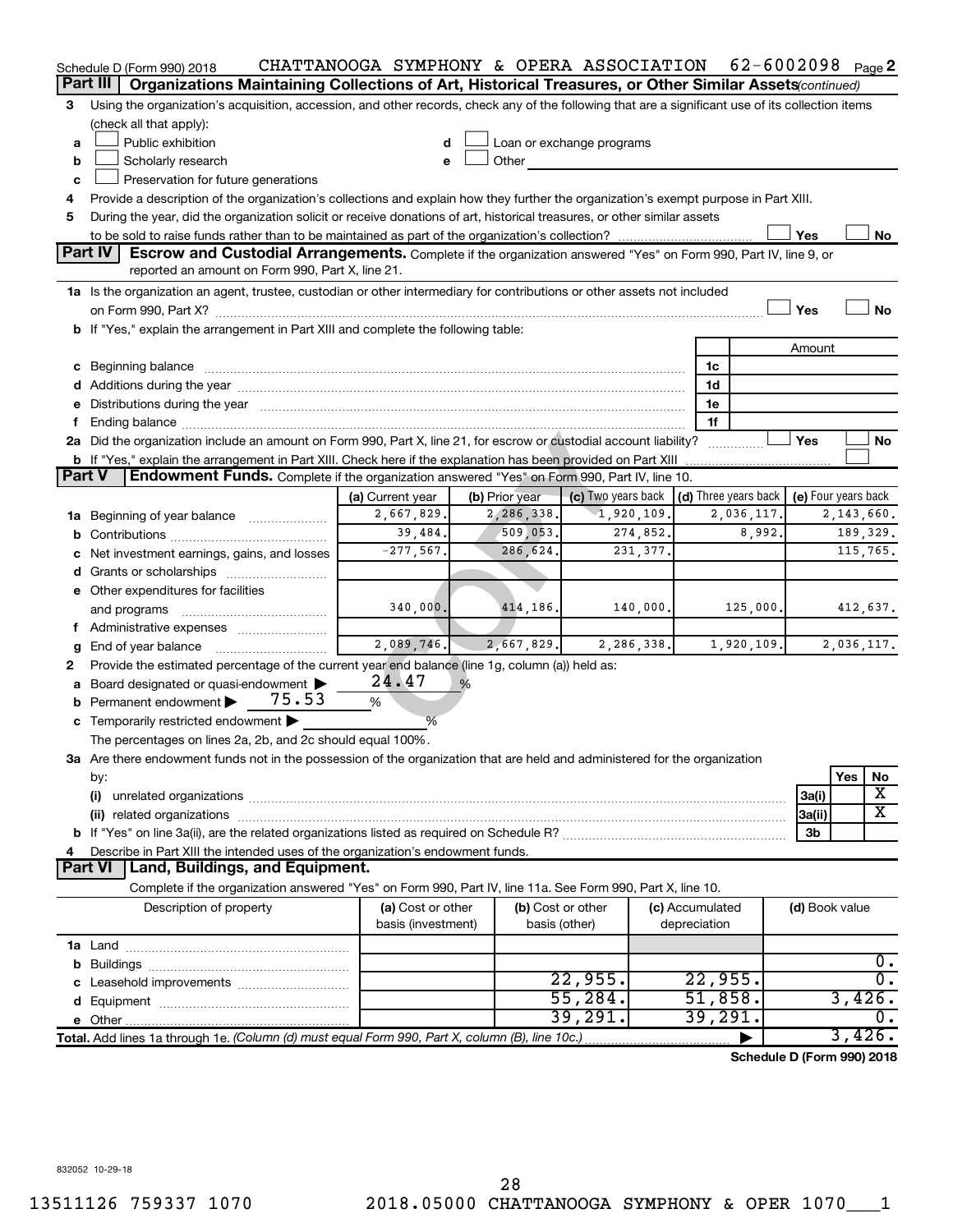Schedule D (Form 990) 2018 CHATTANOOGA SYMPHONY & OPERA ASSOCIATION 62-6002098 Page 2

## Part III Organizations Maintaining Collections of Art, Historical Treasures, or Other Similar Assets *(continued)*

3 Using the organization's acquisition, accession, and other records, check any of the following that are a significant use of its collection items (check all that apply):

- a ☐ Public exhibition
- b ☐ Scholarly research
- c ☐ Preservation for future generations
- d ☐ Loan or exchange programs
- e ☐ Other

4 Provide a description of the organization's collections and explain how they further the organization's exempt purpose in Part XIII.

5 During the year, did the organization solicit or receive donations of art, historical treasures, or other similar assets to be sold to raise funds rather than to be maintained as part of the organization's collection? ☐ Yes ☐ No

## Part IV Escrow and Custodial Arrangements.

Complete if the organization answered "Yes" on Form 990, Part IV, line 9, or reported an amount on Form 990, Part X, line 21.

1a Is the organization an agent, trustee, custodian or other intermediary for contributions or other assets not included on Form 990, Part X? ☐ Yes ☐ No

b If "Yes," explain the arrangement in Part XIII and complete the following table:

| | | Amount |
|---|---|---|
| c Beginning balance | 1c | |
| d Additions during the year | 1d | |
| e Distributions during the year | 1e | |
| f Ending balance | 1f | |

2a Did the organization include an amount on Form 990, Part X, line 21, for escrow or custodial account liability? ☐ Yes ☐ No

b If "Yes," explain the arrangement in Part XIII. Check here if the explanation has been provided on Part XIII ☐

## Part V Endowment Funds.

Complete if the organization answered "Yes" on Form 990, Part IV, line 10.

| | (a) Current year | (b) Prior year | (c) Two years back | (d) Three years back | (e) Four years back |
|---|---|---|---|---|---|
| 1a Beginning of year balance | 2,667,829. | 2,286,338. | 1,920,109. | 2,036,117. | 2,143,660. |
| b Contributions | 39,484. | 509,053. | 274,852. | 8,992. | 189,329. |
| c Net investment earnings, gains, and losses | -277,567. | 286,624. | 231,377. | | 115,765. |
| d Grants or scholarships | | | | | |
| e Other expenditures for facilities and programs | 340,000. | 414,186. | 140,000. | 125,000. | 412,637. |
| f Administrative expenses | | | | | |
| g End of year balance | 2,089,746. | 2,667,829. | 2,286,338. | 1,920,109. | 2,036,117. |

2 Provide the estimated percentage of the current year end balance (line 1g, column (a)) held as:

- a Board designated or quasi-endowment ▶ 24.47 %
- b Permanent endowment ▶ 75.53 %
- c Temporarily restricted endowment ▶ %

The percentages on lines 2a, 2b, and 2c should equal 100%.

3a Are there endowment funds not in the possession of the organization that are held and administered for the organization by:

| | | Yes | No |
|---|---|---|---|
| (i) unrelated organizations | 3a(i) | | X |
| (ii) related organizations | 3a(ii) | | X |
| b If "Yes" on line 3a(ii), are the related organizations listed as required on Schedule R? | 3b | | |

4 Describe in Part XIII the intended uses of the organization's endowment funds.

## Part VI Land, Buildings, and Equipment.

Complete if the organization answered "Yes" on Form 990, Part IV, line 11a. See Form 990, Part X, line 10.

| Description of property | (a) Cost or other basis (investment) | (b) Cost or other basis (other) | (c) Accumulated depreciation | (d) Book value |
|---|---|---|---|---|
| 1a Land | | | | |
| b Buildings | | | | 0. |
| c Leasehold improvements | | 22,955. | 22,955. | 0. |
| d Equipment | | 55,284. | 51,858. | 3,426. |
| e Other | | 39,291. | 39,291. | 0. |
| Total. Add lines 1a through 1e. *(Column (d) must equal Form 990, Part X, column (B), line 10c.)* | | | ▶ | 3,426. |

Schedule D (Form 990) 2018

832052 10-29-18

13511126 759337 1070 2018.05000 CHATTANOOGA SYMPHONY & OPER 1070___1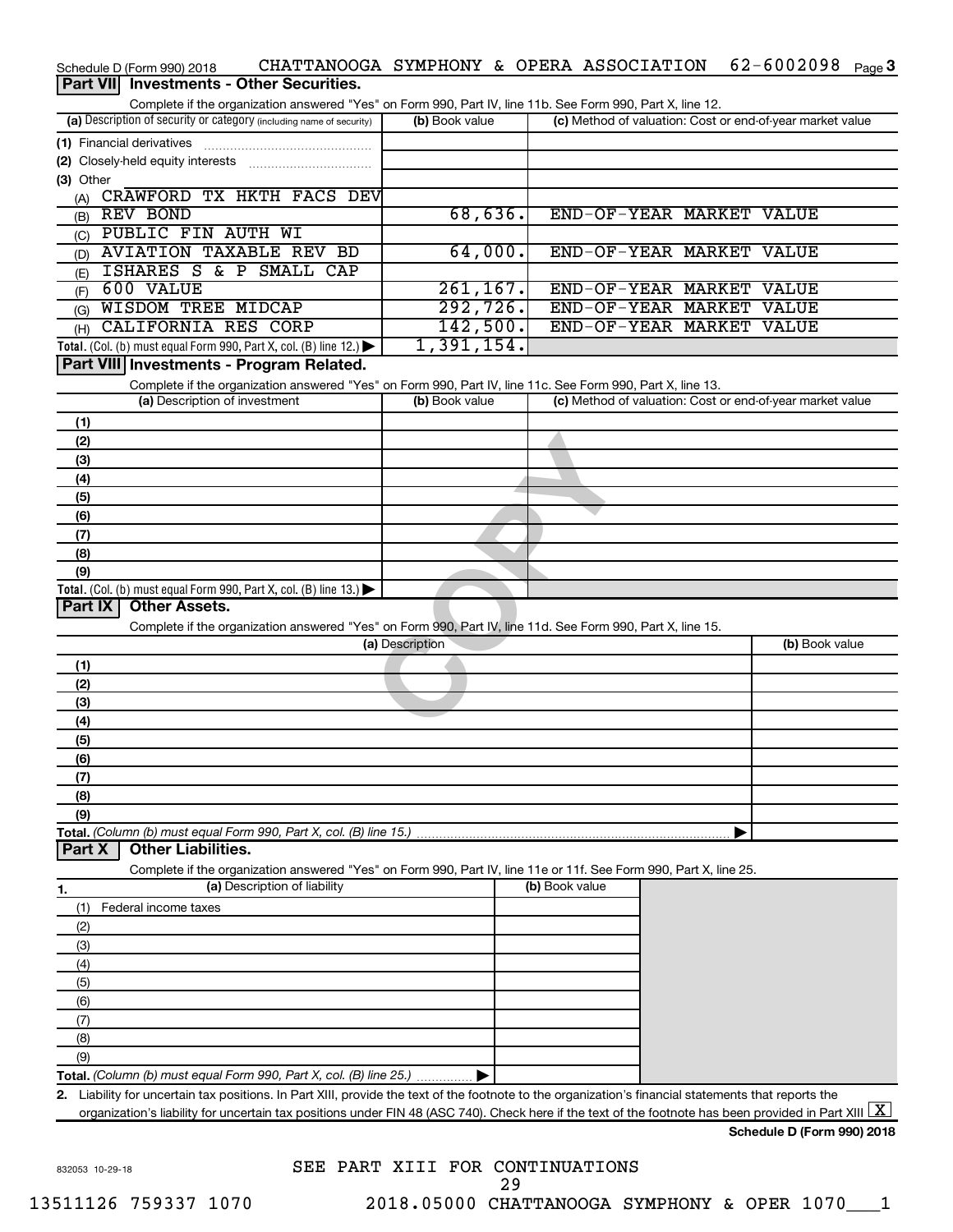Schedule D (Form 990) 2018 CHATTANOOGA SYMPHONY & OPERA ASSOCIATION 62-6002098

## Part VII Investments - Other Securities.

Complete if the organization answered "Yes" on Form 990, Part IV, line 11b. See Form 990, Part X, line 12.

| (a) Description of security or category (including name of security) | (b) Book value | (c) Method of valuation: Cost or end-of-year market value |
|---|---|---|
| (1) Financial derivatives | | |
| (2) Closely-held equity interests | | |
| (3) Other | | |
| (A) CRAWFORD TX HKTH FACS DEV | | |
| (B) REV BOND | 68,636. | END-OF-YEAR MARKET VALUE |
| (C) PUBLIC FIN AUTH WI | | |
| (D) AVIATION TAXABLE REV BD | 64,000. | END-OF-YEAR MARKET VALUE |
| (E) ISHARES S & P SMALL CAP | | |
| (F) 600 VALUE | 261,167. | END-OF-YEAR MARKET VALUE |
| (G) WISDOM TREE MIDCAP | 292,726. | END-OF-YEAR MARKET VALUE |
| (H) CALIFORNIA RES CORP | 142,500. | END-OF-YEAR MARKET VALUE |
| Total. (Col. (b) must equal Form 990, Part X, col. (B) line 12.) | 1,391,154. | |

## Part VIII Investments - Program Related.

Complete if the organization answered "Yes" on Form 990, Part IV, line 11c. See Form 990, Part X, line 13.

| (a) Description of investment | (b) Book value | (c) Method of valuation: Cost or end-of-year market value |
|---|---|---|
| (1) | | |
| (2) | | |
| (3) | | |
| (4) | | |
| (5) | | |
| (6) | | |
| (7) | | |
| (8) | | |
| (9) | | |
| Total. (Col. (b) must equal Form 990, Part X, col. (B) line 13.) | | |

## Part IX Other Assets.

Complete if the organization answered "Yes" on Form 990, Part IV, line 11d. See Form 990, Part X, line 15.

| (a) Description | (b) Book value |
|---|---|
| (1) | |
| (2) | |
| (3) | |
| (4) | |
| (5) | |
| (6) | |
| (7) | |
| (8) | |
| (9) | |
| Total. (Column (b) must equal Form 990, Part X, col. (B) line 15.) | |

## Part X Other Liabilities.

Complete if the organization answered "Yes" on Form 990, Part IV, line 11e or 11f. See Form 990, Part X, line 25.

| 1. (a) Description of liability | (b) Book value |
|---|---|
| (1) Federal income taxes | |
| (2) | |
| (3) | |
| (4) | |
| (5) | |
| (6) | |
| (7) | |
| (8) | |
| (9) | |
| Total. (Column (b) must equal Form 990, Part X, col. (B) line 25.) | |

2. Liability for uncertain tax positions. In Part XIII, provide the text of the footnote to the organization's financial statements that reports the organization's liability for uncertain tax positions under FIN 48 (ASC 740). Check here if the text of the footnote has been provided in Part XIII [X]

Schedule D (Form 990) 2018

SEE PART XIII FOR CONTINUATIONS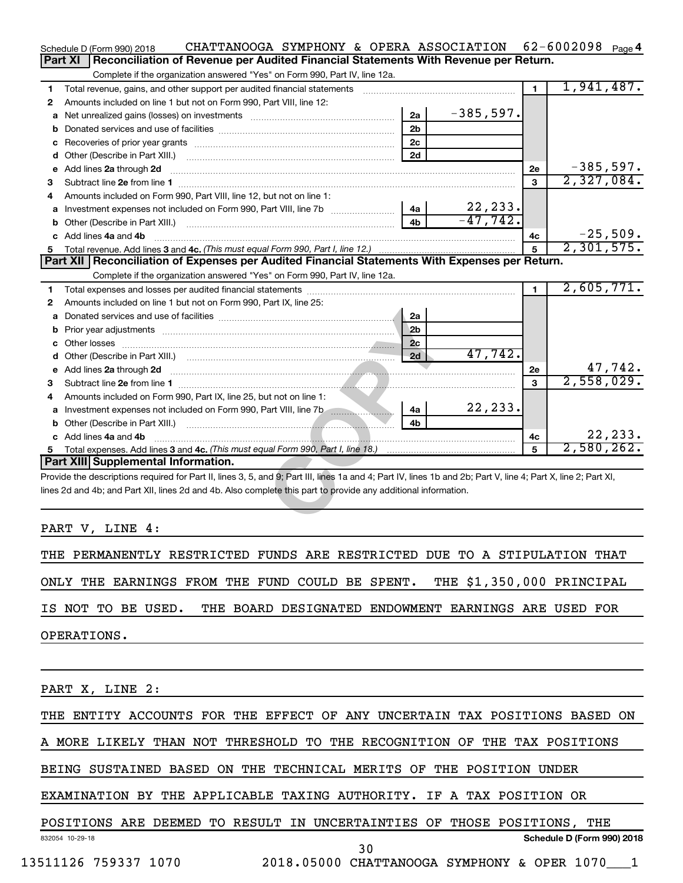Schedule D (Form 990) 2018 CHATTANOOGA SYMPHONY & OPERA ASSOCIATION 62-6002098 Page 4

## Part XI Reconciliation of Revenue per Audited Financial Statements With Revenue per Return.

Complete if the organization answered "Yes" on Form 990, Part IV, line 12a.

| | | | | | |
|---|---|---|---|---|---|
| 1 | Total revenue, gains, and other support per audited financial statements | | | 1 | 1,941,487. |
| 2 | Amounts included on line 1 but not on Form 990, Part VIII, line 12: | | | | |
| a | Net unrealized gains (losses) on investments | 2a | -385,597. | | |
| b | Donated services and use of facilities | 2b | | | |
| c | Recoveries of prior year grants | 2c | | | |
| d | Other (Describe in Part XIII.) | 2d | | | |
| e | Add lines 2a through 2d | | | 2e | -385,597. |
| 3 | Subtract line 2e from line 1 | | | 3 | 2,327,084. |
| 4 | Amounts included on Form 990, Part VIII, line 12, but not on line 1: | | | | |
| a | Investment expenses not included on Form 990, Part VIII, line 7b | 4a | 22,233. | | |
| b | Other (Describe in Part XIII.) | 4b | -47,742. | | |
| c | Add lines 4a and 4b | | | 4c | -25,509. |
| 5 | Total revenue. Add lines 3 and 4c. *(This must equal Form 990, Part I, line 12.)* | | | 5 | 2,301,575. |

## Part XII Reconciliation of Expenses per Audited Financial Statements With Expenses per Return.

Complete if the organization answered "Yes" on Form 990, Part IV, line 12a.

| | | | | | |
|---|---|---|---|---|---|
| 1 | Total expenses and losses per audited financial statements | | | 1 | 2,605,771. |
| 2 | Amounts included on line 1 but not on Form 990, Part IX, line 25: | | | | |
| a | Donated services and use of facilities | 2a | | | |
| b | Prior year adjustments | 2b | | | |
| c | Other losses | 2c | | | |
| d | Other (Describe in Part XIII.) | 2d | 47,742. | | |
| e | Add lines 2a through 2d | | | 2e | 47,742. |
| 3 | Subtract line 2e from line 1 | | | 3 | 2,558,029. |
| 4 | Amounts included on Form 990, Part IX, line 25, but not on line 1: | | | | |
| a | Investment expenses not included on Form 990, Part VIII, line 7b | 4a | 22,233. | | |
| b | Other (Describe in Part XIII.) | 4b | | | |
| c | Add lines 4a and 4b | | | 4c | 22,233. |
| 5 | Total expenses. Add lines 3 and 4c. *(This must equal Form 990, Part I, line 18.)* | | | 5 | 2,580,262. |

## Part XIII Supplemental Information.

Provide the descriptions required for Part II, lines 3, 5, and 9; Part III, lines 1a and 4; Part IV, lines 1b and 2b; Part V, line 4; Part X, line 2; Part XI, lines 2d and 4b; and Part XII, lines 2d and 4b. Also complete this part to provide any additional information.

PART V, LINE 4:

THE PERMANENTLY RESTRICTED FUNDS ARE RESTRICTED DUE TO A STIPULATION THAT ONLY THE EARNINGS FROM THE FUND COULD BE SPENT. THE $1,350,000 PRINCIPAL IS NOT TO BE USED. THE BOARD DESIGNATED ENDOWMENT EARNINGS ARE USED FOR OPERATIONS.

PART X, LINE 2:

THE ENTITY ACCOUNTS FOR THE EFFECT OF ANY UNCERTAIN TAX POSITIONS BASED ON A MORE LIKELY THAN NOT THRESHOLD TO THE RECOGNITION OF THE TAX POSITIONS BEING SUSTAINED BASED ON THE TECHNICAL MERITS OF THE POSITION UNDER EXAMINATION BY THE APPLICABLE TAXING AUTHORITY. IF A TAX POSITION OR POSITIONS ARE DEEMED TO RESULT IN UNCERTAINTIES OF THOSE POSITIONS, THE

832054 10-29-18 Schedule D (Form 990) 2018

13511126 759337 1070 2018.05000 CHATTANOOGA SYMPHONY & OPER 1070___1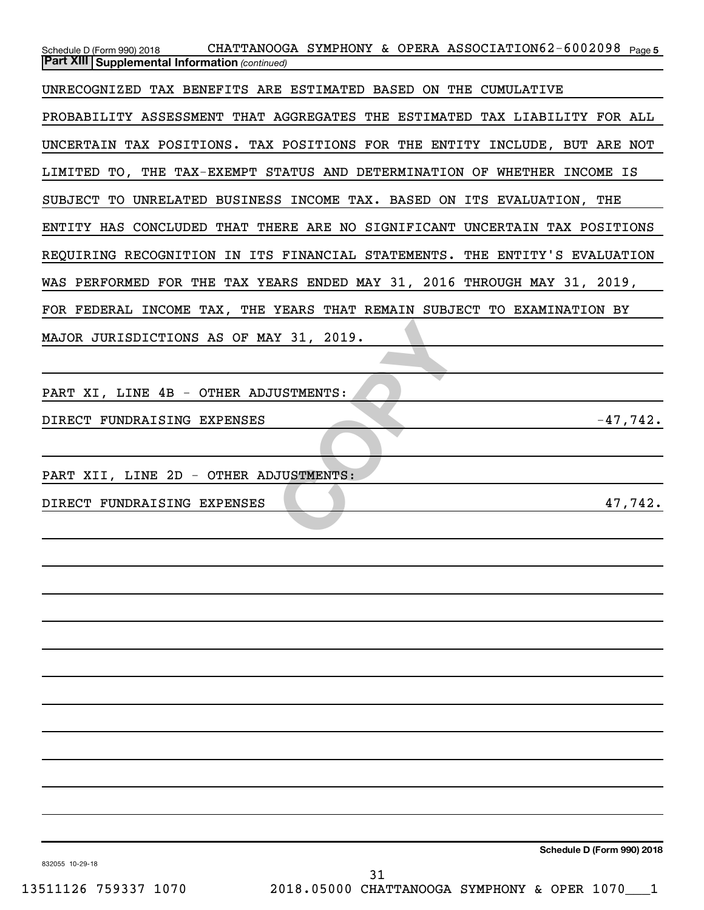Schedule D (Form 990) 2018 CHATTANOOGA SYMPHONY & OPERA ASSOCIATION 62-6002098 Page 5

**Part XIII Supplemental Information** *(continued)*

UNRECOGNIZED TAX BENEFITS ARE ESTIMATED BASED ON THE CUMULATIVE PROBABILITY ASSESSMENT THAT AGGREGATES THE ESTIMATED TAX LIABILITY FOR ALL UNCERTAIN TAX POSITIONS. TAX POSITIONS FOR THE ENTITY INCLUDE, BUT ARE NOT LIMITED TO, THE TAX-EXEMPT STATUS AND DETERMINATION OF WHETHER INCOME IS SUBJECT TO UNRELATED BUSINESS INCOME TAX. BASED ON ITS EVALUATION, THE ENTITY HAS CONCLUDED THAT THERE ARE NO SIGNIFICANT UNCERTAIN TAX POSITIONS REQUIRING RECOGNITION IN ITS FINANCIAL STATEMENTS. THE ENTITY'S EVALUATION WAS PERFORMED FOR THE TAX YEARS ENDED MAY 31, 2016 THROUGH MAY 31, 2019, FOR FEDERAL INCOME TAX, THE YEARS THAT REMAIN SUBJECT TO EXAMINATION BY MAJOR JURISDICTIONS AS OF MAY 31, 2019.

PART XI, LINE 4B - OTHER ADJUSTMENTS:

| | |
|---|---|
| DIRECT FUNDRAISING EXPENSES | -47,742. |

PART XII, LINE 2D - OTHER ADJUSTMENTS:

| | |
|---|---|
| DIRECT FUNDRAISING EXPENSES | 47,742. |

Schedule D (Form 990) 2018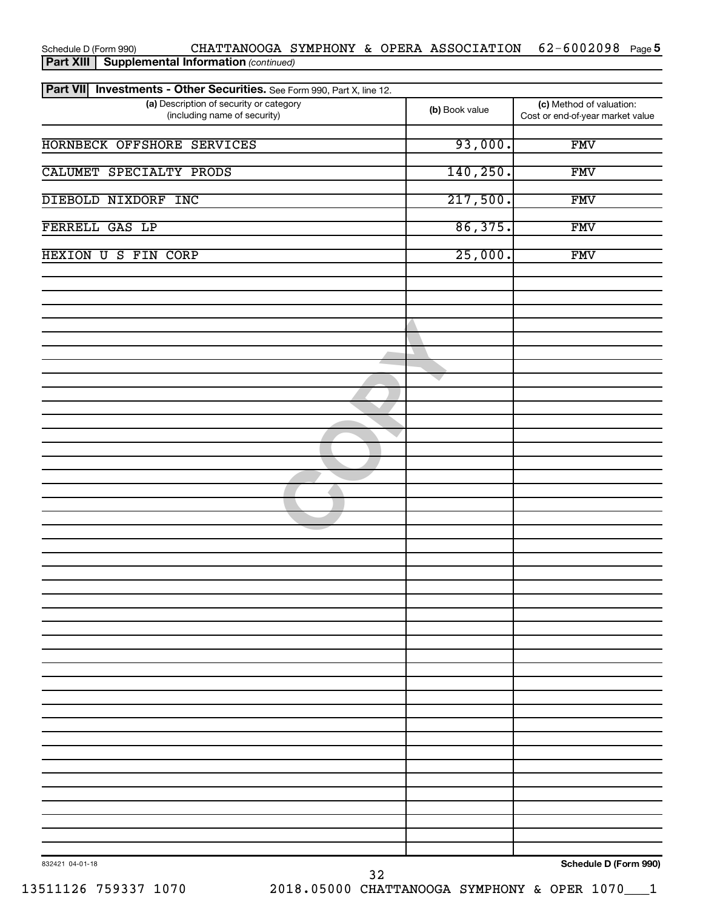Schedule D (Form 990) CHATTANOOGA SYMPHONY & OPERA ASSOCIATION 62-6002098 Page 5

**Part XIII Supplemental Information** *(continued)*

**Part VII Investments - Other Securities.** See Form 990, Part X, line 12.

| (a) Description of security or category (including name of security) | (b) Book value | (c) Method of valuation: Cost or end-of-year market value |
|---|---|---|
| HORNBECK OFFSHORE SERVICES | 93,000. | FMV |
| CALUMET SPECIALTY PRODS | 140,250. | FMV |
| DIEBOLD NIXDORF INC | 217,500. | FMV |
| FERRELL GAS LP | 86,375. | FMV |
| HEXION U S FIN CORP | 25,000. | FMV |

832421 04-01-18

**Schedule D (Form 990)**

13511126 759337 1070 2018.05000 CHATTANOOGA SYMPHONY & OPER 1070___1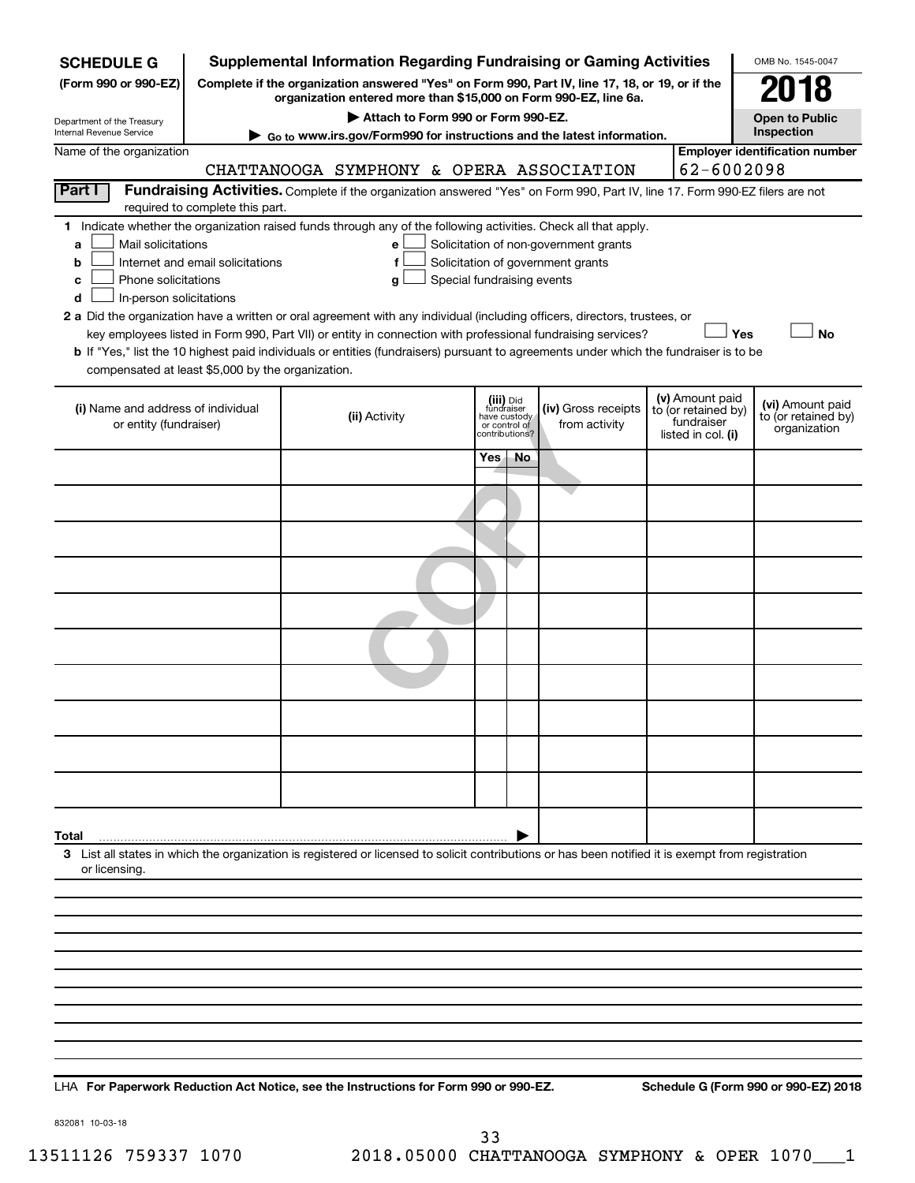**SCHEDULE G** (Form 990 or 990-EZ)

Department of the Treasury
Internal Revenue Service

# Supplemental Information Regarding Fundraising or Gaming Activities

**Complete if the organization answered "Yes" on Form 990, Part IV, line 17, 18, or 19, or if the organization entered more than $15,000 on Form 990-EZ, line 6a.**

▶ Attach to Form 990 or Form 990-EZ.

▶ Go to www.irs.gov/Form990 for instructions and the latest information.

OMB No. 1545-0047

**2018**

**Open to Public Inspection**

Name of the organization: CHATTANOOGA SYMPHONY & OPERA ASSOCIATION

Employer identification number: 62-6002098

## Part I Fundraising Activities.

Complete if the organization answered "Yes" on Form 990, Part IV, line 17. Form 990-EZ filers are not required to complete this part.

**1** Indicate whether the organization raised funds through any of the following activities. Check all that apply.

- **a** ☐ Mail solicitations
- **b** ☐ Internet and email solicitations
- **c** ☐ Phone solicitations
- **d** ☐ In-person solicitations
- **e** ☐ Solicitation of non-government grants
- **f** ☐ Solicitation of government grants
- **g** ☐ Special fundraising events

**2 a** Did the organization have a written or oral agreement with any individual (including officers, directors, trustees, or key employees listed in Form 990, Part VII) or entity in connection with professional fundraising services? ☐ Yes ☐ No

**b** If "Yes," list the 10 highest paid individuals or entities (fundraisers) pursuant to agreements under which the fundraiser is to be compensated at least $5,000 by the organization.

| (i) Name and address of individual or entity (fundraiser) | (ii) Activity | (iii) Did fundraiser have custody or control of contributions? Yes | No | (iv) Gross receipts from activity | (v) Amount paid to (or retained by) fundraiser listed in col. (i) | (vi) Amount paid to (or retained by) organization |
|---|---|---|---|---|---|---|
| | | | | | | |
| | | | | | | |
| | | | | | | |
| | | | | | | |
| | | | | | | |
| | | | | | | |
| | | | | | | |
| | | | | | | |
| | | | | | | |
| | | | | | | |
| **Total** ▶ | | | | | | |

**3** List all states in which the organization is registered or licensed to solicit contributions or has been notified it is exempt from registration or licensing.

LHA **For Paperwork Reduction Act Notice, see the Instructions for Form 990 or 990-EZ.** **Schedule G (Form 990 or 990-EZ) 2018**

832081 10-03-18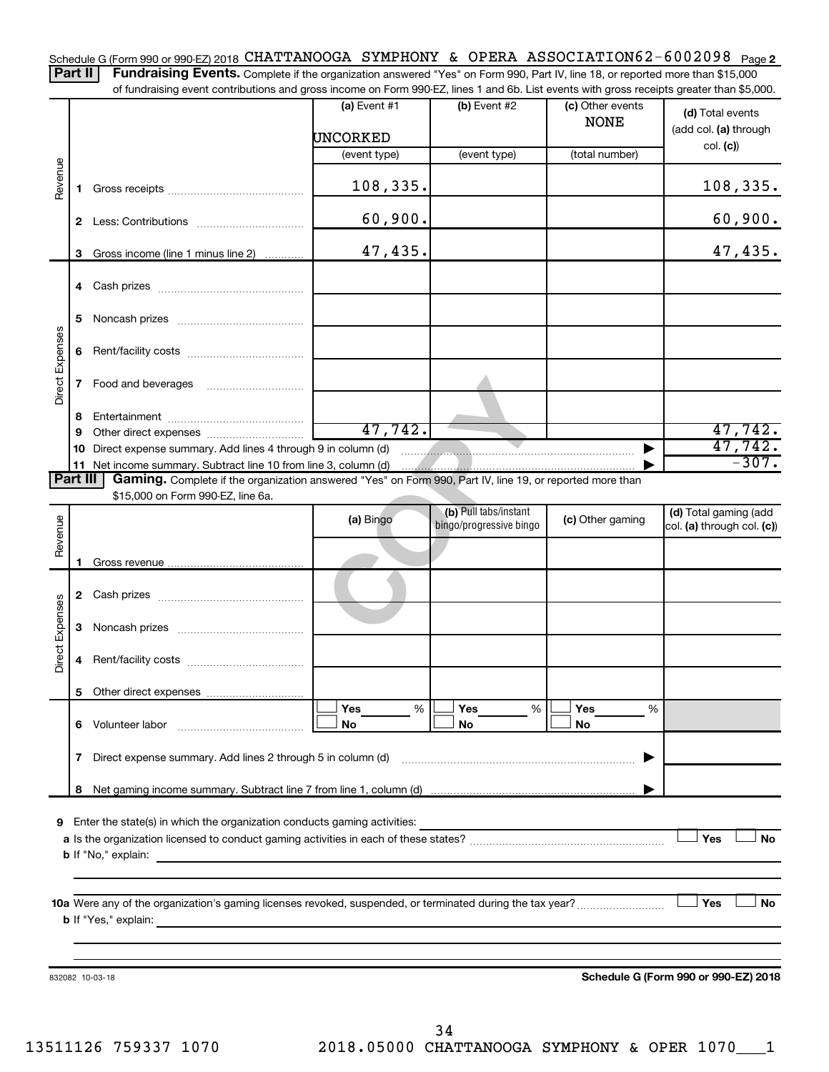Schedule G (Form 990 or 990-EZ) 2018 CHATTANOOGA SYMPHONY & OPERA ASSOCIATION 62-6002098 Page 2

**Part II** **Fundraising Events.** Complete if the organization answered "Yes" on Form 990, Part IV, line 18, or reported more than $15,000 of fundraising event contributions and gross income on Form 990-EZ, lines 1 and 6b. List events with gross receipts greater than $5,000.

| | | (a) Event #1 | (b) Event #2 | (c) Other events | (d) Total events (add col. (a) through col. (c)) |
|---|---|---|---|---|---|
| | | UNCORKED | | NONE | |
| | | (event type) | (event type) | (total number) | |
| Revenue | 1 Gross receipts | 108,335. | | | 108,335. |
| | 2 Less: Contributions | 60,900. | | | 60,900. |
| | 3 Gross income (line 1 minus line 2) | 47,435. | | | 47,435. |
| Direct Expenses | 4 Cash prizes | | | | |
| | 5 Noncash prizes | | | | |
| | 6 Rent/facility costs | | | | |
| | 7 Food and beverages | | | | |
| | 8 Entertainment | | | | |
| | 9 Other direct expenses | 47,742. | | | 47,742. |
| | 10 Direct expense summary. Add lines 4 through 9 in column (d) | | | | 47,742. |
| | 11 Net income summary. Subtract line 10 from line 3, column (d) | | | | -307. |

**Part III** **Gaming.** Complete if the organization answered "Yes" on Form 990, Part IV, line 19, or reported more than $15,000 on Form 990-EZ, line 6a.

| | | (a) Bingo | (b) Pull tabs/instant bingo/progressive bingo | (c) Other gaming | (d) Total gaming (add col. (a) through col. (c)) |
|---|---|---|---|---|---|
| Revenue | 1 Gross revenue | | | | |
| Direct Expenses | 2 Cash prizes | | | | |
| | 3 Noncash prizes | | | | |
| | 4 Rent/facility costs | | | | |
| | 5 Other direct expenses | | | | |
| | 6 Volunteer labor | ☐ Yes ___ % ☐ No | ☐ Yes ___ % ☐ No | ☐ Yes ___ % ☐ No | |
| | 7 Direct expense summary. Add lines 2 through 5 in column (d) | | | | |
| | 8 Net gaming income summary. Subtract line 7 from line 1, column (d) | | | | |

9 Enter the state(s) in which the organization conducts gaming activities: \_\_\_\_\_\_\_\_\_\_

a Is the organization licensed to conduct gaming activities in each of these states? ☐ Yes ☐ No

b If "No," explain:

10a Were any of the organization's gaming licenses revoked, suspended, or terminated during the tax year? ☐ Yes ☐ No

b If "Yes," explain:

832082 10-03-18

**Schedule G (Form 990 or 990-EZ) 2018**

13511126 759337 1070 2018.05000 CHATTANOOGA SYMPHONY & OPER 1070\_\_\_1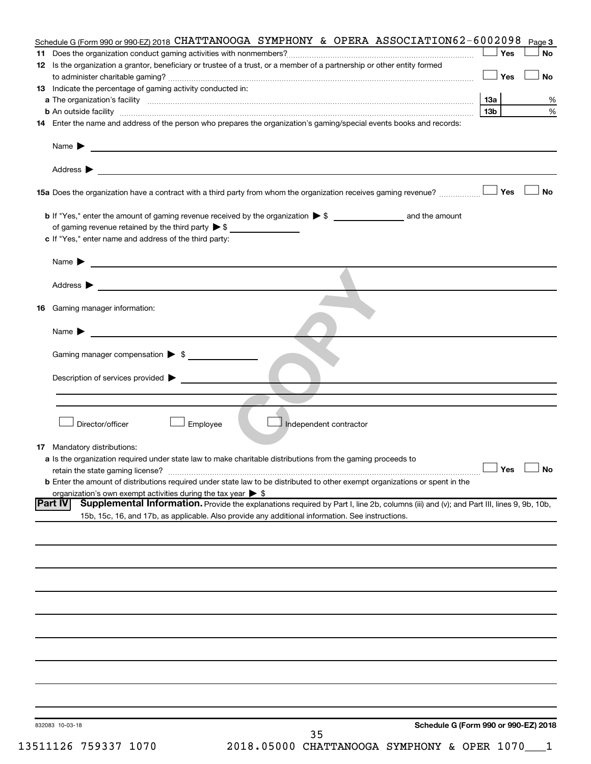Schedule G (Form 990 or 990-EZ) 2018 CHATTANOOGA SYMPHONY & OPERA ASSOCIATION62-6002098 Page 3

**11** Does the organization conduct gaming activities with nonmembers? ☐ Yes ☐ No

**12** Is the organization a grantor, beneficiary or trustee of a trust, or a member of a partnership or other entity formed to administer charitable gaming? ☐ Yes ☐ No

**13** Indicate the percentage of gaming activity conducted in:

**a** The organization's facility | **13a** | %

**b** An outside facility | **13b** | %

**14** Enter the name and address of the person who prepares the organization's gaming/special events books and records:

Name ▶

Address ▶

**15a** Does the organization have a contract with a third party from whom the organization receives gaming revenue? ☐ Yes ☐ No

**b** If "Yes," enter the amount of gaming revenue received by the organization ▶ $ ______ and the amount of gaming revenue retained by the third party ▶ $ ______

**c** If "Yes," enter name and address of the third party:

Name ▶

Address ▶

**16** Gaming manager information:

Name ▶

Gaming manager compensation ▶ $

Description of services provided ▶

☐ Director/officer ☐ Employee ☐ Independent contractor

**17** Mandatory distributions:

**a** Is the organization required under state law to make charitable distributions from the gaming proceeds to retain the state gaming license? ☐ Yes ☐ No

**b** Enter the amount of distributions required under state law to be distributed to other exempt organizations or spent in the organization's own exempt activities during the tax year ▶ $

**Part IV** **Supplemental Information.** Provide the explanations required by Part I, line 2b, columns (iii) and (v); and Part III, lines 9, 9b, 10b, 15b, 15c, 16, and 17b, as applicable. Also provide any additional information. See instructions.

832083 10-03-18

**Schedule G (Form 990 or 990-EZ) 2018**

13511126 759337 1070 2018.05000 CHATTANOOGA SYMPHONY & OPER 1070___1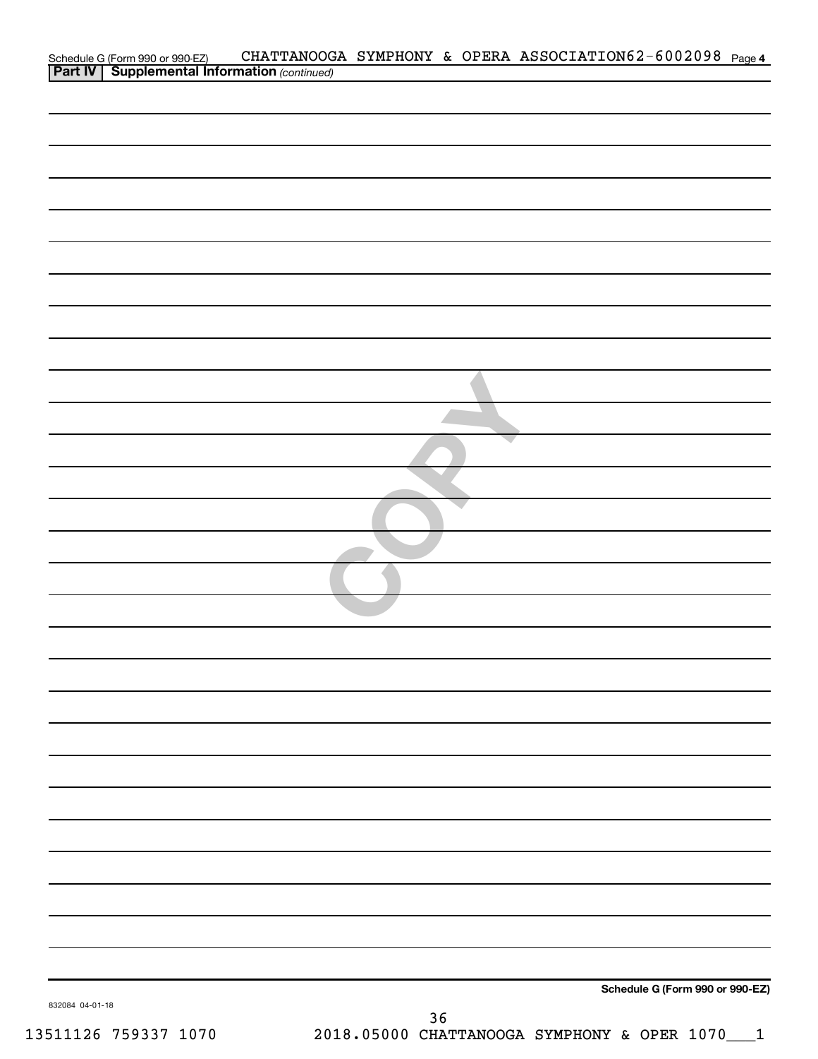Schedule G (Form 990 or 990-EZ) CHATTANOOGA SYMPHONY & OPERA ASSOCIATION 62-6002098 Page 4

**Part IV | Supplemental Information** *(continued)*

**Schedule G (Form 990 or 990-EZ)**

832084 04-01-18

13511126 759337 1070 2018.05000 CHATTANOOGA SYMPHONY & OPER 1070___1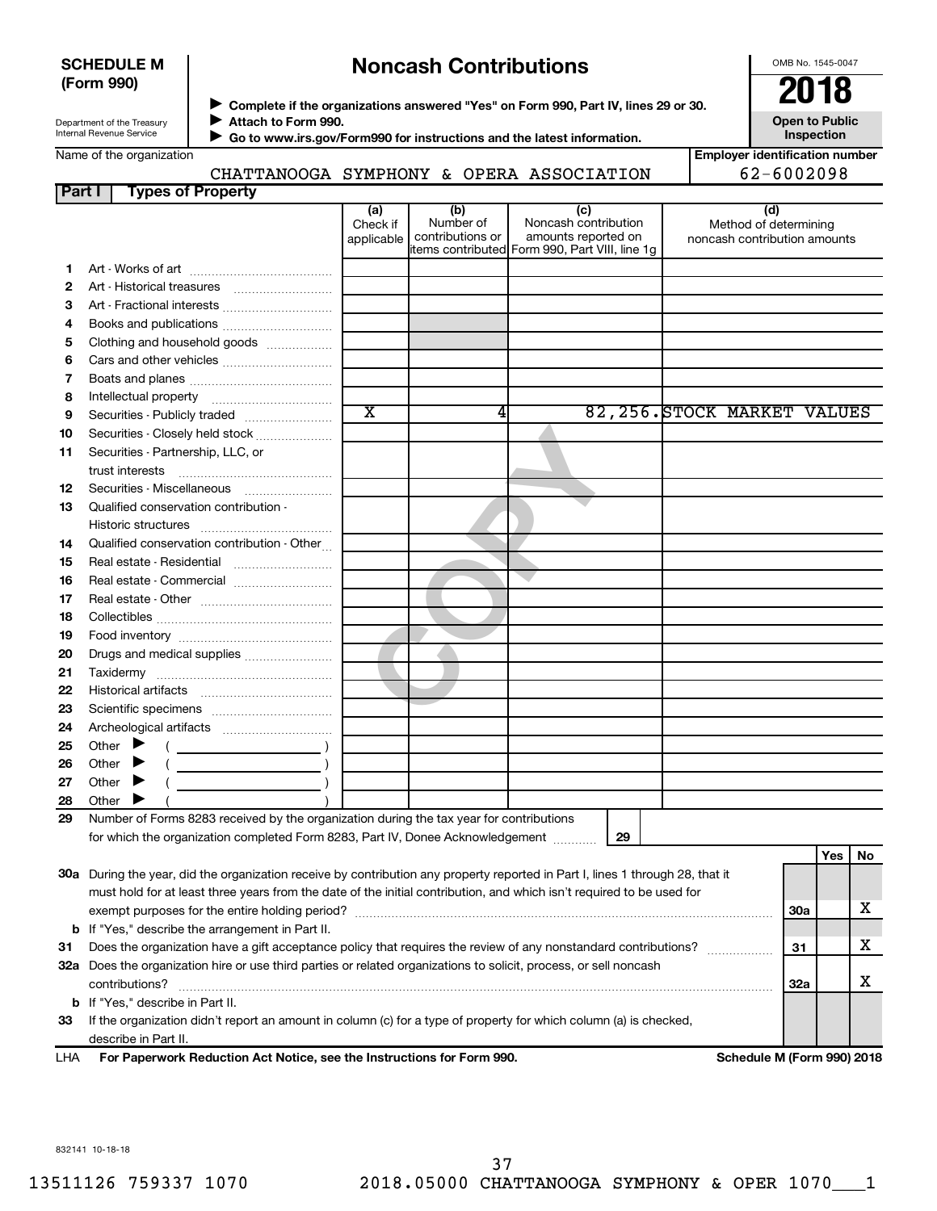**SCHEDULE M (Form 990)**

Department of the Treasury
Internal Revenue Service

# Noncash Contributions

▶ Complete if the organizations answered "Yes" on Form 990, Part IV, lines 29 or 30.
▶ Attach to Form 990.
▶ Go to www.irs.gov/Form990 for instructions and the latest information.

OMB No. 1545-0047

**2018**

**Open to Public Inspection**

Name of the organization: CHATTANOOGA SYMPHONY & OPERA ASSOCIATION

Employer identification number: 62-6002098

## Part I Types of Property

| | | (a) Check if applicable | (b) Number of contributions or items contributed | (c) Noncash contribution amounts reported on Form 990, Part VIII, line 1g | (d) Method of determining noncash contribution amounts |
|---|---|---|---|---|---|
| 1 | Art - Works of art | | | | |
| 2 | Art - Historical treasures | | | | |
| 3 | Art - Fractional interests | | | | |
| 4 | Books and publications | | | | |
| 5 | Clothing and household goods | | | | |
| 6 | Cars and other vehicles | | | | |
| 7 | Boats and planes | | | | |
| 8 | Intellectual property | | | | |
| 9 | Securities - Publicly traded | X | 4 | 82,256. | STOCK MARKET VALUES |
| 10 | Securities - Closely held stock | | | | |
| 11 | Securities - Partnership, LLC, or trust interests | | | | |
| 12 | Securities - Miscellaneous | | | | |
| 13 | Qualified conservation contribution - Historic structures | | | | |
| 14 | Qualified conservation contribution - Other | | | | |
| 15 | Real estate - Residential | | | | |
| 16 | Real estate - Commercial | | | | |
| 17 | Real estate - Other | | | | |
| 18 | Collectibles | | | | |
| 19 | Food inventory | | | | |
| 20 | Drugs and medical supplies | | | | |
| 21 | Taxidermy | | | | |
| 22 | Historical artifacts | | | | |
| 23 | Scientific specimens | | | | |
| 24 | Archeological artifacts | | | | |
| 25 | Other ▶ ( ) | | | | |
| 26 | Other ▶ ( ) | | | | |
| 27 | Other ▶ ( ) | | | | |
| 28 | Other ▶ ( ) | | | | |

29 Number of Forms 8283 received by the organization during the tax year for contributions for which the organization completed Form 8283, Part IV, Donee Acknowledgement ..... 29

| | | | Yes | No |
|---|---|---|---|---|
| 30a | During the year, did the organization receive by contribution any property reported in Part I, lines 1 through 28, that it must hold for at least three years from the date of the initial contribution, and which isn't required to be used for exempt purposes for the entire holding period? | 30a | | X |
| b | If "Yes," describe the arrangement in Part II. | | | |
| 31 | Does the organization have a gift acceptance policy that requires the review of any nonstandard contributions? | 31 | | X |
| 32a | Does the organization hire or use third parties or related organizations to solicit, process, or sell noncash contributions? | 32a | | X |
| b | If "Yes," describe in Part II. | | | |
| 33 | If the organization didn't report an amount in column (c) for a type of property for which column (a) is checked, describe in Part II. | | | |

LHA For Paperwork Reduction Act Notice, see the Instructions for Form 990. Schedule M (Form 990) 2018

832141 10-18-18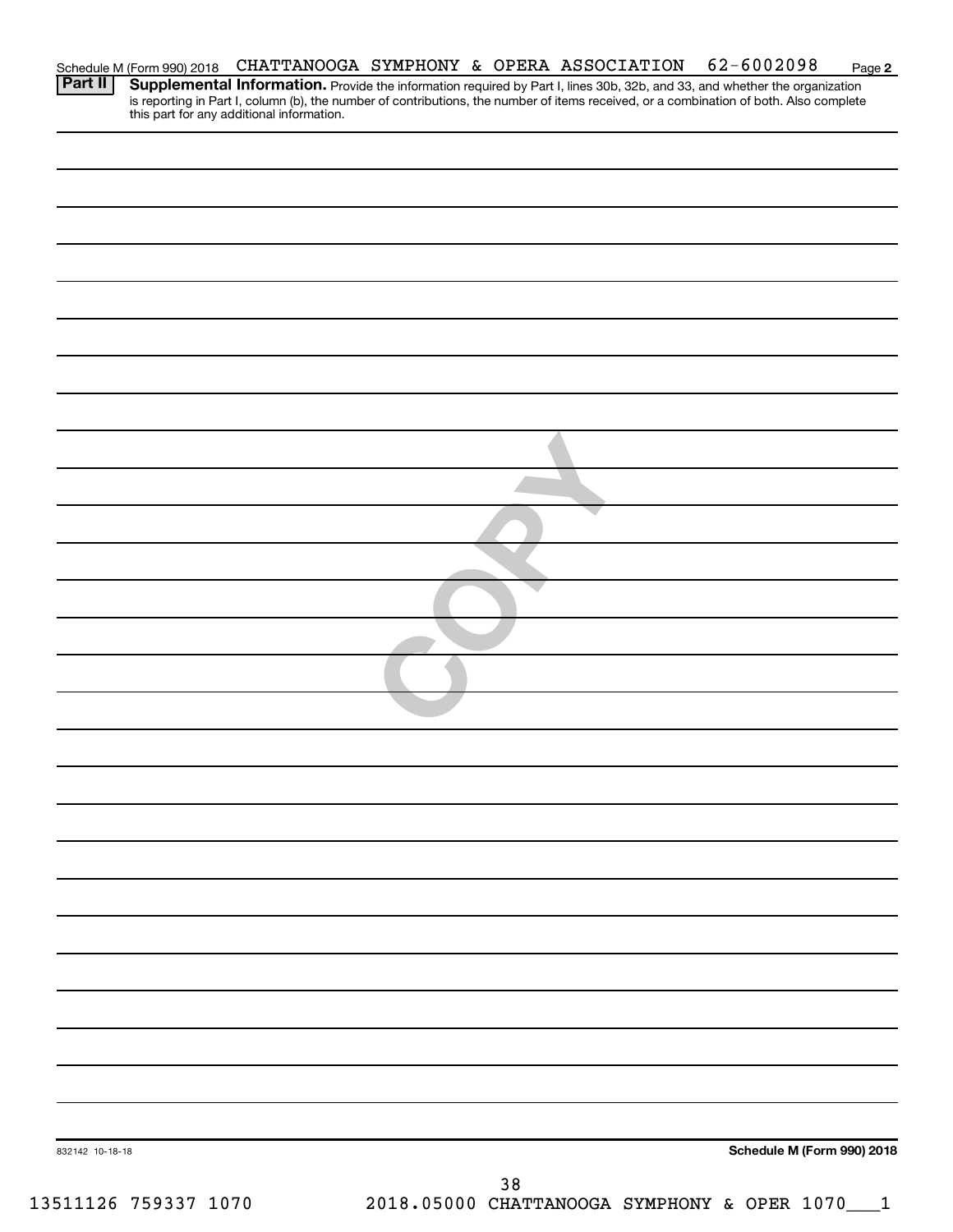Schedule M (Form 990) 2018 CHATTANOOGA SYMPHONY & OPERA ASSOCIATION 62-6002098

**Part II** **Supplemental Information.** Provide the information required by Part I, lines 30b, 32b, and 33, and whether the organization is reporting in Part I, column (b), the number of contributions, the number of items received, or a combination of both. Also complete this part for any additional information.

832142 10-18-18

**Schedule M (Form 990) 2018**

13511126 759337 1070 2018.05000 CHATTANOOGA SYMPHONY & OPER 1070___1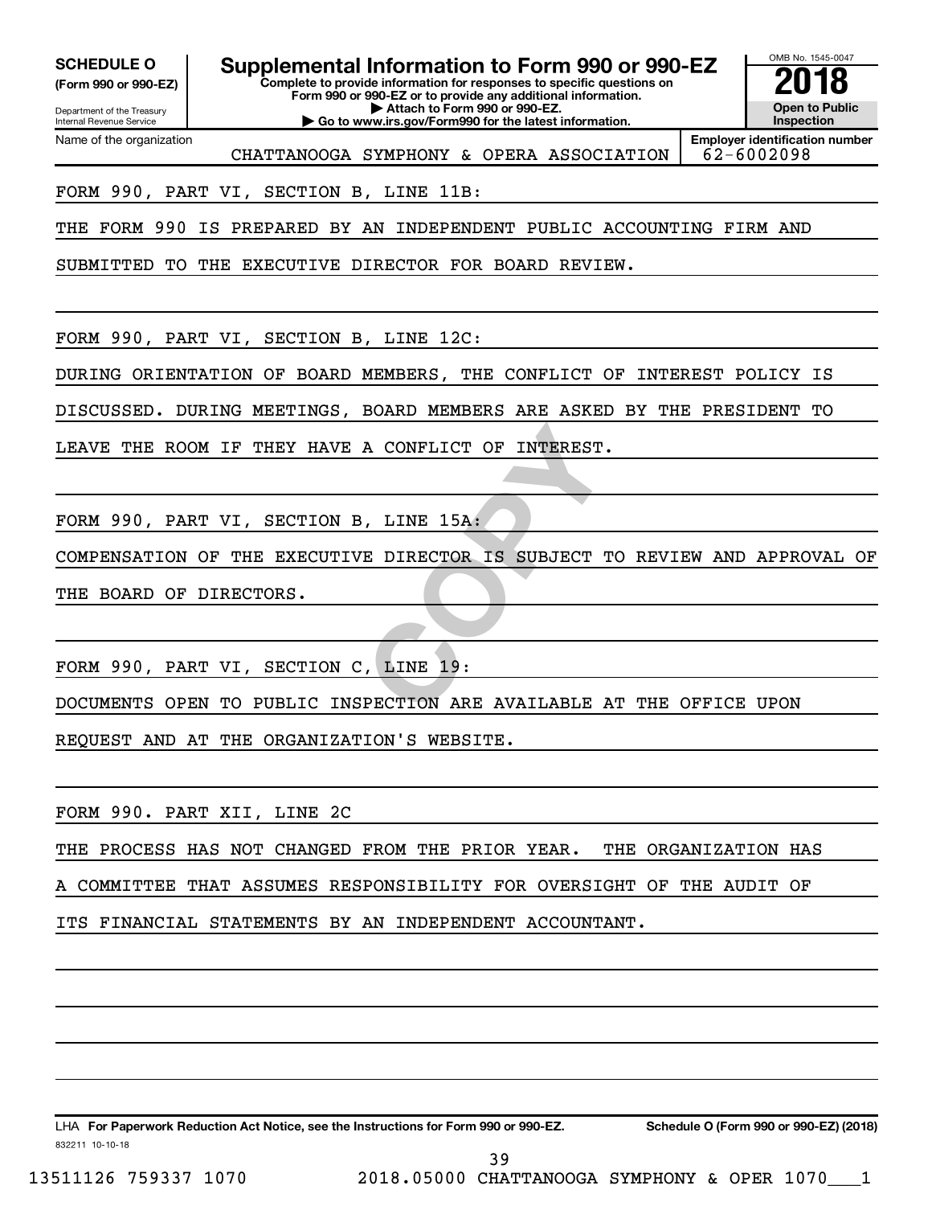**SCHEDULE O (Form 990 or 990-EZ)**

Department of the Treasury
Internal Revenue Service

# Supplemental Information to Form 990 or 990-EZ

**Complete to provide information for responses to specific questions on Form 990 or 990-EZ or to provide any additional information.**
**▶ Attach to Form 990 or 990-EZ.**
**▶ Go to www.irs.gov/Form990 for the latest information.**

OMB No. 1545-0047

**2018**

**Open to Public Inspection**

| Name of the organization | Employer identification number |
|---|---|
| CHATTANOOGA SYMPHONY & OPERA ASSOCIATION | 62-6002098 |

FORM 990, PART VI, SECTION B, LINE 11B:

THE FORM 990 IS PREPARED BY AN INDEPENDENT PUBLIC ACCOUNTING FIRM AND SUBMITTED TO THE EXECUTIVE DIRECTOR FOR BOARD REVIEW.

FORM 990, PART VI, SECTION B, LINE 12C:

DURING ORIENTATION OF BOARD MEMBERS, THE CONFLICT OF INTEREST POLICY IS DISCUSSED. DURING MEETINGS, BOARD MEMBERS ARE ASKED BY THE PRESIDENT TO LEAVE THE ROOM IF THEY HAVE A CONFLICT OF INTEREST.

FORM 990, PART VI, SECTION B, LINE 15A:

COMPENSATION OF THE EXECUTIVE DIRECTOR IS SUBJECT TO REVIEW AND APPROVAL OF THE BOARD OF DIRECTORS.

FORM 990, PART VI, SECTION C, LINE 19:

DOCUMENTS OPEN TO PUBLIC INSPECTION ARE AVAILABLE AT THE OFFICE UPON REQUEST AND AT THE ORGANIZATION'S WEBSITE.

FORM 990. PART XII, LINE 2C

THE PROCESS HAS NOT CHANGED FROM THE PRIOR YEAR. THE ORGANIZATION HAS A COMMITTEE THAT ASSUMES RESPONSIBILITY FOR OVERSIGHT OF THE AUDIT OF ITS FINANCIAL STATEMENTS BY AN INDEPENDENT ACCOUNTANT.

LHA **For Paperwork Reduction Act Notice, see the Instructions for Form 990 or 990-EZ.** **Schedule O (Form 990 or 990-EZ) (2018)**

832211 10-10-18

13511126 759337 1070 2018.05000 CHATTANOOGA SYMPHONY & OPER 1070___1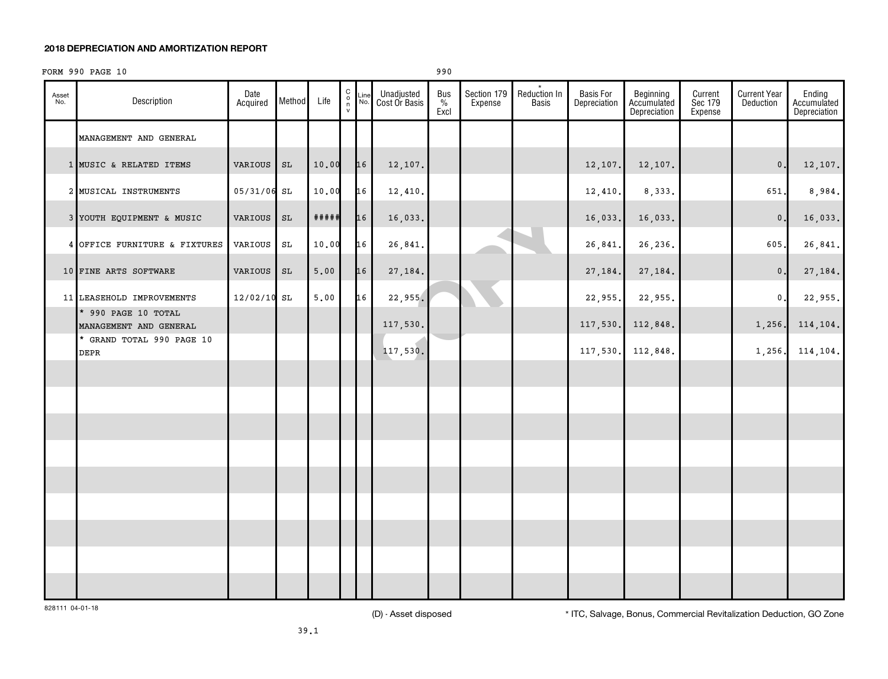**2018 DEPRECIATION AND AMORTIZATION REPORT**

FORM 990 PAGE 10 990

| Asset No. | Description | Date Acquired | Method | Life | C o n v | Line No. | Unadjusted Cost Or Basis | Bus % Excl | Section 179 Expense | * Reduction In Basis | Basis For Depreciation | Beginning Accumulated Depreciation | Current Sec 179 Expense | Current Year Deduction | Ending Accumulated Depreciation |
|---|---|---|---|---|---|---|---|---|---|---|---|---|---|---|---|
| | MANAGEMENT AND GENERAL | | | | | | | | | | | | | | |
| 1 | MUSIC & RELATED ITEMS | VARIOUS | SL | 10.00 | | 16 | 12,107. | | | | 12,107. | 12,107. | | 0. | 12,107. |
| 2 | MUSICAL INSTRUMENTS | 05/31/06 | SL | 10.00 | | 16 | 12,410. | | | | 12,410. | 8,333. | | 651. | 8,984. |
| 3 | YOUTH EQUIPMENT & MUSIC | VARIOUS | SL | ##### | | 16 | 16,033. | | | | 16,033. | 16,033. | | 0. | 16,033. |
| 4 | OFFICE FURNITURE & FIXTURES | VARIOUS | SL | 10.00 | | 16 | 26,841. | | | | 26,841. | 26,236. | | 605. | 26,841. |
| 10 | FINE ARTS SOFTWARE | VARIOUS | SL | 5.00 | | 16 | 27,184. | | | | 27,184. | 27,184. | | 0. | 27,184. |
| 11 | LEASEHOLD IMPROVEMENTS | 12/02/10 | SL | 5.00 | | 16 | 22,955. | | | | 22,955. | 22,955. | | 0. | 22,955. |
| | * 990 PAGE 10 TOTAL MANAGEMENT AND GENERAL | | | | | | 117,530. | | | | 117,530. | 112,848. | | 1,256. | 114,104. |
| | * GRAND TOTAL 990 PAGE 10 DEPR | | | | | | 117,530. | | | | 117,530. | 112,848. | | 1,256. | 114,104. |

828111 04-01-18

(D) - Asset disposed

* ITC, Salvage, Bonus, Commercial Revitalization Deduction, GO Zone

39.1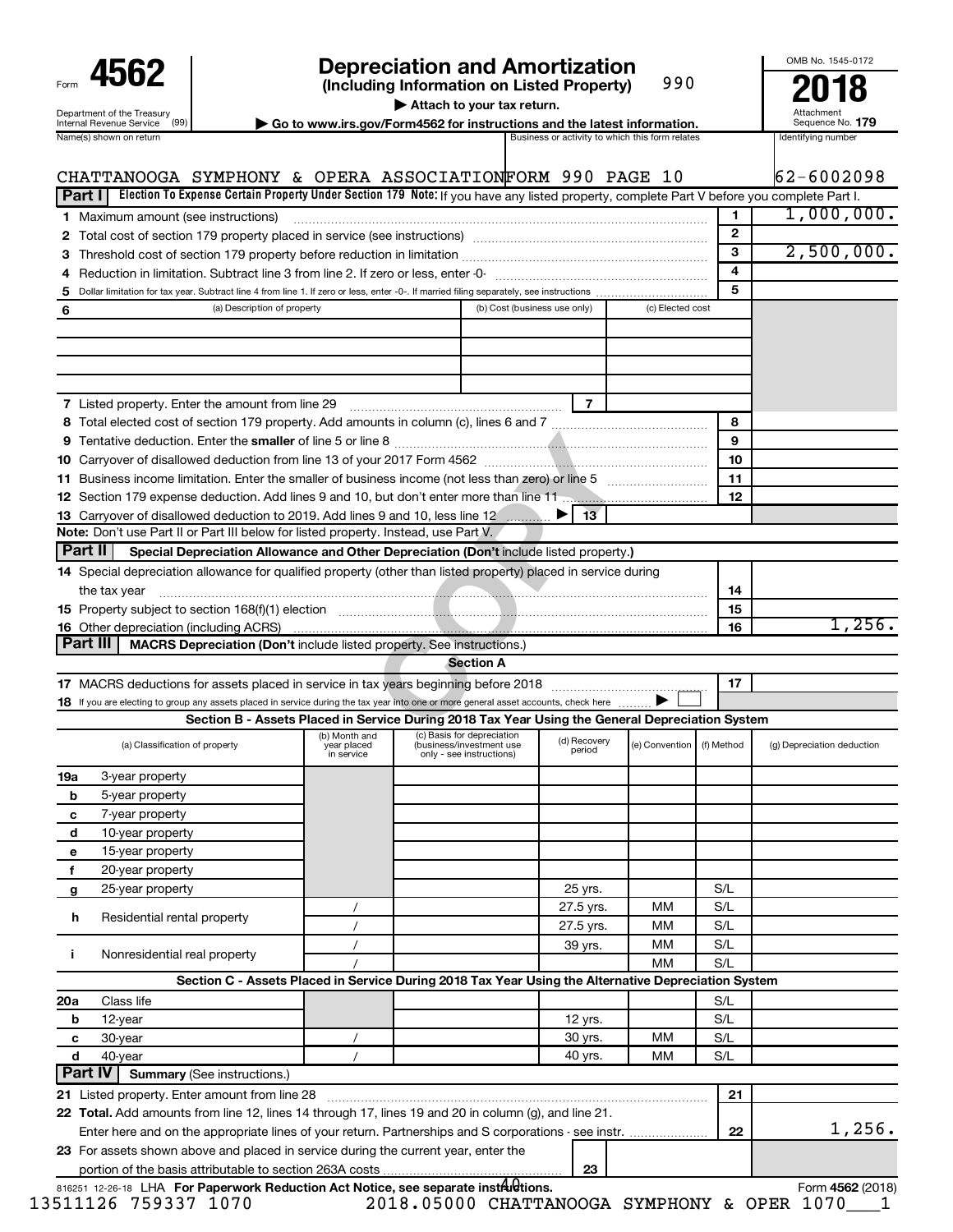Form **4562**

Department of the Treasury
Internal Revenue Service (99)

# Depreciation and Amortization
**(Including Information on Listed Property)** 990

▶ Attach to your tax return.

▶ Go to www.irs.gov/Form4562 for instructions and the latest information.

OMB No. 1545-0172

**2018**

Attachment Sequence No. **179**

| Name(s) shown on return | Business or activity to which this form relates | Identifying number |
|---|---|---|
| CHATTANOOGA SYMPHONY & OPERA ASSOCIATION | FORM 990 PAGE 10 | 62-6002098 |

**Part I** **Election To Expense Certain Property Under Section 179** **Note:** If you have any listed property, complete Part V before you complete Part I.

| Line | Description | No. | Amount |
|---|---|---|---|
| 1 | Maximum amount (see instructions) | 1 | 1,000,000. |
| 2 | Total cost of section 179 property placed in service (see instructions) | 2 | |
| 3 | Threshold cost of section 179 property before reduction in limitation | 3 | 2,500,000. |
| 4 | Reduction in limitation. Subtract line 3 from line 2. If zero or less, enter -0- | 4 | |
| 5 | Dollar limitation for tax year. Subtract line 4 from line 1. If zero or less, enter -0-. If married filing separately, see instructions | 5 | |

| 6 (a) Description of property | (b) Cost (business use only) | (c) Elected cost |
|---|---|---|
| | | |
| | | |
| | | |
| | | |

| Line | Description | No. | Amount |
|---|---|---|---|
| 7 | Listed property. Enter the amount from line 29 | 7 | |
| 8 | Total elected cost of section 179 property. Add amounts in column (c), lines 6 and 7 | 8 | |
| 9 | Tentative deduction. Enter the **smaller** of line 5 or line 8 | 9 | |
| 10 | Carryover of disallowed deduction from line 13 of your 2017 Form 4562 | 10 | |
| 11 | Business income limitation. Enter the smaller of business income (not less than zero) or line 5 | 11 | |
| 12 | Section 179 expense deduction. Add lines 9 and 10, but don't enter more than line 11 | 12 | |
| 13 | Carryover of disallowed deduction to 2019. Add lines 9 and 10, less line 12 ▶ | 13 | |

**Note:** Don't use Part II or Part III below for listed property. Instead, use Part V.

**Part II** **Special Depreciation Allowance and Other Depreciation (Don't include listed property.)**

| Line | Description | No. | Amount |
|---|---|---|---|
| 14 | Special depreciation allowance for qualified property (other than listed property) placed in service during the tax year | 14 | |
| 15 | Property subject to section 168(f)(1) election | 15 | |
| 16 | Other depreciation (including ACRS) | 16 | 1,256. |

**Part III** **MACRS Depreciation (Don't include listed property. See instructions.)**

**Section A**

| Line | Description | No. | Amount |
|---|---|---|---|
| 17 | MACRS deductions for assets placed in service in tax years beginning before 2018 | 17 | |
| 18 | If you are electing to group any assets placed in service during the tax year into one or more general asset accounts, check here ▶ ☐ | | |

**Section B - Assets Placed in Service During 2018 Tax Year Using the General Depreciation System**

| (a) Classification of property | (b) Month and year placed in service | (c) Basis for depreciation (business/investment use only - see instructions) | (d) Recovery period | (e) Convention | (f) Method | (g) Depreciation deduction |
|---|---|---|---|---|---|---|
| 19a 3-year property | | | | | | |
| b 5-year property | | | | | | |
| c 7-year property | | | | | | |
| d 10-year property | | | | | | |
| e 15-year property | | | | | | |
| f 20-year property | | | | | | |
| g 25-year property | | | 25 yrs. | | S/L | |
| h Residential rental property | / | | 27.5 yrs. | MM | S/L | |
| | / | | 27.5 yrs. | MM | S/L | |
| i Nonresidential real property | / | | 39 yrs. | MM | S/L | |
| | / | | | MM | S/L | |

**Section C - Assets Placed in Service During 2018 Tax Year Using the Alternative Depreciation System**

| (a) Classification of property | (b) Month and year placed in service | (c) Basis for depreciation | (d) Recovery period | (e) Convention | (f) Method | (g) Depreciation deduction |
|---|---|---|---|---|---|---|
| 20a Class life | | | | | S/L | |
| b 12-year | | | 12 yrs. | | S/L | |
| c 30-year | / | | 30 yrs. | MM | S/L | |
| d 40-year | / | | 40 yrs. | MM | S/L | |

**Part IV** **Summary** (See instructions.)

| Line | Description | No. | Amount |
|---|---|---|---|
| 21 | Listed property. Enter amount from line 28 | 21 | |
| 22 | **Total.** Add amounts from line 12, lines 14 through 17, lines 19 and 20 in column (g), and line 21. Enter here and on the appropriate lines of your return. Partnerships and S corporations - see instr. | 22 | 1,256. |
| 23 | For assets shown above and placed in service during the current year, enter the portion of the basis attributable to section 263A costs | 23 | |

816251 12-26-18 LHA **For Paperwork Reduction Act Notice, see separate instructions.** Form **4562** (2018)

13511126 759337 1070 2018.05000 CHATTANOOGA SYMPHONY & OPER 1070___1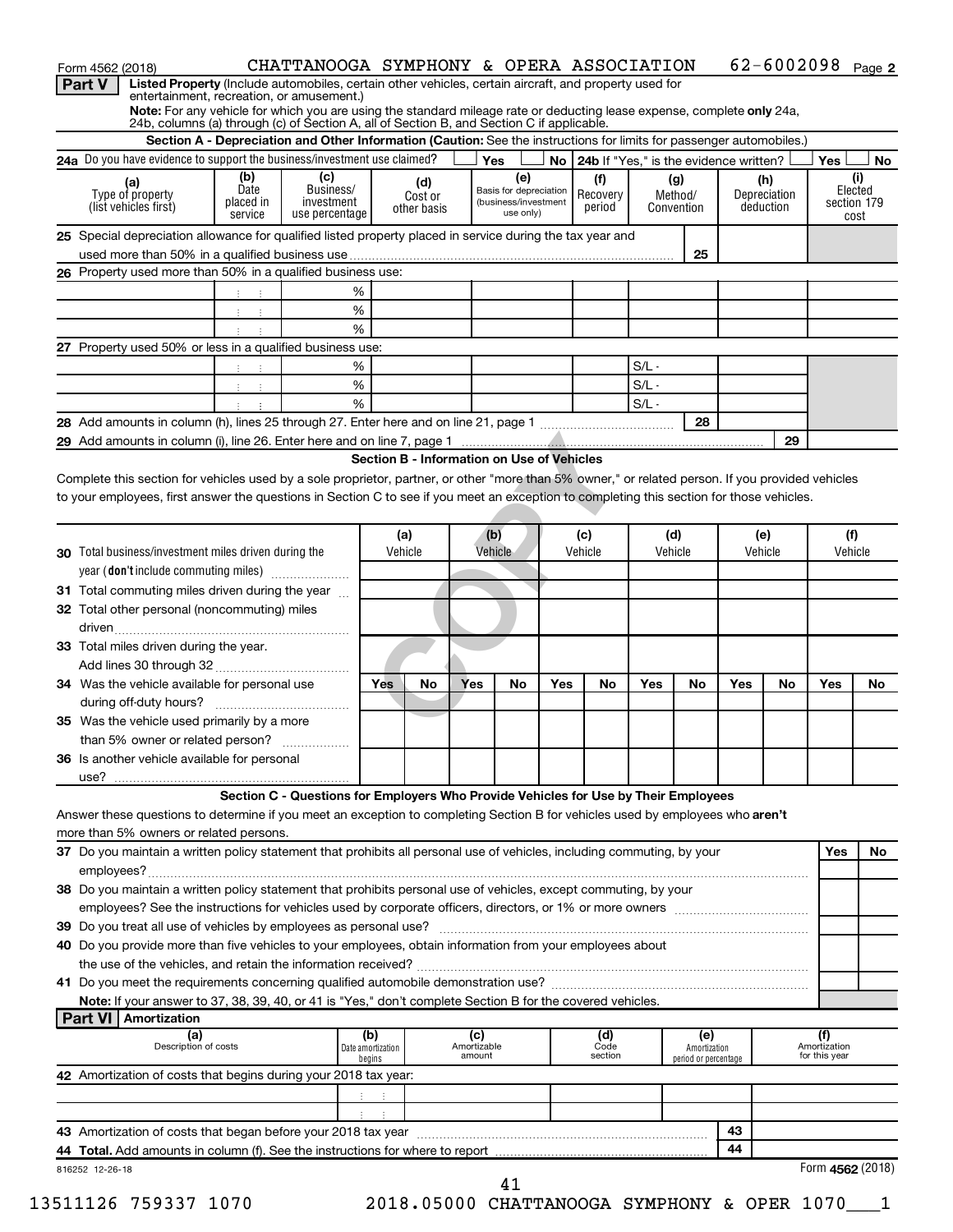Form 4562 (2018) CHATTANOOGA SYMPHONY & OPERA ASSOCIATION 62-6002098 Page 2

**Part V** **Listed Property** (Include automobiles, certain other vehicles, certain aircraft, and property used for entertainment, recreation, or amusement.)

**Note:** For any vehicle for which you are using the standard mileage rate or deducting lease expense, complete **only** 24a, 24b, columns (a) through (c) of Section A, all of Section B, and Section C if applicable.

**Section A - Depreciation and Other Information (Caution:** See the instructions for limits for passenger automobiles.)

**24a** Do you have evidence to support the business/investment use claimed? Yes No **24b** If "Yes," is the evidence written? Yes No

| (a) Type of property (list vehicles first) | (b) Date placed in service | (c) Business/ investment use percentage | (d) Cost or other basis | (e) Basis for depreciation (business/investment use only) | (f) Recovery period | (g) Method/ Convention | (h) Depreciation deduction | (i) Elected section 179 cost |
|---|---|---|---|---|---|---|---|---|
| **25** Special depreciation allowance for qualified listed property placed in service during the tax year and used more than 50% in a qualified business use | | | | | | 25 | | |
| **26** Property used more than 50% in a qualified business use: | | | | | | | | |
| | | % | | | | | | |
| | | % | | | | | | |
| | | % | | | | | | |
| **27** Property used 50% or less in a qualified business use: | | | | | | | | |
| | | % | | | | S/L - | | |
| | | % | | | | S/L - | | |
| | | % | | | | S/L - | | |
| **28** Add amounts in column (h), lines 25 through 27. Enter here and on line 21, page 1 | | | | | | 28 | | |
| **29** Add amounts in column (i), line 26. Enter here and on line 7, page 1 | | | | | | | 29 | |

**Section B - Information on Use of Vehicles**

Complete this section for vehicles used by a sole proprietor, partner, or other "more than 5% owner," or related person. If you provided vehicles to your employees, first answer the questions in Section C to see if you meet an exception to completing this section for those vehicles.

| | (a) Vehicle | | (b) Vehicle | | (c) Vehicle | | (d) Vehicle | | (e) Vehicle | | (f) Vehicle | |
|---|---|---|---|---|---|---|---|---|---|---|---|---|
| **30** Total business/investment miles driven during the year (**don't** include commuting miles) | | | | | | | | | | | | |
| **31** Total commuting miles driven during the year | | | | | | | | | | | | |
| **32** Total other personal (noncommuting) miles driven | | | | | | | | | | | | |
| **33** Total miles driven during the year. Add lines 30 through 32 | | | | | | | | | | | | |
| | Yes | No | Yes | No | Yes | No | Yes | No | Yes | No | Yes | No |
| **34** Was the vehicle available for personal use during off-duty hours? | | | | | | | | | | | | |
| **35** Was the vehicle used primarily by a more than 5% owner or related person? | | | | | | | | | | | | |
| **36** Is another vehicle available for personal use? | | | | | | | | | | | | |

**Section C - Questions for Employers Who Provide Vehicles for Use by Their Employees**

Answer these questions to determine if you meet an exception to completing Section B for vehicles used by employees who **aren't** more than 5% owners or related persons.

| | Yes | No |
|---|---|---|
| **37** Do you maintain a written policy statement that prohibits all personal use of vehicles, including commuting, by your employees? | | |
| **38** Do you maintain a written policy statement that prohibits personal use of vehicles, except commuting, by your employees? See the instructions for vehicles used by corporate officers, directors, or 1% or more owners | | |
| **39** Do you treat all use of vehicles by employees as personal use? | | |
| **40** Do you provide more than five vehicles to your employees, obtain information from your employees about the use of the vehicles, and retain the information received? | | |
| **41** Do you meet the requirements concerning qualified automobile demonstration use? | | |

**Note:** If your answer to 37, 38, 39, 40, or 41 is "Yes," don't complete Section B for the covered vehicles.

**Part VI** **Amortization**

| (a) Description of costs | (b) Date amortization begins | (c) Amortizable amount | (d) Code section | (e) Amortization period or percentage | (f) Amortization for this year |
|---|---|---|---|---|---|
| **42** Amortization of costs that begins during your 2018 tax year: | | | | | |
| | | | | | |
| | | | | | |
| **43** Amortization of costs that began before your 2018 tax year | | | | 43 | |
| **44** **Total.** Add amounts in column (f). See the instructions for where to report | | | | 44 | |

816252 12-26-18 Form **4562** (2018)

13511126 759337 1070 2018.05000 CHATTANOOGA SYMPHONY & OPER 1070___1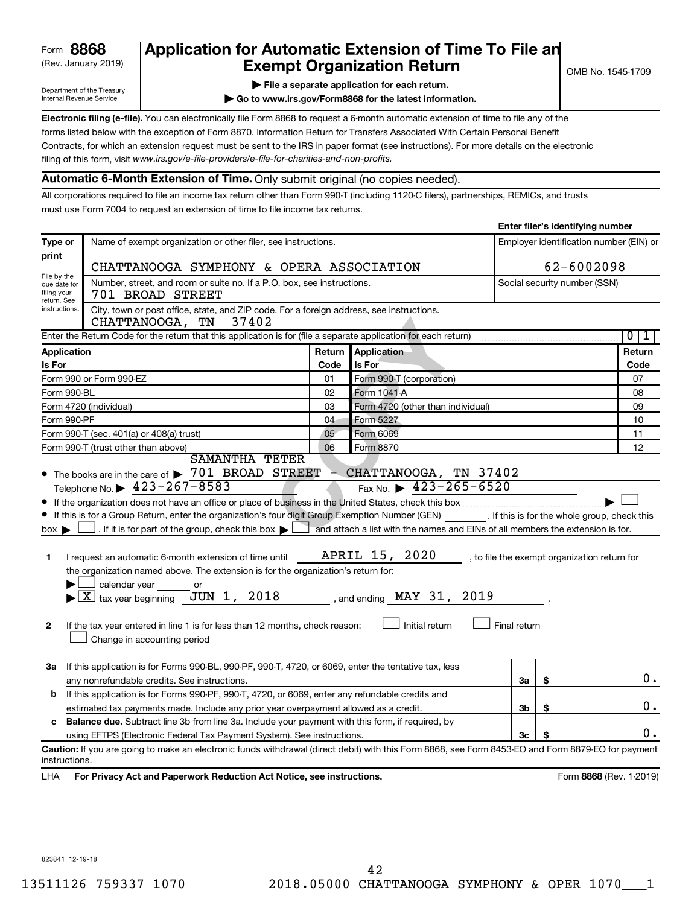Form **8868**
(Rev. January 2019)

Department of the Treasury
Internal Revenue Service

# Application for Automatic Extension of Time To File an Exempt Organization Return

▶ **File a separate application for each return.**

▶ **Go to www.irs.gov/Form8868 for the latest information.**

OMB No. 1545-1709

**Electronic filing (e-file).** You can electronically file Form 8868 to request a 6-month automatic extension of time to file any of the forms listed below with the exception of Form 8870, Information Return for Transfers Associated With Certain Personal Benefit Contracts, for which an extension request must be sent to the IRS in paper format (see instructions). For more details on the electronic filing of this form, visit *www.irs.gov/e-file-providers/e-file-for-charities-and-non-profits.*

## Automatic 6-Month Extension of Time. Only submit original (no copies needed).

All corporations required to file an income tax return other than Form 990-T (including 1120-C filers), partnerships, REMICs, and trusts must use Form 7004 to request an extension of time to file income tax returns.

**Enter filer's identifying number**

| Type or print | | |
|---|---|---|
| File by the due date for filing your return. See instructions. | Name of exempt organization or other filer, see instructions. CHATTANOOGA SYMPHONY & OPERA ASSOCIATION | Employer identification number (EIN) or 62-6002098 |
| | Number, street, and room or suite no. If a P.O. box, see instructions. 701 BROAD STREET | Social security number (SSN) |
| | City, town or post office, state, and ZIP code. For a foreign address, see instructions. CHATTANOOGA, TN 37402 | |

Enter the Return Code for the return that this application is for (file a separate application for each return) .......... 0 1

| Application Is For | Return Code | Application Is For | Return Code |
|---|---|---|---|
| Form 990 or Form 990-EZ | 01 | Form 990-T (corporation) | 07 |
| Form 990-BL | 02 | Form 1041-A | 08 |
| Form 4720 (individual) | 03 | Form 4720 (other than individual) | 09 |
| Form 990-PF | 04 | Form 5227 | 10 |
| Form 990-T (sec. 401(a) or 408(a) trust) | 05 | Form 6069 | 11 |
| Form 990-T (trust other than above) | 06 | Form 8870 | 12 |

- The books are in the care of ▶ SAMANTHA TETER 701 BROAD STREET - CHATTANOOGA, TN 37402
  Telephone No. ▶ 423-267-8583 Fax No. ▶ 423-265-6520
- If the organization does not have an office or place of business in the United States, check this box .......... ▶ ☐
- If this is for a Group Return, enter the organization's four digit Group Exemption Number (GEN) ______. If this is for the whole group, check this box ▶ ☐. If it is for part of the group, check this box ▶ ☐ and attach a list with the names and EINs of all members the extension is for.

**1** I request an automatic 6-month extension of time until APRIL 15, 2020, to file the exempt organization return for the organization named above. The extension is for the organization's return for:
▶ ☐ calendar year ______ or
▶ ☒ tax year beginning JUN 1, 2018, and ending MAY 31, 2019.

**2** If the tax year entered in line 1 is for less than 12 months, check reason: ☐ Initial return ☐ Final return
☐ Change in accounting period

| | | | |
|---|---|---|---|
| **3a** | If this application is for Forms 990-BL, 990-PF, 990-T, 4720, or 6069, enter the tentative tax, less any nonrefundable credits. See instructions. | **3a** | $ 0. |
| **b** | If this application is for Forms 990-PF, 990-T, 4720, or 6069, enter any refundable credits and estimated tax payments made. Include any prior year overpayment allowed as a credit. | **3b** | $ 0. |
| **c** | **Balance due.** Subtract line 3b from line 3a. Include your payment with this form, if required, by using EFTPS (Electronic Federal Tax Payment System). See instructions. | **3c** | $ 0. |

**Caution:** If you are going to make an electronic funds withdrawal (direct debit) with this Form 8868, see Form 8453-EO and Form 8879-EO for payment instructions.

LHA **For Privacy Act and Paperwork Reduction Act Notice, see instructions.** Form **8868** (Rev. 1-2019)

823841 12-19-18

13511126 759337 1070 2018.05000 CHATTANOOGA SYMPHONY & OPER 1070___1